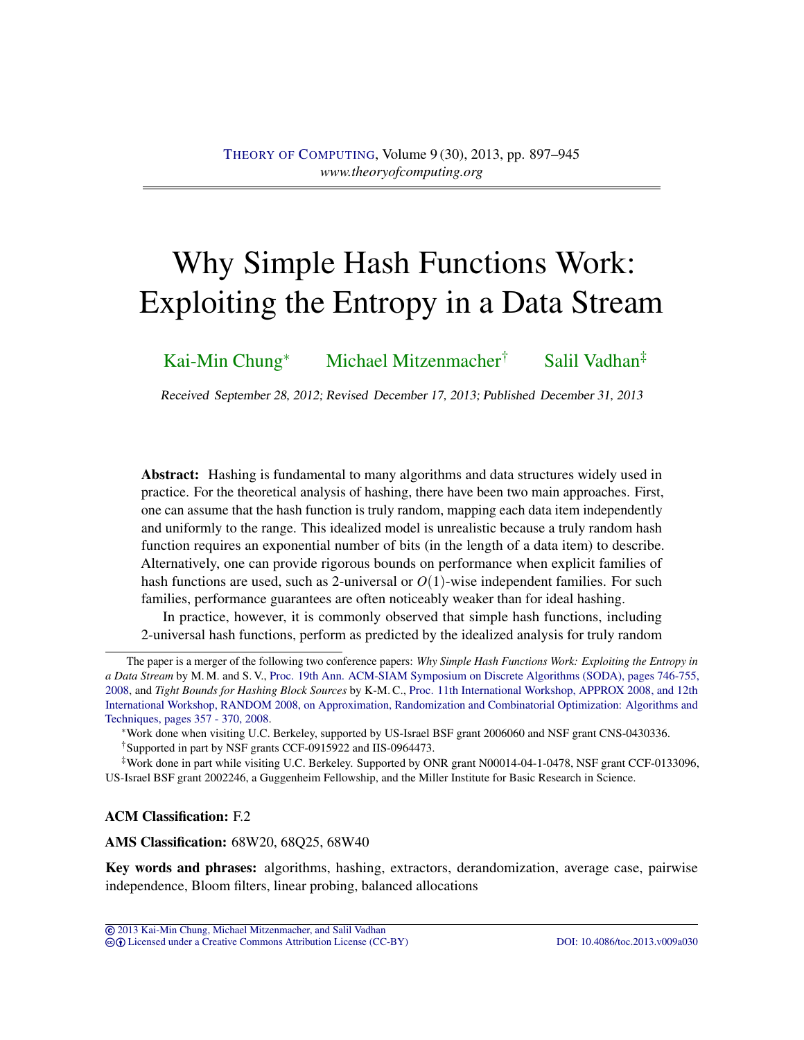# Why Simple Hash Functions Work: Exploiting the Entropy in a Data Stream

Kai-Min Chung[*] Michael Mitzenmacher[†] Salil Vadhan[‡]

*Received September 28, 2012; Revised December 17, 2013; Published December 31, 2013*

**Abstract:** Hashing is fundamental to many algorithms and data structures widely used in practice. For the theoretical analysis of hashing, there have been two main approaches. First, one can assume that the hash function is truly random, mapping each data item independently and uniformly to the range. This idealized model is unrealistic because a truly random hash function requires an exponential number of bits (in the length of a data item) to describe. Alternatively, one can provide rigorous bounds on performance when explicit families of hash functions are used, such as 2-universal or $O(1)$-wise independent families. For such families, performance guarantees are often noticeably weaker than for ideal hashing.

In practice, however, it is commonly observed that simple hash functions, including 2-universal hash functions, perform as predicted by the idealized analysis for truly random

---

The paper is a merger of the following two conference papers: *Why Simple Hash Functions Work: Exploiting the Entropy in a Data Stream* by M. M. and S. V., Proc. 19th Ann. ACM-SIAM Symposium on Discrete Algorithms (SODA), pages 746-755, 2008, and *Tight Bounds for Hashing Block Sources* by K-M. C., Proc. 11th International Workshop, APPROX 2008, and 12th International Workshop, RANDOM 2008, on Approximation, Randomization and Combinatorial Optimization: Algorithms and Techniques, pages 357 - 370, 2008.

[*]Work done when visiting U.C. Berkeley, supported by US-Israel BSF grant 2006060 and NSF grant CNS-0430336.

[†]Supported in part by NSF grants CCF-0915922 and IIS-0964473.

[‡]Work done in part while visiting U.C. Berkeley. Supported by ONR grant N00014-04-1-0478, NSF grant CCF-0133096, US-Israel BSF grant 2002246, a Guggenheim Fellowship, and the Miller Institute for Basic Research in Science.

**ACM Classification:** F.2

**AMS Classification:** 68W20, 68Q25, 68W40

**Key words and phrases:** algorithms, hashing, extractors, derandomization, average case, pairwise independence, Bloom filters, linear probing, balanced allocations

© 2013 Kai-Min Chung, Michael Mitzenmacher, and Salil Vadhan
Licensed under a Creative Commons Attribution License (CC-BY) DOI: 10.4086/toc.2013.v009a030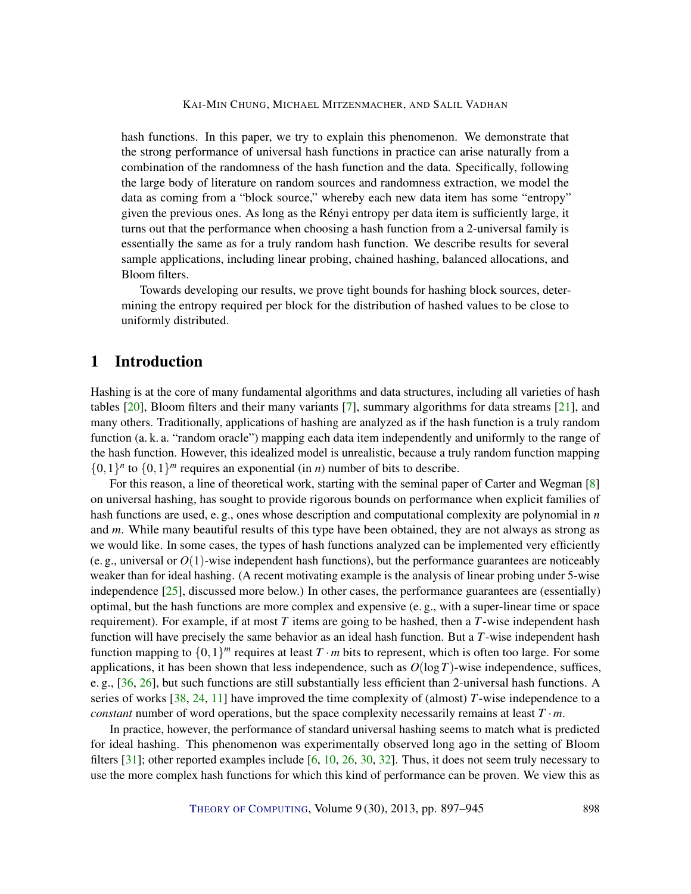hash functions. In this paper, we try to explain this phenomenon. We demonstrate that the strong performance of universal hash functions in practice can arise naturally from a combination of the randomness of the hash function and the data. Specifically, following the large body of literature on random sources and randomness extraction, we model the data as coming from a "block source," whereby each new data item has some "entropy" given the previous ones. As long as the Rényi entropy per data item is sufficiently large, it turns out that the performance when choosing a hash function from a 2-universal family is essentially the same as for a truly random hash function. We describe results for several sample applications, including linear probing, chained hashing, balanced allocations, and Bloom filters.

Towards developing our results, we prove tight bounds for hashing block sources, determining the entropy required per block for the distribution of hashed values to be close to uniformly distributed.

## 1 Introduction

Hashing is at the core of many fundamental algorithms and data structures, including all varieties of hash tables [20], Bloom filters and their many variants [7], summary algorithms for data streams [21], and many others. Traditionally, applications of hashing are analyzed as if the hash function is a truly random function (a. k. a. "random oracle") mapping each data item independently and uniformly to the range of the hash function. However, this idealized model is unrealistic, because a truly random function mapping $\{0,1\}^n$ to $\{0,1\}^m$ requires an exponential (in $n$) number of bits to describe.

For this reason, a line of theoretical work, starting with the seminal paper of Carter and Wegman [8] on universal hashing, has sought to provide rigorous bounds on performance when explicit families of hash functions are used, e. g., ones whose description and computational complexity are polynomial in $n$ and $m$. While many beautiful results of this type have been obtained, they are not always as strong as we would like. In some cases, the types of hash functions analyzed can be implemented very efficiently (e. g., universal or $O(1)$-wise independent hash functions), but the performance guarantees are noticeably weaker than for ideal hashing. (A recent motivating example is the analysis of linear probing under 5-wise independence [25], discussed more below.) In other cases, the performance guarantees are (essentially) optimal, but the hash functions are more complex and expensive (e. g., with a super-linear time or space requirement). For example, if at most $T$ items are going to be hashed, then a $T$-wise independent hash function will have precisely the same behavior as an ideal hash function. But a $T$-wise independent hash function mapping to $\{0,1\}^m$ requires at least $T \cdot m$ bits to represent, which is often too large. For some applications, it has been shown that less independence, such as $O(\log T)$-wise independence, suffices, e. g., [36, 26], but such functions are still substantially less efficient than 2-universal hash functions. A series of works [38, 24, 11] have improved the time complexity of (almost) $T$-wise independence to a *constant* number of word operations, but the space complexity necessarily remains at least $T \cdot m$.

In practice, however, the performance of standard universal hashing seems to match what is predicted for ideal hashing. This phenomenon was experimentally observed long ago in the setting of Bloom filters [31]; other reported examples include [6, 10, 26, 30, 32]. Thus, it does not seem truly necessary to use the more complex hash functions for which this kind of performance can be proven. We view this as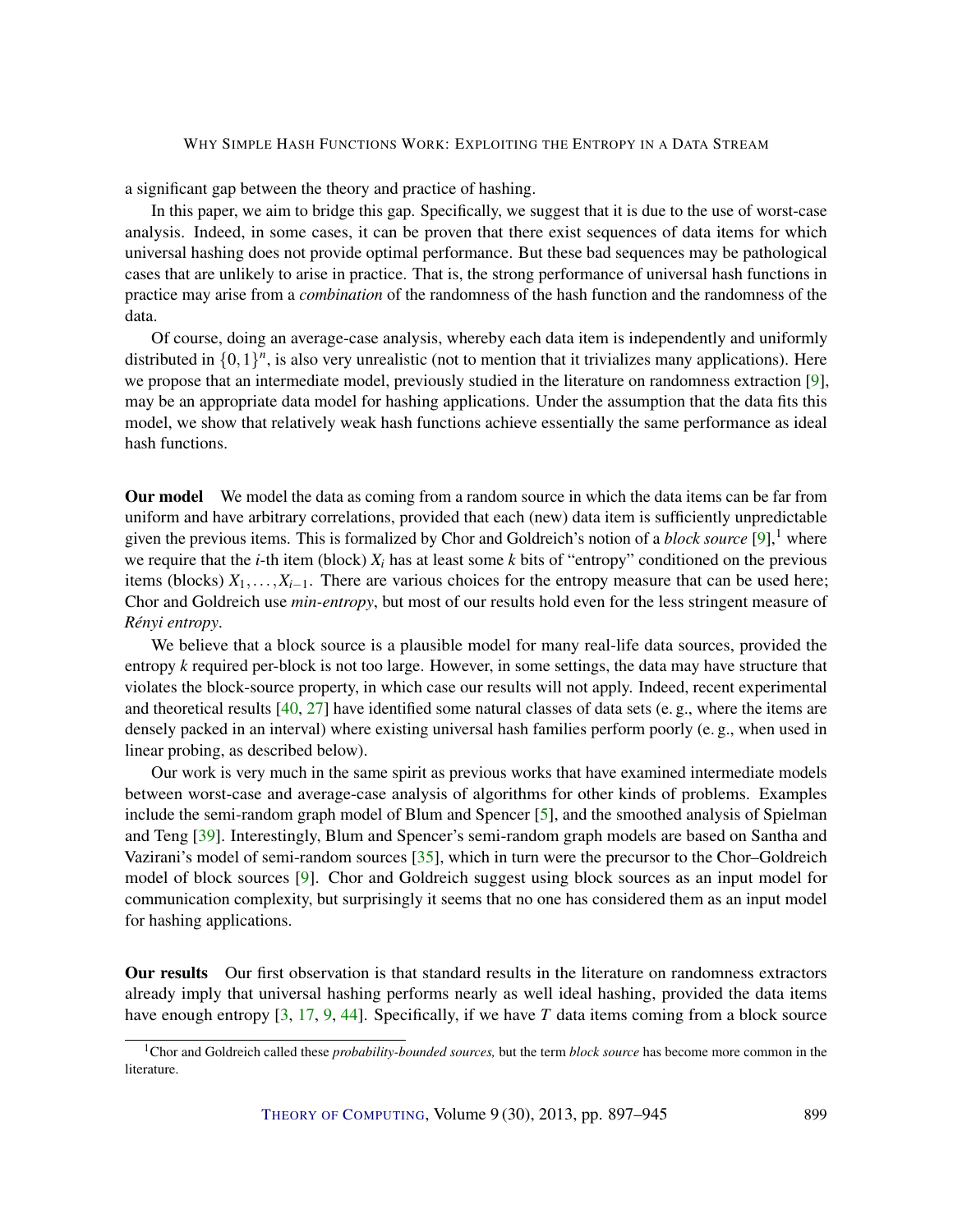a significant gap between the theory and practice of hashing.

In this paper, we aim to bridge this gap. Specifically, we suggest that it is due to the use of worst-case analysis. Indeed, in some cases, it can be proven that there exist sequences of data items for which universal hashing does not provide optimal performance. But these bad sequences may be pathological cases that are unlikely to arise in practice. That is, the strong performance of universal hash functions in practice may arise from a *combination* of the randomness of the hash function and the randomness of the data.

Of course, doing an average-case analysis, whereby each data item is independently and uniformly distributed in $\{0,1\}^n$, is also very unrealistic (not to mention that it trivializes many applications). Here we propose that an intermediate model, previously studied in the literature on randomness extraction [9], may be an appropriate data model for hashing applications. Under the assumption that the data fits this model, we show that relatively weak hash functions achieve essentially the same performance as ideal hash functions.

**Our model** We model the data as coming from a random source in which the data items can be far from uniform and have arbitrary correlations, provided that each (new) data item is sufficiently unpredictable given the previous items. This is formalized by Chor and Goldreich's notion of a *block source* [9],[1] where we require that the $i$-th item (block) $X_i$ has at least some $k$ bits of "entropy" conditioned on the previous items (blocks) $X_1, \ldots, X_{i-1}$. There are various choices for the entropy measure that can be used here; Chor and Goldreich use *min-entropy*, but most of our results hold even for the less stringent measure of *Rényi entropy*.

We believe that a block source is a plausible model for many real-life data sources, provided the entropy $k$ required per-block is not too large. However, in some settings, the data may have structure that violates the block-source property, in which case our results will not apply. Indeed, recent experimental and theoretical results [40, 27] have identified some natural classes of data sets (e. g., where the items are densely packed in an interval) where existing universal hash families perform poorly (e. g., when used in linear probing, as described below).

Our work is very much in the same spirit as previous works that have examined intermediate models between worst-case and average-case analysis of algorithms for other kinds of problems. Examples include the semi-random graph model of Blum and Spencer [5], and the smoothed analysis of Spielman and Teng [39]. Interestingly, Blum and Spencer's semi-random graph models are based on Santha and Vazirani's model of semi-random sources [35], which in turn were the precursor to the Chor–Goldreich model of block sources [9]. Chor and Goldreich suggest using block sources as an input model for communication complexity, but surprisingly it seems that no one has considered them as an input model for hashing applications.

**Our results** Our first observation is that standard results in the literature on randomness extractors already imply that universal hashing performs nearly as well ideal hashing, provided the data items have enough entropy [3, 17, 9, 44]. Specifically, if we have $T$ data items coming from a block source

[1] Chor and Goldreich called these *probability-bounded sources,* but the term *block source* has become more common in the literature.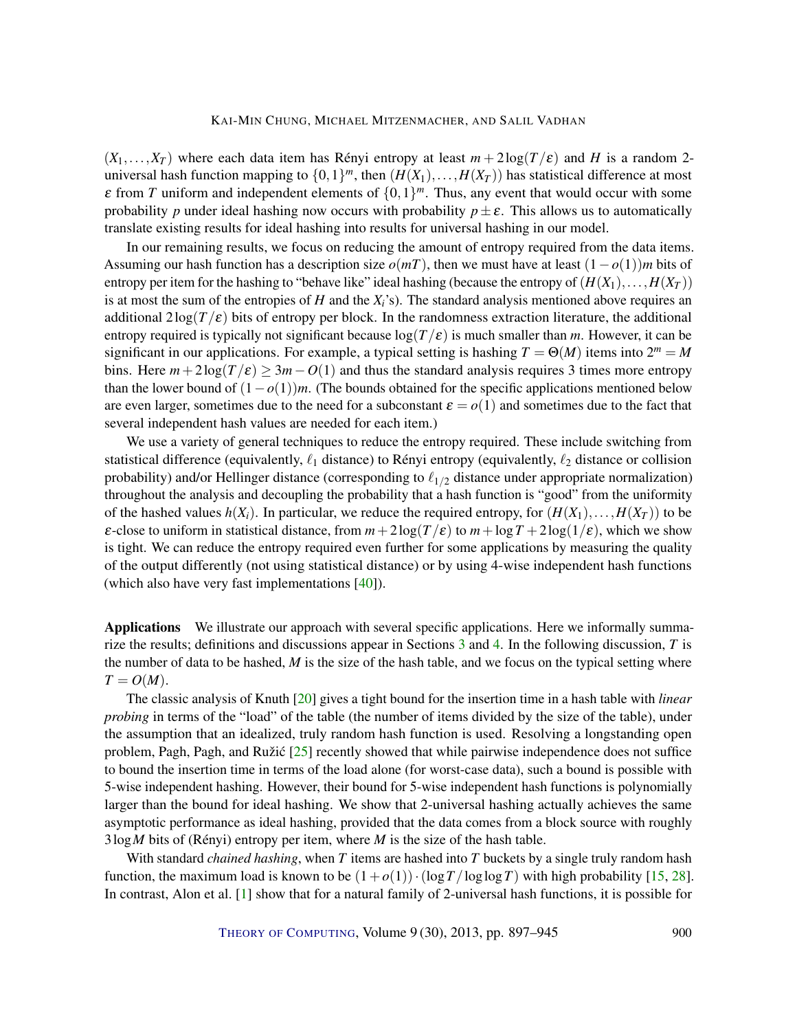$(X_1,\dots,X_T)$ where each data item has Rényi entropy at least $m+2\log(T/\varepsilon)$ and $H$ is a random 2-universal hash function mapping to $\{0,1\}^m$, then $(H(X_1),\dots,H(X_T))$ has statistical difference at most $\varepsilon$ from $T$ uniform and independent elements of $\{0,1\}^m$. Thus, any event that would occur with some probability $p$ under ideal hashing now occurs with probability $p\pm\varepsilon$. This allows us to automatically translate existing results for ideal hashing into results for universal hashing in our model.

In our remaining results, we focus on reducing the amount of entropy required from the data items. Assuming our hash function has a description size $o(mT)$, then we must have at least $(1-o(1))m$ bits of entropy per item for the hashing to "behave like" ideal hashing (because the entropy of $(H(X_1),\dots,H(X_T))$ is at most the sum of the entropies of $H$ and the $X_i$'s). The standard analysis mentioned above requires an additional $2\log(T/\varepsilon)$ bits of entropy per block. In the randomness extraction literature, the additional entropy required is typically not significant because $\log(T/\varepsilon)$ is much smaller than $m$. However, it can be significant in our applications. For example, a typical setting is hashing $T=\Theta(M)$ items into $2^m=M$ bins. Here $m+2\log(T/\varepsilon)\geq 3m-O(1)$ and thus the standard analysis requires 3 times more entropy than the lower bound of $(1-o(1))m$. (The bounds obtained for the specific applications mentioned below are even larger, sometimes due to the need for a subconstant $\varepsilon=o(1)$ and sometimes due to the fact that several independent hash values are needed for each item.)

We use a variety of general techniques to reduce the entropy required. These include switching from statistical difference (equivalently, $\ell_1$ distance) to Rényi entropy (equivalently, $\ell_2$ distance or collision probability) and/or Hellinger distance (corresponding to $\ell_{1/2}$ distance under appropriate normalization) throughout the analysis and decoupling the probability that a hash function is "good" from the uniformity of the hashed values $h(X_i)$. In particular, we reduce the required entropy, for $(H(X_1),\dots,H(X_T))$ to be $\varepsilon$-close to uniform in statistical distance, from $m+2\log(T/\varepsilon)$ to $m+\log T+2\log(1/\varepsilon)$, which we show is tight. We can reduce the entropy required even further for some applications by measuring the quality of the output differently (not using statistical distance) or by using 4-wise independent hash functions (which also have very fast implementations [40]).

**Applications** We illustrate our approach with several specific applications. Here we informally summarize the results; definitions and discussions appear in Sections 3 and 4. In the following discussion, $T$ is the number of data to be hashed, $M$ is the size of the hash table, and we focus on the typical setting where $T=O(M)$.

The classic analysis of Knuth [20] gives a tight bound for the insertion time in a hash table with *linear probing* in terms of the "load" of the table (the number of items divided by the size of the table), under the assumption that an idealized, truly random hash function is used. Resolving a longstanding open problem, Pagh, Pagh, and Ružić [25] recently showed that while pairwise independence does not suffice to bound the insertion time in terms of the load alone (for worst-case data), such a bound is possible with 5-wise independent hashing. However, their bound for 5-wise independent hash functions is polynomially larger than the bound for ideal hashing. We show that 2-universal hashing actually achieves the same asymptotic performance as ideal hashing, provided that the data comes from a block source with roughly $3\log M$ bits of (Rényi) entropy per item, where $M$ is the size of the hash table.

With standard *chained hashing*, when $T$ items are hashed into $T$ buckets by a single truly random hash function, the maximum load is known to be $(1+o(1))\cdot(\log T/\log\log T)$ with high probability [15, 28]. In contrast, Alon et al. [1] show that for a natural family of 2-universal hash functions, it is possible for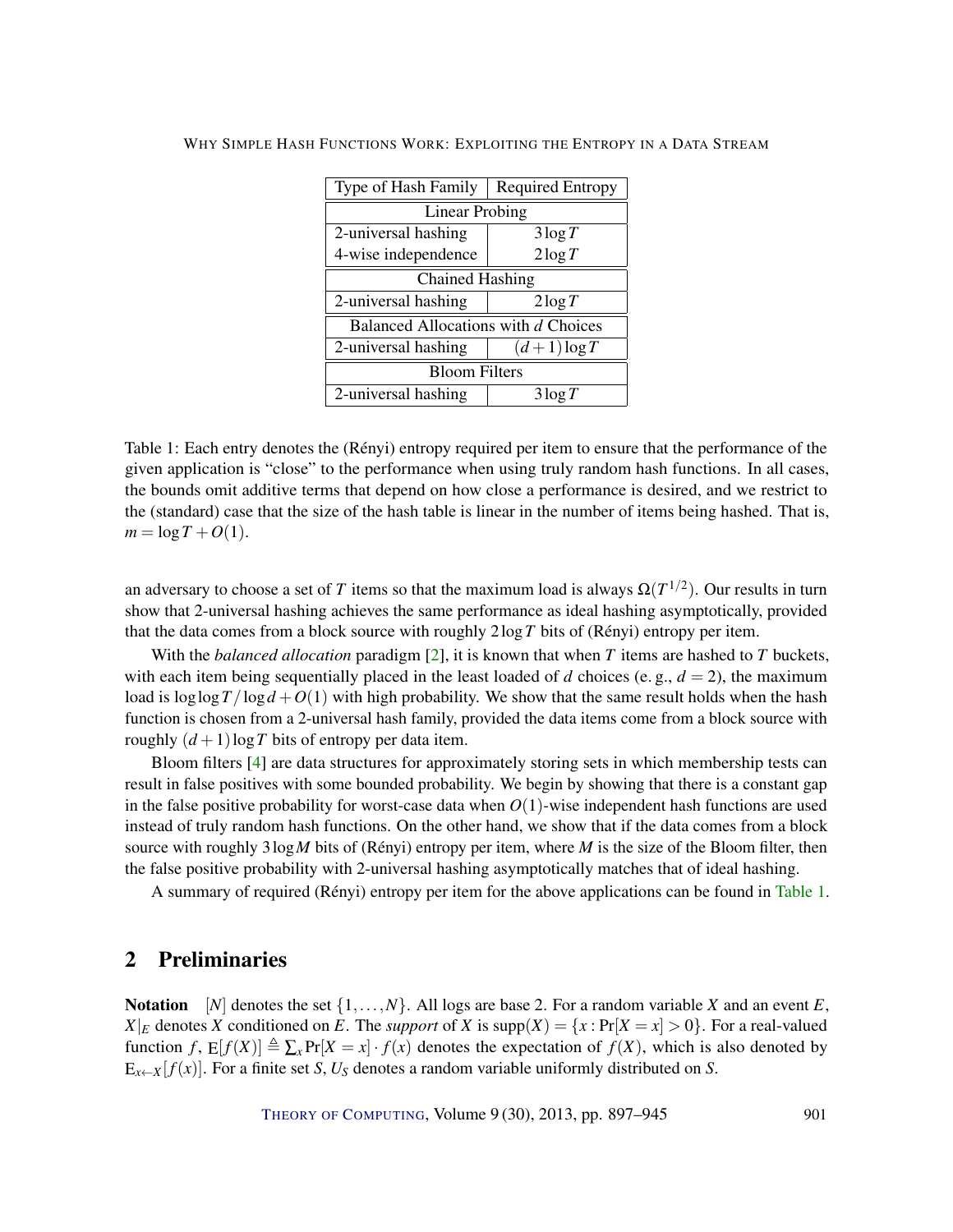| Type of Hash Family | Required Entropy |
|---|---|
| Linear Probing | |
| 2-universal hashing | $3\log T$ |
| 4-wise independence | $2\log T$ |
| Chained Hashing | |
| 2-universal hashing | $2\log T$ |
| Balanced Allocations with $d$ Choices | |
| 2-universal hashing | $(d+1)\log T$ |
| Bloom Filters | |
| 2-universal hashing | $3\log T$ |

Table 1: Each entry denotes the (Rényi) entropy required per item to ensure that the performance of the given application is "close" to the performance when using truly random hash functions. In all cases, the bounds omit additive terms that depend on how close a performance is desired, and we restrict to the (standard) case that the size of the hash table is linear in the number of items being hashed. That is, $m = \log T + O(1)$.

an adversary to choose a set of $T$ items so that the maximum load is always $\Omega(T^{1/2})$. Our results in turn show that 2-universal hashing achieves the same performance as ideal hashing asymptotically, provided that the data comes from a block source with roughly $2\log T$ bits of (Rényi) entropy per item.

With the *balanced allocation* paradigm [2], it is known that when $T$ items are hashed to $T$ buckets, with each item being sequentially placed in the least loaded of $d$ choices (e. g., $d = 2$), the maximum load is $\log\log T / \log d + O(1)$ with high probability. We show that the same result holds when the hash function is chosen from a 2-universal hash family, provided the data items come from a block source with roughly $(d+1)\log T$ bits of entropy per data item.

Bloom filters [4] are data structures for approximately storing sets in which membership tests can result in false positives with some bounded probability. We begin by showing that there is a constant gap in the false positive probability for worst-case data when $O(1)$-wise independent hash functions are used instead of truly random hash functions. On the other hand, we show that if the data comes from a block source with roughly $3\log M$ bits of (Rényi) entropy per item, where $M$ is the size of the Bloom filter, then the false positive probability with 2-universal hashing asymptotically matches that of ideal hashing.

A summary of required (Rényi) entropy per item for the above applications can be found in Table 1.

## 2 Preliminaries

**Notation** $[N]$ denotes the set $\{1,\ldots,N\}$. All logs are base 2. For a random variable $X$ and an event $E$, $X|_E$ denotes $X$ conditioned on $E$. The *support* of $X$ is $\mathrm{supp}(X) = \{x : \Pr[X = x] > 0\}$. For a real-valued function $f$, $\mathrm{E}[f(X)] \triangleq \sum_x \Pr[X = x] \cdot f(x)$ denotes the expectation of $f(X)$, which is also denoted by $\mathrm{E}_{x \leftarrow X}[f(x)]$. For a finite set $S$, $U_S$ denotes a random variable uniformly distributed on $S$.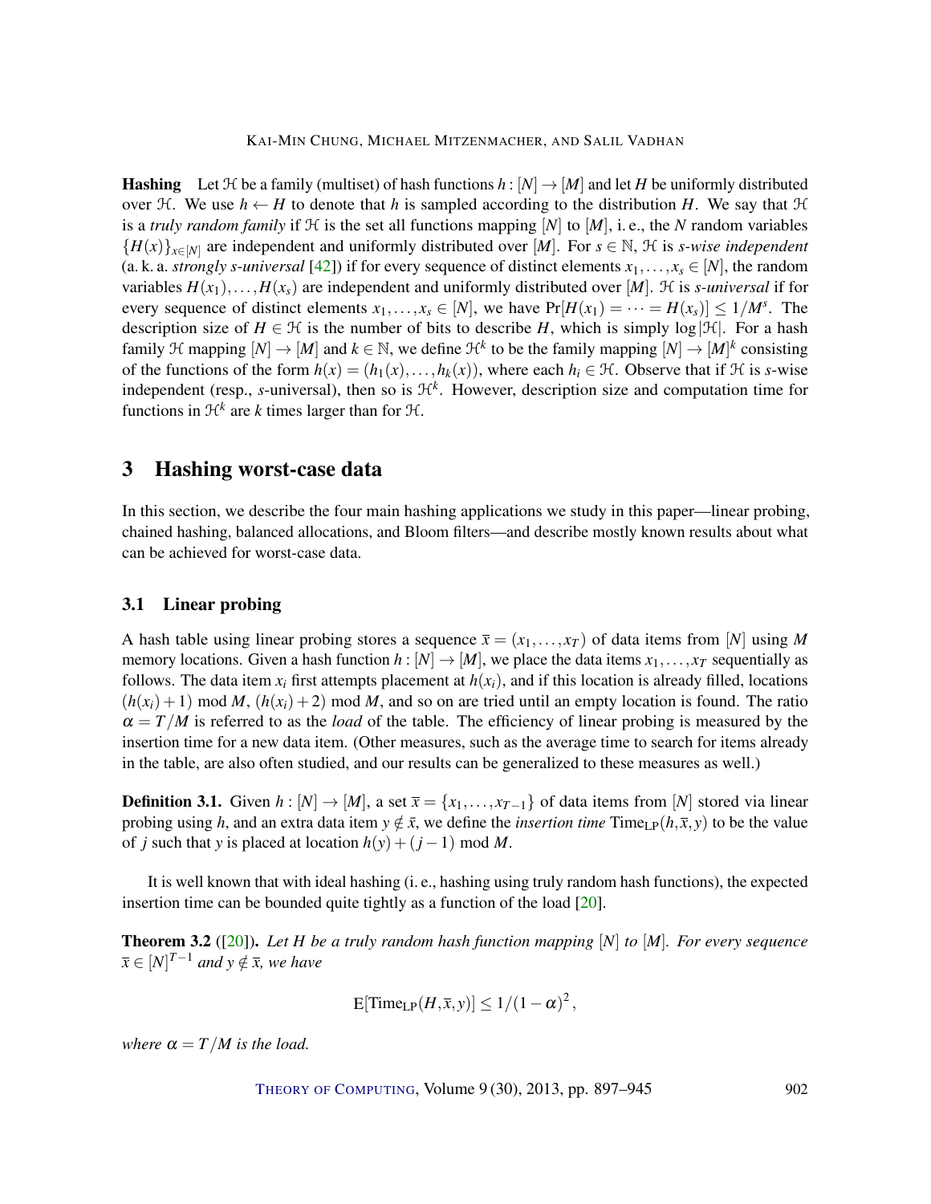**Hashing** Let $\mathcal{H}$ be a family (multiset) of hash functions $h : [N] \to [M]$ and let $H$ be uniformly distributed over $\mathcal{H}$. We use $h \leftarrow H$ to denote that $h$ is sampled according to the distribution $H$. We say that $\mathcal{H}$ is a *truly random family* if $\mathcal{H}$ is the set all functions mapping $[N]$ to $[M]$, i. e., the $N$ random variables $\{H(x)\}_{x\in[N]}$ are independent and uniformly distributed over $[M]$. For $s \in \mathbb{N}$, $\mathcal{H}$ is *s-wise independent* (a. k. a. *strongly s-universal* [42]) if for every sequence of distinct elements $x_1,\dots,x_s \in [N]$, the random variables $H(x_1),\dots,H(x_s)$ are independent and uniformly distributed over $[M]$. $\mathcal{H}$ is *s-universal* if for every sequence of distinct elements $x_1,\dots,x_s \in [N]$, we have $\Pr[H(x_1) = \cdots = H(x_s)] \le 1/M^s$. The description size of $H \in \mathcal{H}$ is the number of bits to describe $H$, which is simply $\log|\mathcal{H}|$. For a hash family $\mathcal{H}$ mapping $[N] \to [M]$ and $k \in \mathbb{N}$, we define $\mathcal{H}^k$ to be the family mapping $[N] \to [M]^k$ consisting of the functions of the form $h(x) = (h_1(x),\dots,h_k(x))$, where each $h_i \in \mathcal{H}$. Observe that if $\mathcal{H}$ is $s$-wise independent (resp., $s$-universal), then so is $\mathcal{H}^k$. However, description size and computation time for functions in $\mathcal{H}^k$ are $k$ times larger than for $\mathcal{H}$.

## 3 Hashing worst-case data

In this section, we describe the four main hashing applications we study in this paper—linear probing, chained hashing, balanced allocations, and Bloom filters—and describe mostly known results about what can be achieved for worst-case data.

### 3.1 Linear probing

A hash table using linear probing stores a sequence $\bar{x} = (x_1,\dots,x_T)$ of data items from $[N]$ using $M$ memory locations. Given a hash function $h : [N] \to [M]$, we place the data items $x_1,\dots,x_T$ sequentially as follows. The data item $x_i$ first attempts placement at $h(x_i)$, and if this location is already filled, locations $(h(x_i)+1) \bmod M$, $(h(x_i)+2) \bmod M$, and so on are tried until an empty location is found. The ratio $\alpha = T/M$ is referred to as the *load* of the table. The efficiency of linear probing is measured by the insertion time for a new data item. (Other measures, such as the average time to search for items already in the table, are also often studied, and our results can be generalized to these measures as well.)

**Definition 3.1.** Given $h : [N] \to [M]$, a set $\bar{x} = \{x_1,\dots,x_{T-1}\}$ of data items from $[N]$ stored via linear probing using $h$, and an extra data item $y \notin \bar{x}$, we define the *insertion time* $\mathrm{Time}_{\mathrm{LP}}(h,\bar{x},y)$ to be the value of $j$ such that $y$ is placed at location $h(y)+(j-1) \bmod M$.

It is well known that with ideal hashing (i. e., hashing using truly random hash functions), the expected insertion time can be bounded quite tightly as a function of the load [20].

**Theorem 3.2** ([20]). *Let $H$ be a truly random hash function mapping $[N]$ to $[M]$. For every sequence $\bar{x} \in [N]^{T-1}$ and $y \notin \bar{x}$, we have*

$$\mathrm{E}[\mathrm{Time}_{\mathrm{LP}}(H,\bar{x},y)] \le 1/(1-\alpha)^2\,,$$

*where $\alpha = T/M$ is the load.*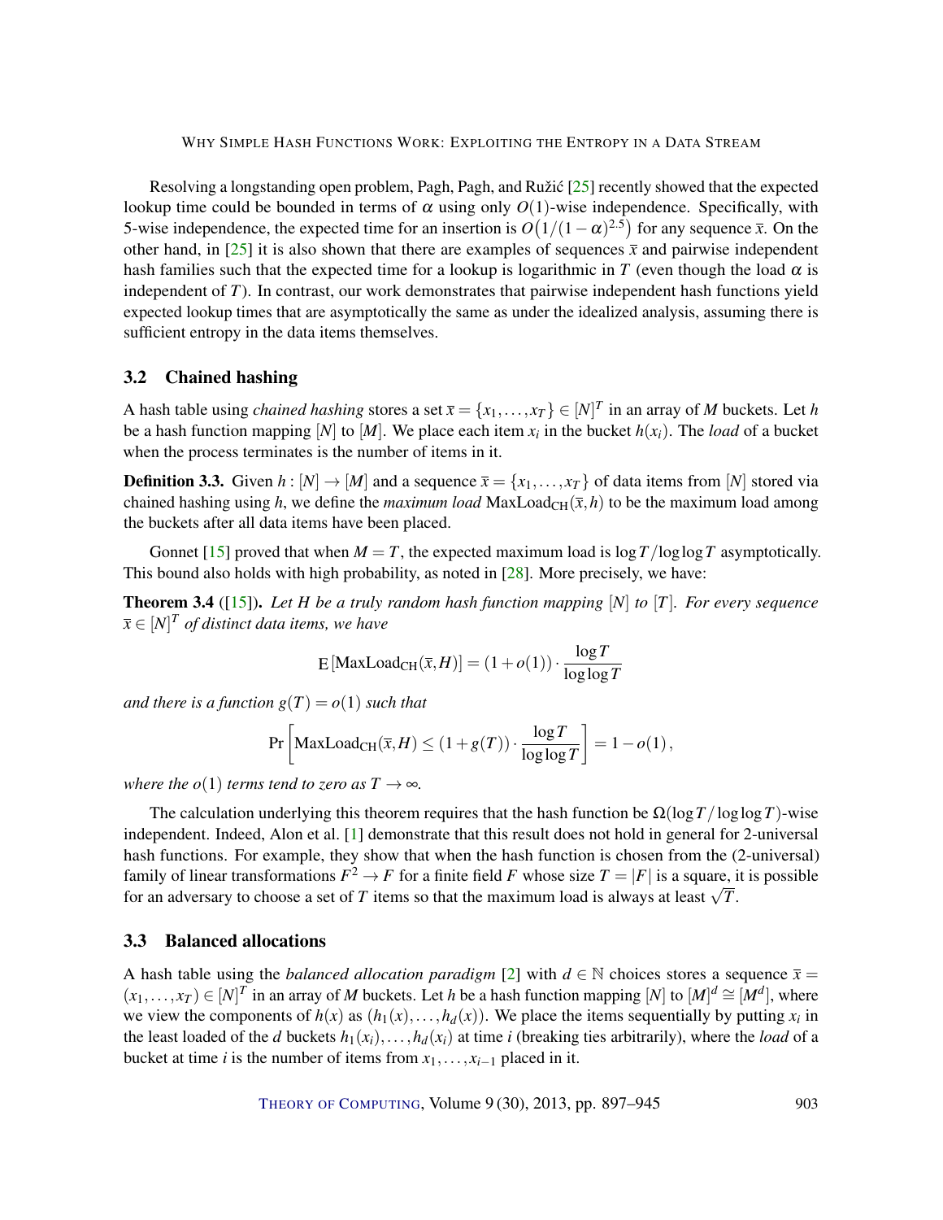Resolving a longstanding open problem, Pagh, Pagh, and Ružić [25] recently showed that the expected lookup time could be bounded in terms of $\alpha$ using only $O(1)$-wise independence. Specifically, with 5-wise independence, the expected time for an insertion is $O\big(1/(1-\alpha)^{2.5}\big)$ for any sequence $\bar{x}$. On the other hand, in [25] it is also shown that there are examples of sequences $\bar{x}$ and pairwise independent hash families such that the expected time for a lookup is logarithmic in $T$ (even though the load $\alpha$ is independent of $T$). In contrast, our work demonstrates that pairwise independent hash functions yield expected lookup times that are asymptotically the same as under the idealized analysis, assuming there is sufficient entropy in the data items themselves.

## 3.2 Chained hashing

A hash table using *chained hashing* stores a set $\bar{x} = \{x_1, \ldots, x_T\} \in [N]^T$ in an array of $M$ buckets. Let $h$ be a hash function mapping $[N]$ to $[M]$. We place each item $x_i$ in the bucket $h(x_i)$. The *load* of a bucket when the process terminates is the number of items in it.

**Definition 3.3.** Given $h : [N] \to [M]$ and a sequence $\bar{x} = \{x_1, \ldots, x_T\}$ of data items from $[N]$ stored via chained hashing using $h$, we define the *maximum load* $\mathrm{MaxLoad}_{\mathrm{CH}}(\bar{x}, h)$ to be the maximum load among the buckets after all data items have been placed.

Gonnet [15] proved that when $M = T$, the expected maximum load is $\log T / \log\log T$ asymptotically. This bound also holds with high probability, as noted in [28]. More precisely, we have:

**Theorem 3.4** ([15]). *Let $H$ be a truly random hash function mapping $[N]$ to $[T]$. For every sequence $\bar{x} \in [N]^T$ of distinct data items, we have*

$$\mathrm{E}\left[\mathrm{MaxLoad}_{\mathrm{CH}}(\bar{x}, H)\right] = (1 + o(1)) \cdot \frac{\log T}{\log\log T}$$

*and there is a function $g(T) = o(1)$ such that*

$$\Pr\left[\mathrm{MaxLoad}_{\mathrm{CH}}(\bar{x}, H) \le (1 + g(T)) \cdot \frac{\log T}{\log\log T}\right] = 1 - o(1),$$

*where the $o(1)$ terms tend to zero as $T \to \infty$.*

The calculation underlying this theorem requires that the hash function be $\Omega(\log T / \log\log T)$-wise independent. Indeed, Alon et al. [1] demonstrate that this result does not hold in general for 2-universal hash functions. For example, they show that when the hash function is chosen from the (2-universal) family of linear transformations $F^2 \to F$ for a finite field $F$ whose size $T = |F|$ is a square, it is possible for an adversary to choose a set of $T$ items so that the maximum load is always at least $\sqrt{T}$.

## 3.3 Balanced allocations

A hash table using the *balanced allocation paradigm* [2] with $d \in \mathbb{N}$ choices stores a sequence $\bar{x} = (x_1, \ldots, x_T) \in [N]^T$ in an array of $M$ buckets. Let $h$ be a hash function mapping $[N]$ to $[M]^d \cong [M^d]$, where we view the components of $h(x)$ as $(h_1(x), \ldots, h_d(x))$. We place the items sequentially by putting $x_i$ in the least loaded of the $d$ buckets $h_1(x_i), \ldots, h_d(x_i)$ at time $i$ (breaking ties arbitrarily), where the *load* of a bucket at time $i$ is the number of items from $x_1, \ldots, x_{i-1}$ placed in it.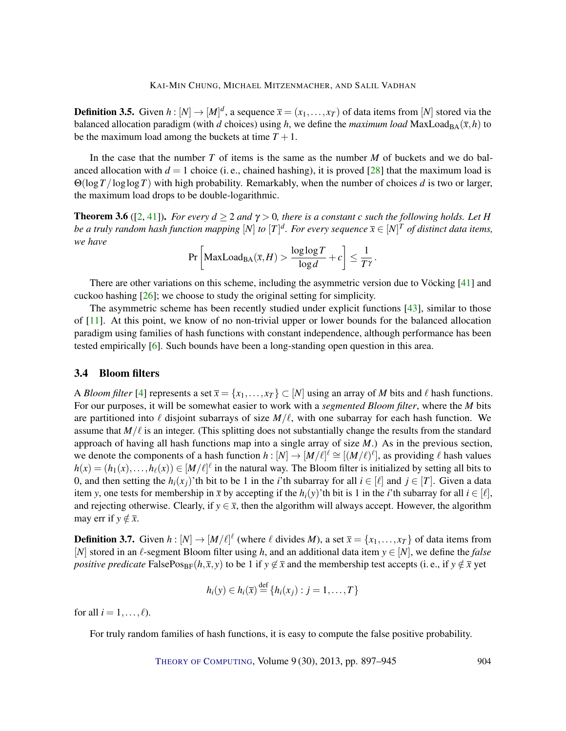**Definition 3.5.** Given $h : [N] \to [M]^d$, a sequence $\bar{x} = (x_1, \ldots, x_T)$ of data items from $[N]$ stored via the balanced allocation paradigm (with $d$ choices) using $h$, we define the *maximum load* $\text{MaxLoad}_{\text{BA}}(\bar{x}, h)$ to be the maximum load among the buckets at time $T + 1$.

In the case that the number $T$ of items is the same as the number $M$ of buckets and we do balanced allocation with $d = 1$ choice (i. e., chained hashing), it is proved [28] that the maximum load is $\Theta(\log T / \log\log T)$ with high probability. Remarkably, when the number of choices $d$ is two or larger, the maximum load drops to be double-logarithmic.

**Theorem 3.6** ([2, 41]). *For every $d \geq 2$ and $\gamma > 0$, there is a constant $c$ such the following holds. Let $H$ be a truly random hash function mapping $[N]$ to $[T]^d$. For every sequence $\bar{x} \in [N]^T$ of distinct data items, we have*

$$\Pr\left[\text{MaxLoad}_{\text{BA}}(\bar{x}, H) > \frac{\log\log T}{\log d} + c\right] \leq \frac{1}{T^\gamma}.$$

There are other variations on this scheme, including the asymmetric version due to Vöcking [41] and cuckoo hashing [26]; we choose to study the original setting for simplicity.

The asymmetric scheme has been recently studied under explicit functions [43], similar to those of [11]. At this point, we know of no non-trivial upper or lower bounds for the balanced allocation paradigm using families of hash functions with constant independence, although performance has been tested empirically [6]. Such bounds have been a long-standing open question in this area.

### 3.4 Bloom filters

A *Bloom filter* [4] represents a set $\bar{x} = \{x_1, \ldots, x_T\} \subset [N]$ using an array of $M$ bits and $\ell$ hash functions. For our purposes, it will be somewhat easier to work with a *segmented Bloom filter*, where the $M$ bits are partitioned into $\ell$ disjoint subarrays of size $M/\ell$, with one subarray for each hash function. We assume that $M/\ell$ is an integer. (This splitting does not substantially change the results from the standard approach of having all hash functions map into a single array of size $M$.) As in the previous section, we denote the components of a hash function $h : [N] \to [M/\ell]^\ell \cong [(M/\ell)^\ell]$, as providing $\ell$ hash values $h(x) = (h_1(x), \ldots, h_\ell(x)) \in [M/\ell]^\ell$ in the natural way. The Bloom filter is initialized by setting all bits to 0, and then setting the $h_i(x_j)$'th bit to be 1 in the $i$'th subarray for all $i \in [\ell]$ and $j \in [T]$. Given a data item $y$, one tests for membership in $\bar{x}$ by accepting if the $h_i(y)$'th bit is 1 in the $i$'th subarray for all $i \in [\ell]$, and rejecting otherwise. Clearly, if $y \in \bar{x}$, then the algorithm will always accept. However, the algorithm may err if $y \notin \bar{x}$.

**Definition 3.7.** Given $h : [N] \to [M/\ell]^\ell$ (where $\ell$ divides $M$), a set $\bar{x} = \{x_1, \ldots, x_T\}$ of data items from $[N]$ stored in an $\ell$-segment Bloom filter using $h$, and an additional data item $y \in [N]$, we define the *false positive predicate* $\text{FalsePos}_{\text{BF}}(h, \bar{x}, y)$ to be 1 if $y \notin \bar{x}$ and the membership test accepts (i. e., if $y \notin \bar{x}$ yet

$$h_i(y) \in h_i(\bar{x}) \stackrel{\text{def}}{=} \{h_i(x_j) : j = 1, \ldots, T\}$$

for all $i = 1, \ldots, \ell$).

For truly random families of hash functions, it is easy to compute the false positive probability.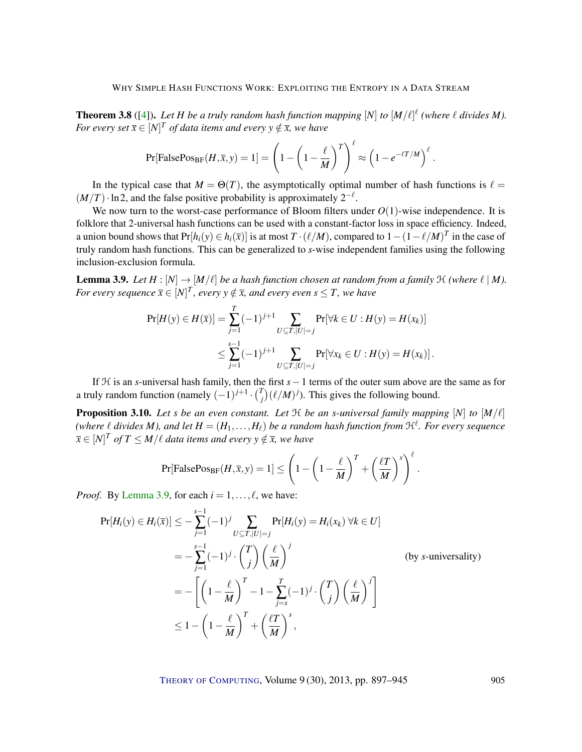**Theorem 3.8** ([4]). *Let $H$ be a truly random hash function mapping $[N]$ to $[M/\ell]^\ell$ (where $\ell$ divides $M$). For every set $\bar{x} \in [N]^T$ of data items and every $y \notin \bar{x}$, we have*

$$\Pr[\text{FalsePos}_{\text{BF}}(H, \bar{x}, y) = 1] = \left(1 - \left(1 - \frac{\ell}{M}\right)^T\right)^\ell \approx \left(1 - e^{-\ell T/M}\right)^\ell .$$

In the typical case that $M = \Theta(T)$, the asymptotically optimal number of hash functions is $\ell = (M/T) \cdot \ln 2$, and the false positive probability is approximately $2^{-\ell}$.

We now turn to the worst-case performance of Bloom filters under $O(1)$-wise independence. It is folklore that 2-universal hash functions can be used with a constant-factor loss in space efficiency. Indeed, a union bound shows that $\Pr[h_i(y) \in h_i(\bar{x})]$ is at most $T \cdot (\ell/M)$, compared to $1 - (1 - \ell/M)^T$ in the case of truly random hash functions. This can be generalized to $s$-wise independent families using the following inclusion-exclusion formula.

**Lemma 3.9.** *Let $H : [N] \to [M/\ell]$ be a hash function chosen at random from a family $\mathcal{H}$ (where $\ell \mid M$). For every sequence $\bar{x} \in [N]^T$, every $y \notin \bar{x}$, and every even $s \leq T$, we have*

$$\begin{aligned}
\Pr[H(y) \in H(\bar{x})] &= \sum_{j=1}^{T} (-1)^{j+1} \sum_{U \subseteq T, |U| = j} \Pr[\forall k \in U : H(y) = H(x_k)] \\
&\leq \sum_{j=1}^{s-1} (-1)^{j+1} \sum_{U \subseteq T, |U| = j} \Pr[\forall x_k \in U : H(y) = H(x_k)] .
\end{aligned}$$

If $\mathcal{H}$ is an $s$-universal hash family, then the first $s-1$ terms of the outer sum above are the same as for a truly random function (namely $(-1)^{j+1} \cdot \binom{T}{j} (\ell/M)^j$). This gives the following bound.

**Proposition 3.10.** *Let $s$ be an even constant. Let $\mathcal{H}$ be an $s$-universal family mapping $[N]$ to $[M/\ell]$ (where $\ell$ divides $M$), and let $H = (H_1, \ldots, H_\ell)$ be a random hash function from $\mathcal{H}^\ell$. For every sequence $\bar{x} \in [N]^T$ of $T \leq M/\ell$ data items and every $y \notin \bar{x}$, we have*

$$\Pr[\text{FalsePos}_{\text{BF}}(H, \bar{x}, y) = 1] \leq \left(1 - \left(1 - \frac{\ell}{M}\right)^T + \left(\frac{\ell T}{M}\right)^s\right)^\ell .$$

*Proof.* By Lemma 3.9, for each $i = 1, \ldots, \ell$, we have:

$$\begin{aligned}
\Pr[H_i(y) \in H_i(\bar{x})] &\leq -\sum_{j=1}^{s-1} (-1)^j \sum_{U \subseteq T, |U| = j} \Pr[H_i(y) = H_i(x_k)\ \forall k \in U] \\
&= -\sum_{j=1}^{s-1} (-1)^j \cdot \binom{T}{j} \left(\frac{\ell}{M}\right)^j \qquad \text{(by } s\text{-universality)} \\
&= -\left[\left(1 - \frac{\ell}{M}\right)^T - 1 - \sum_{j=s}^{T} (-1)^j \cdot \binom{T}{j} \left(\frac{\ell}{M}\right)^j\right] \\
&\leq 1 - \left(1 - \frac{\ell}{M}\right)^T + \left(\frac{\ell T}{M}\right)^s ,
\end{aligned}$$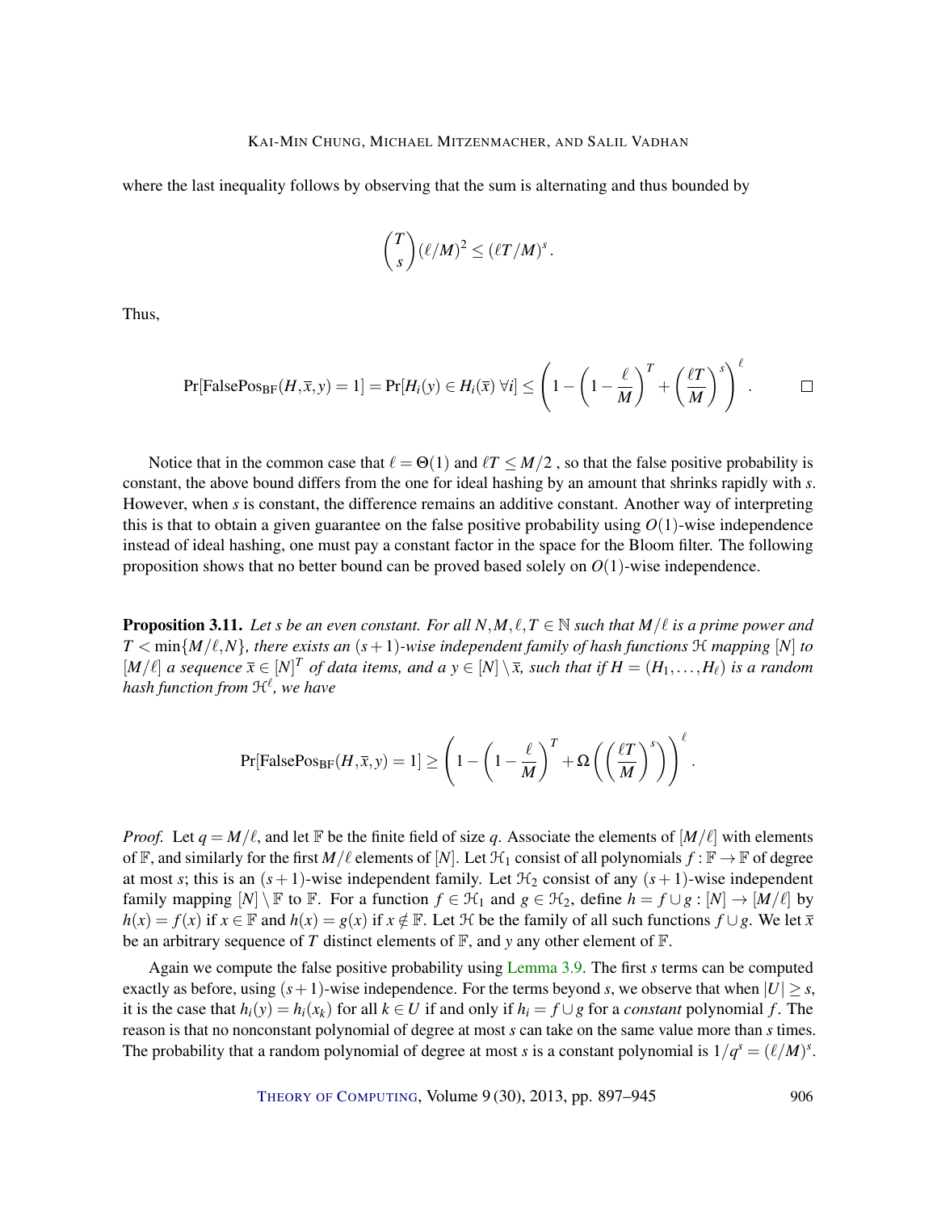where the last inequality follows by observing that the sum is alternating and thus bounded by

$$\binom{T}{s}(\ell/M)^2 \leq (\ell T/M)^s .$$

Thus,

$$\Pr[\mathrm{FalsePos}_{\mathrm{BF}}(H,\bar{x},y)=1] = \Pr[H_i(y) \in H_i(\bar{x})\ \forall i] \leq \left(1-\left(1-\frac{\ell}{M}\right)^T + \left(\frac{\ell T}{M}\right)^s\right)^\ell . \qquad \square$$

Notice that in the common case that $\ell = \Theta(1)$ and $\ell T \leq M/2$ , so that the false positive probability is constant, the above bound differs from the one for ideal hashing by an amount that shrinks rapidly with $s$. However, when $s$ is constant, the difference remains an additive constant. Another way of interpreting this is that to obtain a given guarantee on the false positive probability using $O(1)$-wise independence instead of ideal hashing, one must pay a constant factor in the space for the Bloom filter. The following proposition shows that no better bound can be proved based solely on $O(1)$-wise independence.

**Proposition 3.11.** *Let $s$ be an even constant. For all $N, M, \ell, T \in \mathbb{N}$ such that $M/\ell$ is a prime power and $T < \min\{M/\ell, N\}$, there exists an $(s+1)$-wise independent family of hash functions $\mathcal{H}$ mapping $[N]$ to $[M/\ell]$ a sequence $\bar{x} \in [N]^T$ of data items, and a $y \in [N] \setminus \bar{x}$, such that if $H = (H_1, \ldots, H_\ell)$ is a random hash function from $\mathcal{H}^\ell$, we have*

$$\Pr[\mathrm{FalsePos}_{\mathrm{BF}}(H,\bar{x},y)=1] \geq \left(1-\left(1-\frac{\ell}{M}\right)^T + \Omega\left(\left(\frac{\ell T}{M}\right)^s\right)\right)^\ell .$$

*Proof.* Let $q = M/\ell$, and let $\mathbb{F}$ be the finite field of size $q$. Associate the elements of $[M/\ell]$ with elements of $\mathbb{F}$, and similarly for the first $M/\ell$ elements of $[N]$. Let $\mathcal{H}_1$ consist of all polynomials $f : \mathbb{F} \to \mathbb{F}$ of degree at most $s$; this is an $(s+1)$-wise independent family. Let $\mathcal{H}_2$ consist of any $(s+1)$-wise independent family mapping $[N] \setminus \mathbb{F}$ to $\mathbb{F}$. For a function $f \in \mathcal{H}_1$ and $g \in \mathcal{H}_2$, define $h = f \cup g : [N] \to [M/\ell]$ by $h(x) = f(x)$ if $x \in \mathbb{F}$ and $h(x) = g(x)$ if $x \notin \mathbb{F}$. Let $\mathcal{H}$ be the family of all such functions $f \cup g$. We let $\bar{x}$ be an arbitrary sequence of $T$ distinct elements of $\mathbb{F}$, and $y$ any other element of $\mathbb{F}$.

Again we compute the false positive probability using Lemma 3.9. The first $s$ terms can be computed exactly as before, using $(s+1)$-wise independence. For the terms beyond $s$, we observe that when $|U| \geq s$, it is the case that $h_i(y) = h_i(x_k)$ for all $k \in U$ if and only if $h_i = f \cup g$ for a *constant* polynomial $f$. The reason is that no nonconstant polynomial of degree at most $s$ can take on the same value more than $s$ times. The probability that a random polynomial of degree at most $s$ is a constant polynomial is $1/q^s = (\ell/M)^s$.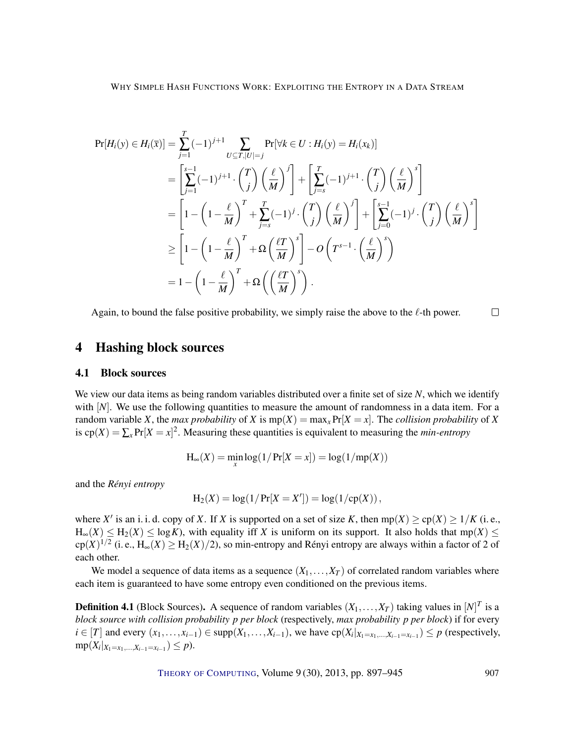$$
\begin{aligned}
\Pr[H_i(y) \in H_i(\bar{x})] &= \sum_{j=1}^{T} (-1)^{j+1} \sum_{U \subseteq T, |U|=j} \Pr[\forall k \in U : H_i(y) = H_i(x_k)] \\
&= \left[ \sum_{j=1}^{s-1} (-1)^{j+1} \cdot \binom{T}{j} \left( \frac{\ell}{M} \right)^j \right] + \left[ \sum_{j=s}^{T} (-1)^{j+1} \cdot \binom{T}{j} \left( \frac{\ell}{M} \right)^s \right] \\
&= \left[ 1 - \left( 1 - \frac{\ell}{M} \right)^T + \sum_{j=s}^{T} (-1)^j \cdot \binom{T}{j} \left( \frac{\ell}{M} \right)^j \right] + \left[ \sum_{j=0}^{s-1} (-1)^j \cdot \binom{T}{j} \left( \frac{\ell}{M} \right)^s \right] \\
&\geq \left[ 1 - \left( 1 - \frac{\ell}{M} \right)^T + \Omega\left( \frac{\ell T}{M} \right)^s \right] - O\left( T^{s-1} \cdot \left( \frac{\ell}{M} \right)^s \right) \\
&= 1 - \left( 1 - \frac{\ell}{M} \right)^T + \Omega\left( \left( \frac{\ell T}{M} \right)^s \right).
\end{aligned}
$$

Again, to bound the false positive probability, we simply raise the above to the $\ell$-th power. $\square$

# 4 Hashing block sources

## 4.1 Block sources

We view our data items as being random variables distributed over a finite set of size $N$, which we identify with $[N]$. We use the following quantities to measure the amount of randomness in a data item. For a random variable $X$, the *max probability* of $X$ is $\mathrm{mp}(X) = \max_x \Pr[X = x]$. The *collision probability* of $X$ is $\mathrm{cp}(X) = \sum_x \Pr[X = x]^2$. Measuring these quantities is equivalent to measuring the *min-entropy*

$$
\mathrm{H}_\infty(X) = \min_x \log(1/\Pr[X = x]) = \log(1/\mathrm{mp}(X))
$$

and the *Rényi entropy*

$$
\mathrm{H}_2(X) = \log(1/\Pr[X = X']) = \log(1/\mathrm{cp}(X)),
$$

where $X'$ is an i. i. d. copy of $X$. If $X$ is supported on a set of size $K$, then $\mathrm{mp}(X) \geq \mathrm{cp}(X) \geq 1/K$ (i. e., $\mathrm{H}_\infty(X) \leq \mathrm{H}_2(X) \leq \log K$), with equality iff $X$ is uniform on its support. It also holds that $\mathrm{mp}(X) \leq \mathrm{cp}(X)^{1/2}$ (i. e., $\mathrm{H}_\infty(X) \geq \mathrm{H}_2(X)/2$), so min-entropy and Rényi entropy are always within a factor of 2 of each other.

We model a sequence of data items as a sequence $(X_1, \dots, X_T)$ of correlated random variables where each item is guaranteed to have some entropy even conditioned on the previous items.

**Definition 4.1** (Block Sources). A sequence of random variables $(X_1, \dots, X_T)$ taking values in $[N]^T$ is a *block source with collision probability $p$ per block* (respectively, *max probability $p$ per block*) if for every $i \in [T]$ and every $(x_1, \dots, x_{i-1}) \in \mathrm{supp}(X_1, \dots, X_{i-1})$, we have $\mathrm{cp}(X_i|_{X_1=x_1,\dots,X_{i-1}=x_{i-1}}) \leq p$ (respectively, $\mathrm{mp}(X_i|_{X_1=x_1,\dots,X_{i-1}=x_{i-1}}) \leq p$).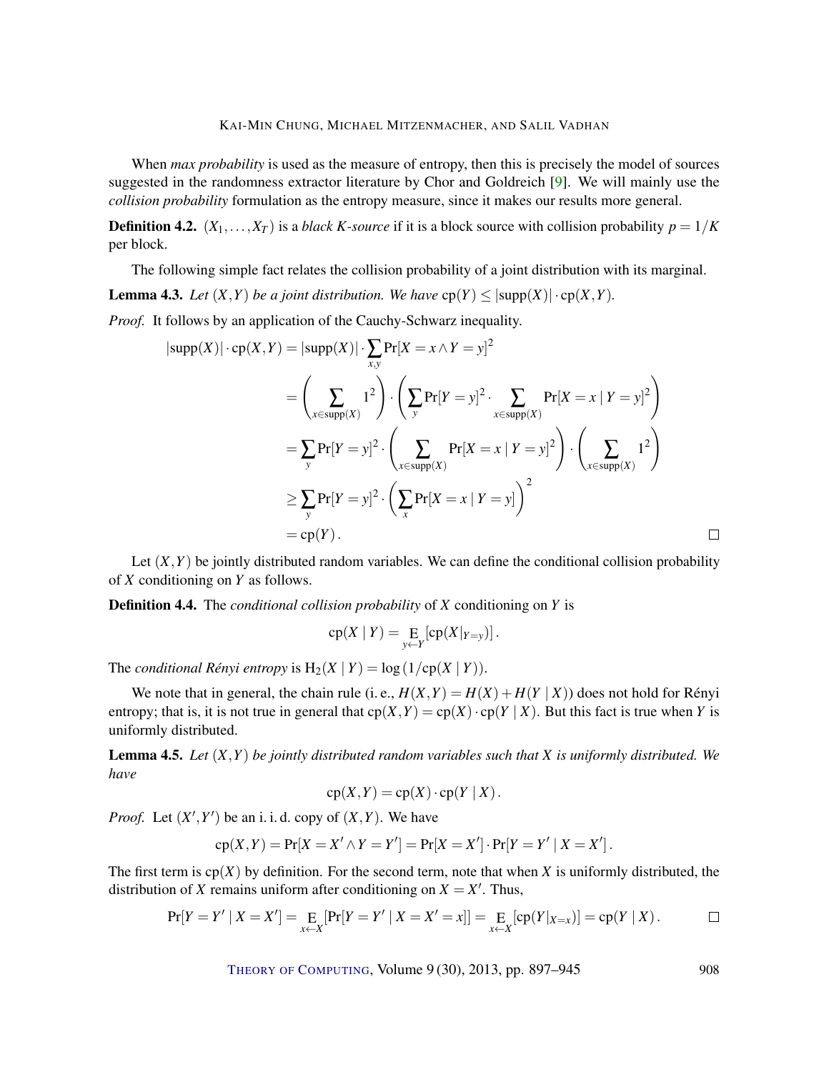When *max probability* is used as the measure of entropy, then this is precisely the model of sources suggested in the randomness extractor literature by Chor and Goldreich [9]. We will mainly use the *collision probability* formulation as the entropy measure, since it makes our results more general.

**Definition 4.2.** $(X_1,\ldots,X_T)$ is a *black K-source* if it is a block source with collision probability $p=1/K$ per block.

The following simple fact relates the collision probability of a joint distribution with its marginal.

**Lemma 4.3.** *Let $(X,Y)$ be a joint distribution. We have $\mathrm{cp}(Y)\le|\mathrm{supp}(X)|\cdot\mathrm{cp}(X,Y)$.*

*Proof.* It follows by an application of the Cauchy-Schwarz inequality.

$$
\begin{aligned}
|\mathrm{supp}(X)|\cdot\mathrm{cp}(X,Y) &= |\mathrm{supp}(X)|\cdot\sum_{x,y}\Pr[X=x\wedge Y=y]^2\\
&= \left(\sum_{x\in\mathrm{supp}(X)}1^2\right)\cdot\left(\sum_y\Pr[Y=y]^2\cdot\sum_{x\in\mathrm{supp}(X)}\Pr[X=x\mid Y=y]^2\right)\\
&= \sum_y\Pr[Y=y]^2\cdot\left(\sum_{x\in\mathrm{supp}(X)}\Pr[X=x\mid Y=y]^2\right)\cdot\left(\sum_{x\in\mathrm{supp}(X)}1^2\right)\\
&\ge \sum_y\Pr[Y=y]^2\cdot\left(\sum_x\Pr[X=x\mid Y=y]\right)^2\\
&= \mathrm{cp}(Y)\,.
\end{aligned}
$$

□

Let $(X,Y)$ be jointly distributed random variables. We can define the conditional collision probability of $X$ conditioning on $Y$ as follows.

**Definition 4.4.** The *conditional collision probability* of $X$ conditioning on $Y$ is

$$\mathrm{cp}(X\mid Y)=\mathop{\mathrm{E}}_{y\leftarrow Y}\left[\mathrm{cp}(X|_{Y=y})\right].$$

The *conditional Rényi entropy* is $\mathrm{H}_2(X\mid Y)=\log\left(1/\mathrm{cp}(X\mid Y)\right)$.

We note that in general, the chain rule (i. e., $H(X,Y)=H(X)+H(Y\mid X)$) does not hold for Rényi entropy; that is, it is not true in general that $\mathrm{cp}(X,Y)=\mathrm{cp}(X)\cdot\mathrm{cp}(Y\mid X)$. But this fact is true when $Y$ is uniformly distributed.

**Lemma 4.5.** *Let $(X,Y)$ be jointly distributed random variables such that $X$ is uniformly distributed. We have*

$$\mathrm{cp}(X,Y)=\mathrm{cp}(X)\cdot\mathrm{cp}(Y\mid X)\,.$$

*Proof.* Let $(X',Y')$ be an i. i. d. copy of $(X,Y)$. We have

$$\mathrm{cp}(X,Y)=\Pr[X=X'\wedge Y=Y']=\Pr[X=X']\cdot\Pr[Y=Y'\mid X=X']\,.$$

The first term is $\mathrm{cp}(X)$ by definition. For the second term, note that when $X$ is uniformly distributed, the distribution of $X$ remains uniform after conditioning on $X=X'$. Thus,

$$\Pr[Y=Y'\mid X=X']=\mathop{\mathrm{E}}_{x\leftarrow X}\left[\Pr[Y=Y'\mid X=X'=x]\right]=\mathop{\mathrm{E}}_{x\leftarrow X}\left[\mathrm{cp}(Y|_{X=x})\right]=\mathrm{cp}(Y\mid X)\,.$$

□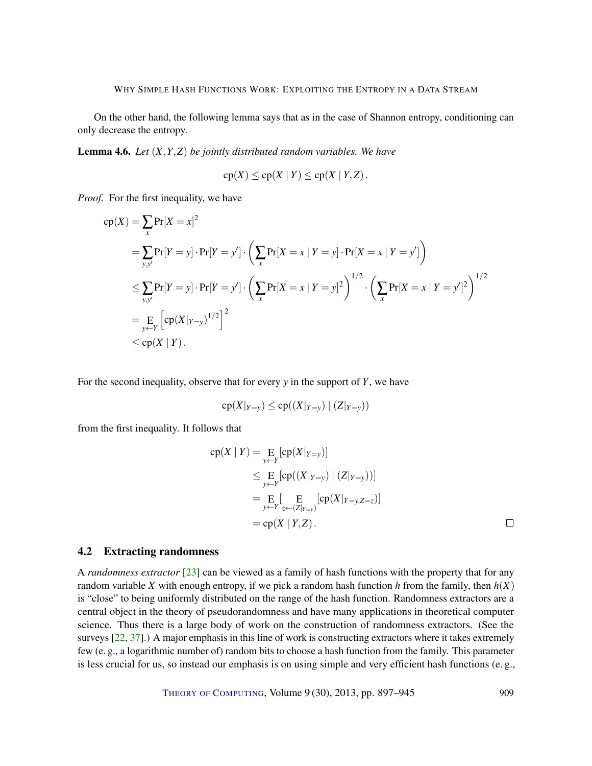On the other hand, the following lemma says that as in the case of Shannon entropy, conditioning can only decrease the entropy.

**Lemma 4.6.** *Let $(X,Y,Z)$ be jointly distributed random variables. We have*

$$\mathrm{cp}(X) \le \mathrm{cp}(X \mid Y) \le \mathrm{cp}(X \mid Y,Z)\,.$$

*Proof.* For the first inequality, we have

$$\begin{aligned}
\mathrm{cp}(X) &= \sum_x \Pr[X=x]^2 \\
&= \sum_{y,y'} \Pr[Y=y]\cdot\Pr[Y=y']\cdot\left(\sum_x \Pr[X=x \mid Y=y]\cdot\Pr[X=x \mid Y=y']\right) \\
&\le \sum_{y,y'} \Pr[Y=y]\cdot\Pr[Y=y']\cdot\left(\sum_x \Pr[X=x \mid Y=y]^2\right)^{1/2}\cdot\left(\sum_x \Pr[X=x \mid Y=y']^2\right)^{1/2} \\
&= \mathop{\mathrm{E}}_{y\leftarrow Y}\left[\mathrm{cp}(X|_{Y=y})^{1/2}\right]^2 \\
&\le \mathrm{cp}(X \mid Y)\,.
\end{aligned}$$

For the second inequality, observe that for every $y$ in the support of $Y$, we have

$$\mathrm{cp}(X|_{Y=y}) \le \mathrm{cp}((X|_{Y=y}) \mid (Z|_{Y=y}))$$

from the first inequality. It follows that

$$\begin{aligned}
\mathrm{cp}(X \mid Y) &= \mathop{\mathrm{E}}_{y\leftarrow Y}[\mathrm{cp}(X|_{Y=y})] \\
&\le \mathop{\mathrm{E}}_{y\leftarrow Y}[\mathrm{cp}((X|_{Y=y}) \mid (Z|_{Y=y}))] \\
&= \mathop{\mathrm{E}}_{y\leftarrow Y}\Big[\mathop{\mathrm{E}}_{z\leftarrow (Z|_{Y=y})}[\mathrm{cp}(X|_{Y=y,Z=z})]\Big] \\
&= \mathrm{cp}(X \mid Y,Z)\,.
\end{aligned}$$

□

## 4.2 Extracting randomness

A *randomness extractor* [23] can be viewed as a family of hash functions with the property that for any random variable $X$ with enough entropy, if we pick a random hash function $h$ from the family, then $h(X)$ is "close" to being uniformly distributed on the range of the hash function. Randomness extractors are a central object in the theory of pseudorandomness and have many applications in theoretical computer science. Thus there is a large body of work on the construction of randomness extractors. (See the surveys [22, 37].) A major emphasis in this line of work is constructing extractors where it takes extremely few (e. g., a logarithmic number of) random bits to choose a hash function from the family. This parameter is less crucial for us, so instead our emphasis is on using simple and very efficient hash functions (e. g.,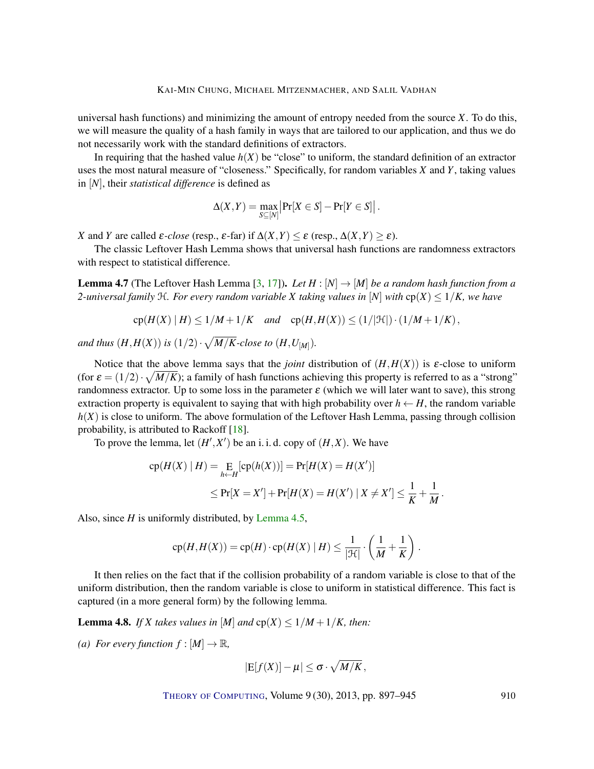universal hash functions) and minimizing the amount of entropy needed from the source $X$. To do this, we will measure the quality of a hash family in ways that are tailored to our application, and thus we do not necessarily work with the standard definitions of extractors.

In requiring that the hashed value $h(X)$ be "close" to uniform, the standard definition of an extractor uses the most natural measure of "closeness." Specifically, for random variables $X$ and $Y$, taking values in $[N]$, their *statistical difference* is defined as

$$\Delta(X,Y) = \max_{S \subseteq [N]} \left| \Pr[X \in S] - \Pr[Y \in S] \right| .$$

$X$ and $Y$ are called $\varepsilon$*-close* (resp., $\varepsilon$-far) if $\Delta(X,Y) \leq \varepsilon$ (resp., $\Delta(X,Y) \geq \varepsilon$).

The classic Leftover Hash Lemma shows that universal hash functions are randomness extractors with respect to statistical difference.

**Lemma 4.7** (The Leftover Hash Lemma [3, 17]). *Let $H : [N] \to [M]$ be a random hash function from a 2-universal family $\mathcal{H}$. For every random variable $X$ taking values in $[N]$ with $\mathrm{cp}(X) \leq 1/K$, we have*

$$\mathrm{cp}(H(X) \mid H) \leq 1/M + 1/K \quad \textit{and} \quad \mathrm{cp}(H, H(X)) \leq (1/|\mathcal{H}|) \cdot (1/M + 1/K) ,$$

*and thus $(H, H(X))$ is $(1/2) \cdot \sqrt{M/K}$-close to $(H, U_{[M]})$.*

Notice that the above lemma says that the *joint* distribution of $(H, H(X))$ is $\varepsilon$-close to uniform (for $\varepsilon = (1/2) \cdot \sqrt{M/K}$); a family of hash functions achieving this property is referred to as a "strong" randomness extractor. Up to some loss in the parameter $\varepsilon$ (which we will later want to save), this strong extraction property is equivalent to saying that with high probability over $h \leftarrow H$, the random variable $h(X)$ is close to uniform. The above formulation of the Leftover Hash Lemma, passing through collision probability, is attributed to Rackoff [18].

To prove the lemma, let $(H', X')$ be an i. i. d. copy of $(H, X)$. We have

$$\begin{aligned} \mathrm{cp}(H(X) \mid H) &= \mathop{\mathrm{E}}_{h \leftarrow H}[\mathrm{cp}(h(X))] = \Pr[H(X) = H(X')] \\ &\leq \Pr[X = X'] + \Pr[H(X) = H(X') \mid X \neq X'] \leq \frac{1}{K} + \frac{1}{M} . \end{aligned}$$

Also, since $H$ is uniformly distributed, by Lemma 4.5,

$$\mathrm{cp}(H, H(X)) = \mathrm{cp}(H) \cdot \mathrm{cp}(H(X) \mid H) \leq \frac{1}{|\mathcal{H}|} \cdot \left( \frac{1}{M} + \frac{1}{K} \right) .$$

It then relies on the fact that if the collision probability of a random variable is close to that of the uniform distribution, then the random variable is close to uniform in statistical difference. This fact is captured (in a more general form) by the following lemma.

**Lemma 4.8.** *If $X$ takes values in $[M]$ and $\mathrm{cp}(X) \leq 1/M + 1/K$, then:*

*(a) For every function $f : [M] \to \mathbb{R}$,*

$$|\mathrm{E}[f(X)] - \mu| \leq \sigma \cdot \sqrt{M/K} ,$$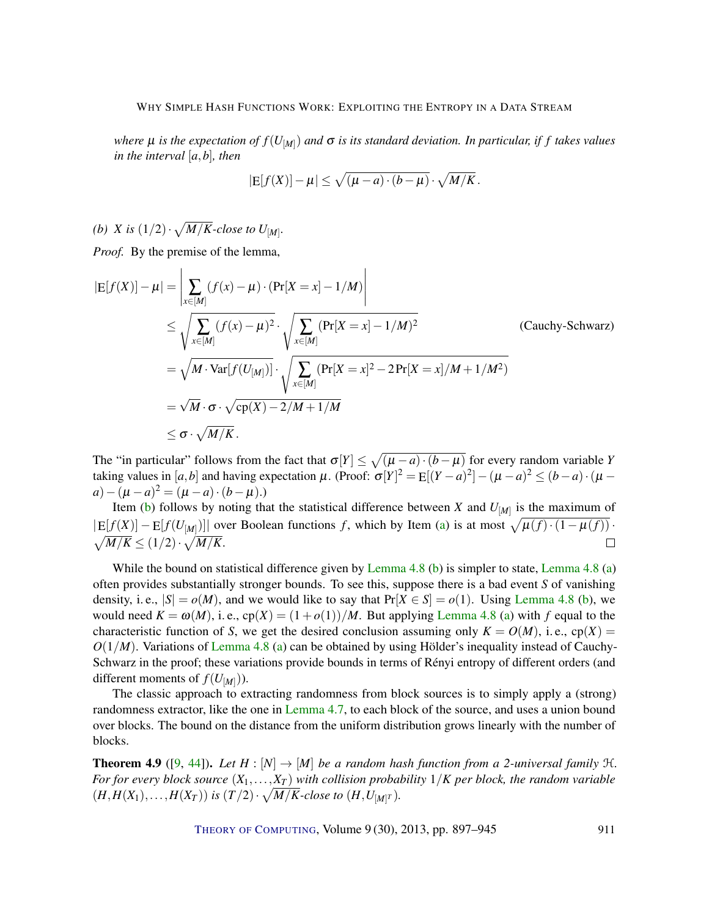*where $\mu$ is the expectation of $f(U_{[M]})$ and $\sigma$ is its standard deviation. In particular, if $f$ takes values in the interval $[a,b]$, then*

$$|\mathrm{E}[f(X)] - \mu| \leq \sqrt{(\mu - a) \cdot (b - \mu)} \cdot \sqrt{M/K}\,.$$

*(b) $X$ is $(1/2) \cdot \sqrt{M/K}$-close to $U_{[M]}$.*

*Proof.* By the premise of the lemma,

$$
\begin{aligned}
|\mathrm{E}[f(X)] - \mu| &= \left| \sum_{x \in [M]} (f(x) - \mu) \cdot (\Pr[X = x] - 1/M) \right| \\
&\leq \sqrt{\sum_{x \in [M]} (f(x) - \mu)^2} \cdot \sqrt{\sum_{x \in [M]} (\Pr[X = x] - 1/M)^2} \qquad \text{(Cauchy-Schwarz)} \\
&= \sqrt{M \cdot \mathrm{Var}[f(U_{[M]})]} \cdot \sqrt{\sum_{x \in [M]} (\Pr[X = x]^2 - 2\Pr[X = x]/M + 1/M^2)} \\
&= \sqrt{M} \cdot \sigma \cdot \sqrt{\mathrm{cp}(X) - 2/M + 1/M} \\
&\leq \sigma \cdot \sqrt{M/K}\,.
\end{aligned}
$$

The "in particular" follows from the fact that $\sigma[Y] \leq \sqrt{(\mu - a) \cdot (b - \mu)}$ for every random variable $Y$ taking values in $[a,b]$ and having expectation $\mu$. (Proof: $\sigma[Y]^2 = \mathrm{E}[(Y-a)^2] - (\mu - a)^2 \leq (b-a) \cdot (\mu - a) - (\mu - a)^2 = (\mu - a) \cdot (b - \mu)$.)

Item (b) follows by noting that the statistical difference between $X$ and $U_{[M]}$ is the maximum of $|\mathrm{E}[f(X)] - \mathrm{E}[f(U_{[M]})]|$ over Boolean functions $f$, which by Item (a) is at most $\sqrt{\mu(f) \cdot (1 - \mu(f))} \cdot \sqrt{M/K} \leq (1/2) \cdot \sqrt{M/K}$. ∎

While the bound on statistical difference given by Lemma 4.8 (b) is simpler to state, Lemma 4.8 (a) often provides substantially stronger bounds. To see this, suppose there is a bad event $S$ of vanishing density, i. e., $|S| = o(M)$, and we would like to say that $\Pr[X \in S] = o(1)$. Using Lemma 4.8 (b), we would need $K = \omega(M)$, i. e., $\mathrm{cp}(X) = (1 + o(1))/M$. But applying Lemma 4.8 (a) with $f$ equal to the characteristic function of $S$, we get the desired conclusion assuming only $K = O(M)$, i. e., $\mathrm{cp}(X) = O(1/M)$. Variations of Lemma 4.8 (a) can be obtained by using Hölder's inequality instead of Cauchy-Schwarz in the proof; these variations provide bounds in terms of Rényi entropy of different orders (and different moments of $f(U_{[M]})$).

The classic approach to extracting randomness from block sources is to simply apply a (strong) randomness extractor, like the one in Lemma 4.7, to each block of the source, and uses a union bound over blocks. The bound on the distance from the uniform distribution grows linearly with the number of blocks.

**Theorem 4.9** ([9, 44]). *Let $H : [N] \to [M]$ be a random hash function from a 2-universal family $\mathcal{H}$. For for every block source $(X_1, \ldots, X_T)$ with collision probability $1/K$ per block, the random variable $(H, H(X_1), \ldots, H(X_T))$ is $(T/2) \cdot \sqrt{M/K}$-close to $(H, U_{[M]^T})$.*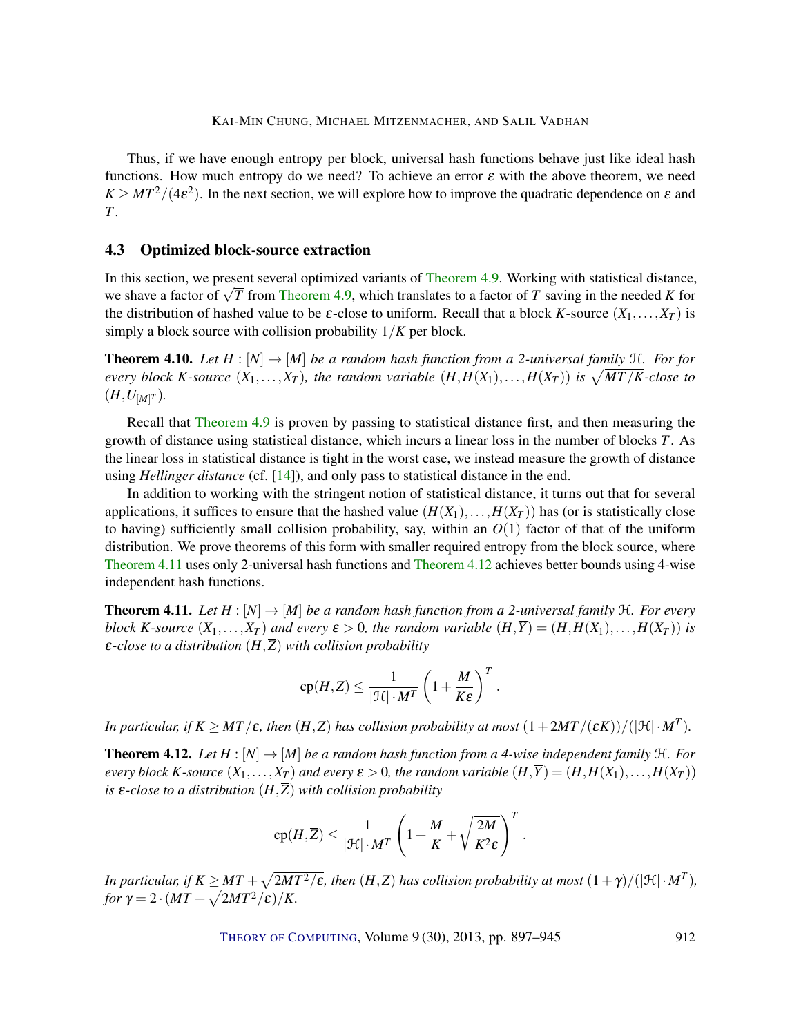Thus, if we have enough entropy per block, universal hash functions behave just like ideal hash functions. How much entropy do we need? To achieve an error $\varepsilon$ with the above theorem, we need $K \geq MT^2/(4\varepsilon^2)$. In the next section, we will explore how to improve the quadratic dependence on $\varepsilon$ and $T$.

## 4.3 Optimized block-source extraction

In this section, we present several optimized variants of Theorem 4.9. Working with statistical distance, we shave a factor of $\sqrt{T}$ from Theorem 4.9, which translates to a factor of $T$ saving in the needed $K$ for the distribution of hashed value to be $\varepsilon$-close to uniform. Recall that a block $K$-source $(X_1, \ldots, X_T)$ is simply a block source with collision probability $1/K$ per block.

**Theorem 4.10.** *Let $H : [N] \to [M]$ be a random hash function from a 2-universal family $\mathcal{H}$. For for every block $K$-source $(X_1, \ldots, X_T)$, the random variable $(H, H(X_1), \ldots, H(X_T))$ is $\sqrt{MT/K}$-close to $(H, U_{[M]^T})$.*

Recall that Theorem 4.9 is proven by passing to statistical distance first, and then measuring the growth of distance using statistical distance, which incurs a linear loss in the number of blocks $T$. As the linear loss in statistical distance is tight in the worst case, we instead measure the growth of distance using *Hellinger distance* (cf. [14]), and only pass to statistical distance in the end.

In addition to working with the stringent notion of statistical distance, it turns out that for several applications, it suffices to ensure that the hashed value $(H(X_1), \ldots, H(X_T))$ has (or is statistically close to having) sufficiently small collision probability, say, within an $O(1)$ factor of that of the uniform distribution. We prove theorems of this form with smaller required entropy from the block source, where Theorem 4.11 uses only 2-universal hash functions and Theorem 4.12 achieves better bounds using 4-wise independent hash functions.

**Theorem 4.11.** *Let $H : [N] \to [M]$ be a random hash function from a 2-universal family $\mathcal{H}$. For every block $K$-source $(X_1, \ldots, X_T)$ and every $\varepsilon > 0$, the random variable $(H, \overline{Y}) = (H, H(X_1), \ldots, H(X_T))$ is $\varepsilon$-close to a distribution $(H, \overline{Z})$ with collision probability*

$$\mathrm{cp}(H, \overline{Z}) \leq \frac{1}{|\mathcal{H}| \cdot M^T} \left(1 + \frac{M}{K\varepsilon}\right)^T .$$

*In particular, if $K \geq MT/\varepsilon$, then $(H, \overline{Z})$ has collision probability at most $(1 + 2MT/(\varepsilon K))/(|\mathcal{H}| \cdot M^T)$.*

**Theorem 4.12.** *Let $H : [N] \to [M]$ be a random hash function from a 4-wise independent family $\mathcal{H}$. For every block $K$-source $(X_1, \ldots, X_T)$ and every $\varepsilon > 0$, the random variable $(H, \overline{Y}) = (H, H(X_1), \ldots, H(X_T))$ is $\varepsilon$-close to a distribution $(H, \overline{Z})$ with collision probability*

$$\mathrm{cp}(H, \overline{Z}) \leq \frac{1}{|\mathcal{H}| \cdot M^T} \left(1 + \frac{M}{K} + \sqrt{\frac{2M}{K^2 \varepsilon}}\right)^T .$$

*In particular, if $K \geq MT + \sqrt{2MT^2/\varepsilon}$, then $(H, \overline{Z})$ has collision probability at most $(1 + \gamma)/(|\mathcal{H}| \cdot M^T)$, for $\gamma = 2 \cdot (MT + \sqrt{2MT^2/\varepsilon})/K$.*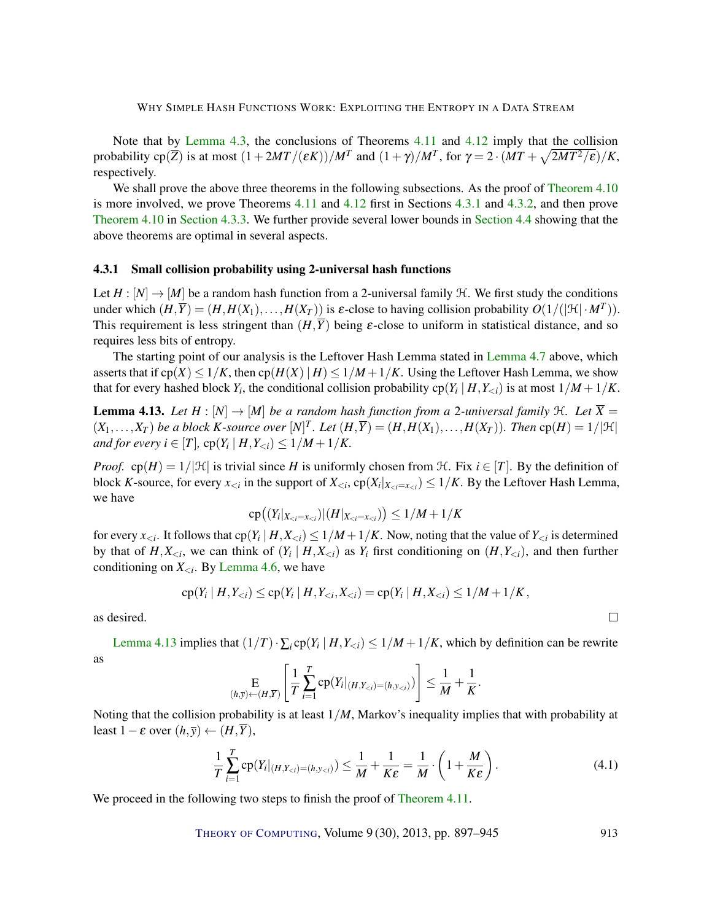Note that by Lemma 4.3, the conclusions of Theorems 4.11 and 4.12 imply that the collision probability $\mathrm{cp}(\overline{Z})$ is at most $(1+2MT/(\varepsilon K))/M^T$ and $(1+\gamma)/M^T$, for $\gamma = 2\cdot(MT+\sqrt{2MT^2/\varepsilon})/K$, respectively.

We shall prove the above three theorems in the following subsections. As the proof of Theorem 4.10 is more involved, we prove Theorems 4.11 and 4.12 first in Sections 4.3.1 and 4.3.2, and then prove Theorem 4.10 in Section 4.3.3. We further provide several lower bounds in Section 4.4 showing that the above theorems are optimal in several aspects.

### 4.3.1 Small collision probability using 2-universal hash functions

Let $H:[N]\to[M]$ be a random hash function from a 2-universal family $\mathcal{H}$. We first study the conditions under which $(H,\overline{Y}) = (H,H(X_1),\ldots,H(X_T))$ is $\varepsilon$-close to having collision probability $O(1/(|\mathcal{H}|\cdot M^T))$. This requirement is less stringent than $(H,\overline{Y})$ being $\varepsilon$-close to uniform in statistical distance, and so requires less bits of entropy.

The starting point of our analysis is the Leftover Hash Lemma stated in Lemma 4.7 above, which asserts that if $\mathrm{cp}(X)\le 1/K$, then $\mathrm{cp}(H(X)\mid H)\le 1/M+1/K$. Using the Leftover Hash Lemma, we show that for every hashed block $Y_i$, the conditional collision probability $\mathrm{cp}(Y_i\mid H,Y_{<i})$ is at most $1/M+1/K$.

**Lemma 4.13.** *Let $H:[N]\to[M]$ be a random hash function from a 2-universal family $\mathcal{H}$. Let $\overline{X} = (X_1,\ldots,X_T)$ be a block $K$-source over $[N]^T$. Let $(H,\overline{Y}) = (H,H(X_1),\ldots,H(X_T))$. Then $\mathrm{cp}(H)=1/|\mathcal{H}|$ and for every $i\in[T]$, $\mathrm{cp}(Y_i\mid H,Y_{<i})\le 1/M+1/K$.*

*Proof.* $\mathrm{cp}(H)=1/|\mathcal{H}|$ is trivial since $H$ is uniformly chosen from $\mathcal{H}$. Fix $i\in[T]$. By the definition of block $K$-source, for every $x_{<i}$ in the support of $X_{<i}$, $\mathrm{cp}(X_i|_{X_{<i}=x_{<i}})\le 1/K$. By the Leftover Hash Lemma, we have

$$\mathrm{cp}\big((Y_i|_{X_{<i}=x_{<i}})|(H|_{X_{<i}=x_{<i}})\big)\le 1/M+1/K$$

for every $x_{<i}$. It follows that $\mathrm{cp}(Y_i\mid H,X_{<i})\le 1/M+1/K$. Now, noting that the value of $Y_{<i}$ is determined by that of $H,X_{<i}$, we can think of $(Y_i\mid H,X_{<i})$ as $Y_i$ first conditioning on $(H,Y_{<i})$, and then further conditioning on $X_{<i}$. By Lemma 4.6, we have

$$\mathrm{cp}(Y_i\mid H,Y_{<i})\le \mathrm{cp}(Y_i\mid H,Y_{<i},X_{<i}) = \mathrm{cp}(Y_i\mid H,X_{<i})\le 1/M+1/K\,,$$

as desired. $\square$

Lemma 4.13 implies that $(1/T)\cdot\sum_i \mathrm{cp}(Y_i\mid H,Y_{<i})\le 1/M+1/K$, which by definition can be rewrite as

$$\mathop{\mathrm{E}}_{(h,\overline{y})\leftarrow(H,\overline{Y})}\left[\frac{1}{T}\sum_{i=1}^{T}\mathrm{cp}(Y_i|_{(H,Y_{<i})=(h,y_{<i})})\right]\le\frac{1}{M}+\frac{1}{K}.$$

Noting that the collision probability is at least $1/M$, Markov's inequality implies that with probability at least $1-\varepsilon$ over $(h,\overline{y})\leftarrow(H,\overline{Y})$,

$$\frac{1}{T}\sum_{i=1}^{T}\mathrm{cp}(Y_i|_{(H,Y_{<i})=(h,y_{<i})})\le\frac{1}{M}+\frac{1}{K\varepsilon}=\frac{1}{M}\cdot\left(1+\frac{M}{K\varepsilon}\right). \tag{4.1}$$

We proceed in the following two steps to finish the proof of Theorem 4.11.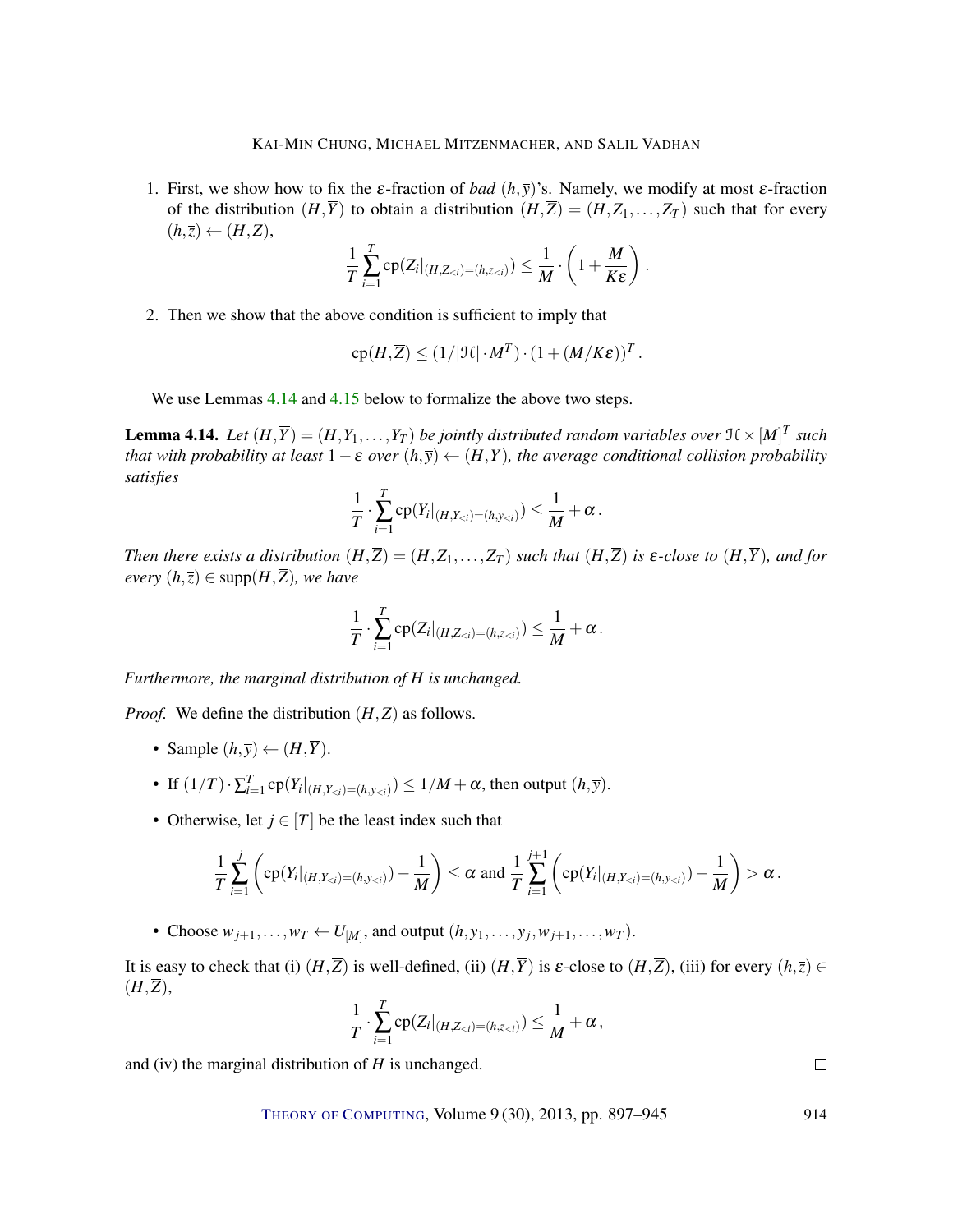1. First, we show how to fix the $\varepsilon$-fraction of *bad* $(h,\overline{y})$'s. Namely, we modify at most $\varepsilon$-fraction of the distribution $(H,\overline{Y})$ to obtain a distribution $(H,\overline{Z}) = (H,Z_1,\ldots,Z_T)$ such that for every $(h,\overline{z}) \leftarrow (H,\overline{Z})$,

$$\frac{1}{T}\sum_{i=1}^{T} \mathrm{cp}(Z_i|_{(H,Z_{<i})=(h,z_{<i})}) \leq \frac{1}{M}\cdot\left(1+\frac{M}{K\varepsilon}\right).$$

2. Then we show that the above condition is sufficient to imply that

$$\mathrm{cp}(H,\overline{Z}) \leq (1/|\mathcal{H}|\cdot M^T)\cdot(1+(M/K\varepsilon))^T.$$

We use Lemmas 4.14 and 4.15 below to formalize the above two steps.

**Lemma 4.14.** *Let $(H,\overline{Y}) = (H,Y_1,\ldots,Y_T)$ be jointly distributed random variables over $\mathcal{H}\times[M]^T$ such that with probability at least $1-\varepsilon$ over $(h,\overline{y}) \leftarrow (H,\overline{Y})$, the average conditional collision probability satisfies*

$$\frac{1}{T}\cdot\sum_{i=1}^{T} \mathrm{cp}(Y_i|_{(H,Y_{<i})=(h,y_{<i})}) \leq \frac{1}{M}+\alpha.$$

*Then there exists a distribution $(H,\overline{Z}) = (H,Z_1,\ldots,Z_T)$ such that $(H,\overline{Z})$ is $\varepsilon$-close to $(H,\overline{Y})$, and for every $(h,\overline{z}) \in \mathrm{supp}(H,\overline{Z})$, we have*

$$\frac{1}{T}\cdot\sum_{i=1}^{T} \mathrm{cp}(Z_i|_{(H,Z_{<i})=(h,z_{<i})}) \leq \frac{1}{M}+\alpha.$$

*Furthermore, the marginal distribution of $H$ is unchanged.*

*Proof.* We define the distribution $(H,\overline{Z})$ as follows.

- Sample $(h,\overline{y}) \leftarrow (H,\overline{Y})$.
- If $(1/T)\cdot\sum_{i=1}^{T}\mathrm{cp}(Y_i|_{(H,Y_{<i})=(h,y_{<i})}) \leq 1/M+\alpha$, then output $(h,\overline{y})$.
- Otherwise, let $j\in[T]$ be the least index such that

$$\frac{1}{T}\sum_{i=1}^{j}\left(\mathrm{cp}(Y_i|_{(H,Y_{<i})=(h,y_{<i})})-\frac{1}{M}\right) \leq \alpha \text{ and } \frac{1}{T}\sum_{i=1}^{j+1}\left(\mathrm{cp}(Y_i|_{(H,Y_{<i})=(h,y_{<i})})-\frac{1}{M}\right) > \alpha.$$

- Choose $w_{j+1},\ldots,w_T \leftarrow U_{[M]}$, and output $(h,y_1,\ldots,y_j,w_{j+1},\ldots,w_T)$.

It is easy to check that (i) $(H,\overline{Z})$ is well-defined, (ii) $(H,\overline{Y})$ is $\varepsilon$-close to $(H,\overline{Z})$, (iii) for every $(h,\overline{z}) \in (H,\overline{Z})$,

$$\frac{1}{T}\cdot\sum_{i=1}^{T} \mathrm{cp}(Z_i|_{(H,Z_{<i})=(h,z_{<i})}) \leq \frac{1}{M}+\alpha,$$

and (iv) the marginal distribution of $H$ is unchanged. □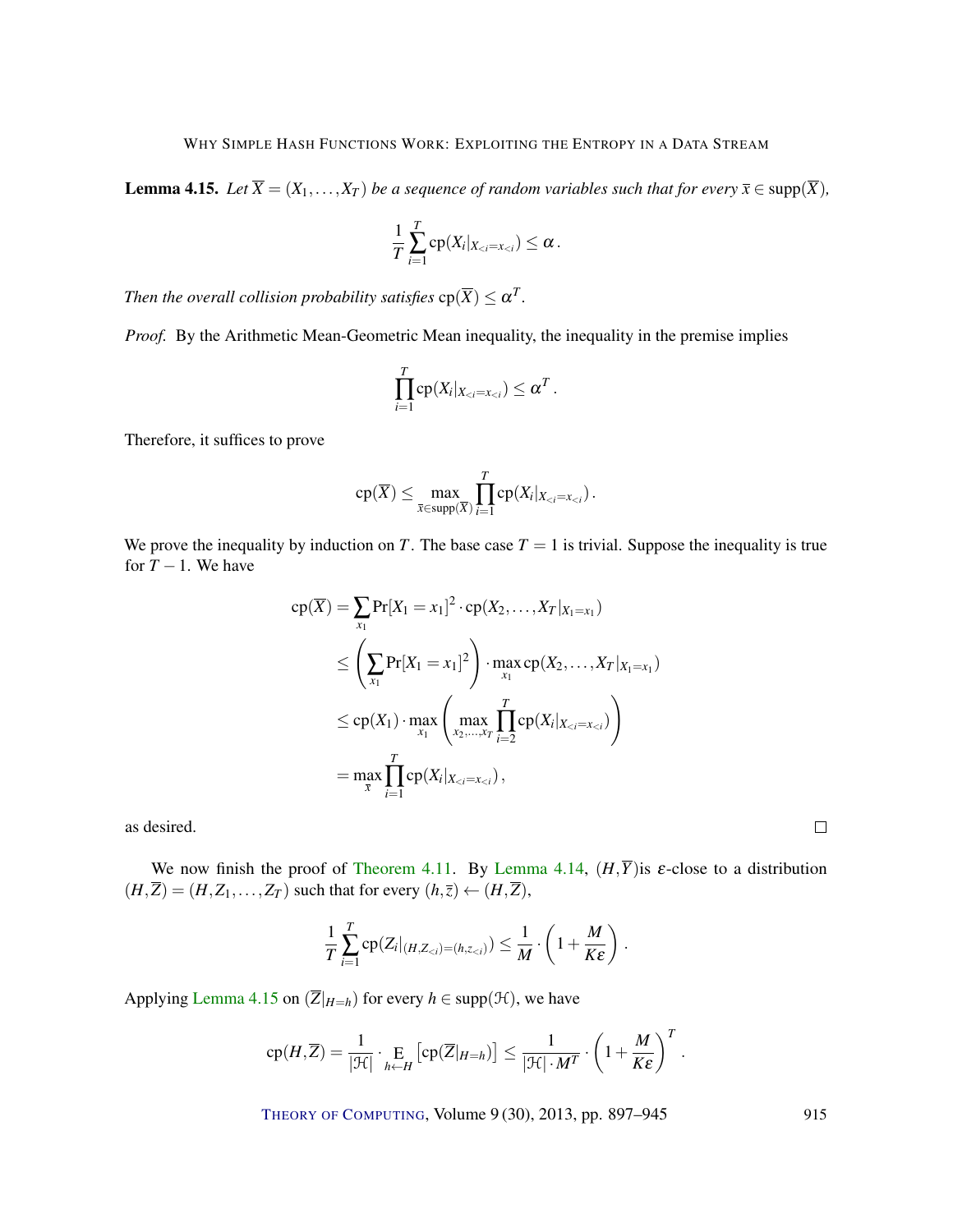**Lemma 4.15.** *Let $\overline{X} = (X_1, \ldots, X_T)$ be a sequence of random variables such that for every $\overline{x} \in \operatorname{supp}(\overline{X})$,*

$$\frac{1}{T}\sum_{i=1}^{T} \operatorname{cp}(X_i|_{X_{<i}=x_{<i}}) \leq \alpha \,.$$

*Then the overall collision probability satisfies $\operatorname{cp}(\overline{X}) \leq \alpha^T$.*

*Proof.* By the Arithmetic Mean-Geometric Mean inequality, the inequality in the premise implies

$$\prod_{i=1}^{T} \operatorname{cp}(X_i|_{X_{<i}=x_{<i}}) \leq \alpha^T \,.$$

Therefore, it suffices to prove

$$\operatorname{cp}(\overline{X}) \leq \max_{\overline{x} \in \operatorname{supp}(\overline{X})} \prod_{i=1}^{T} \operatorname{cp}(X_i|_{X_{<i}=x_{<i}}) \,.$$

We prove the inequality by induction on $T$. The base case $T = 1$ is trivial. Suppose the inequality is true for $T-1$. We have

$$\begin{aligned}
\operatorname{cp}(\overline{X}) &= \sum_{x_1} \Pr[X_1 = x_1]^2 \cdot \operatorname{cp}(X_2, \ldots, X_T|_{X_1=x_1}) \\
&\leq \left(\sum_{x_1} \Pr[X_1 = x_1]^2\right) \cdot \max_{x_1} \operatorname{cp}(X_2, \ldots, X_T|_{X_1=x_1}) \\
&\leq \operatorname{cp}(X_1) \cdot \max_{x_1} \left( \max_{x_2, \ldots, x_T} \prod_{i=2}^{T} \operatorname{cp}(X_i|_{X_{<i}=x_{<i}}) \right) \\
&= \max_{\overline{x}} \prod_{i=1}^{T} \operatorname{cp}(X_i|_{X_{<i}=x_{<i}}) \,,
\end{aligned}$$

as desired. $\square$

We now finish the proof of Theorem 4.11. By Lemma 4.14, $(H, \overline{Y})$is $\varepsilon$-close to a distribution $(H, \overline{Z}) = (H, Z_1, \ldots, Z_T)$ such that for every $(h, \overline{z}) \leftarrow (H, \overline{Z})$,

$$\frac{1}{T}\sum_{i=1}^{T} \operatorname{cp}(Z_i|_{(H, Z_{<i})=(h, z_{<i})}) \leq \frac{1}{M} \cdot \left(1 + \frac{M}{K\varepsilon}\right) .$$

Applying Lemma 4.15 on $(\overline{Z}|_{H=h})$ for every $h \in \operatorname{supp}(\mathcal{H})$, we have

$$\operatorname{cp}(H, \overline{Z}) = \frac{1}{|\mathcal{H}|} \cdot \operatorname*{E}_{h \leftarrow H}\left[\operatorname{cp}(\overline{Z}|_{H=h})\right] \leq \frac{1}{|\mathcal{H}| \cdot M^T} \cdot \left(1 + \frac{M}{K\varepsilon}\right)^T .$$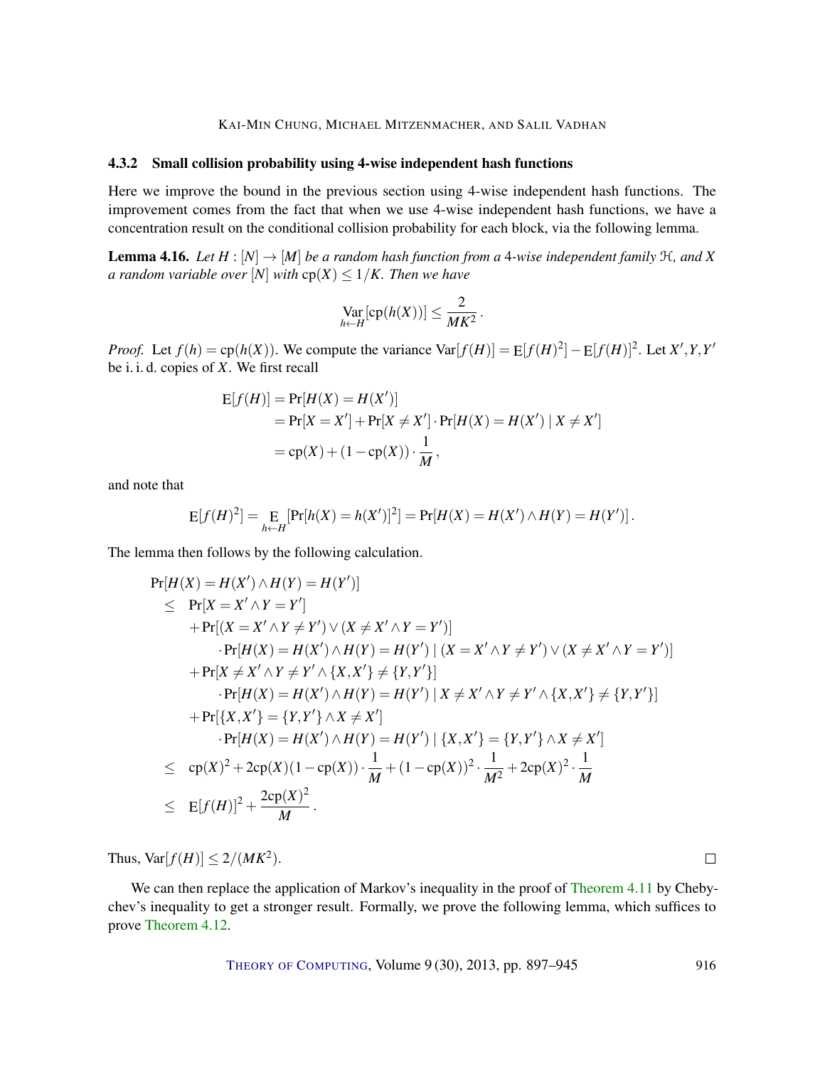### 4.3.2 Small collision probability using 4-wise independent hash functions

Here we improve the bound in the previous section using 4-wise independent hash functions. The improvement comes from the fact that when we use 4-wise independent hash functions, we have a concentration result on the conditional collision probability for each block, via the following lemma.

**Lemma 4.16.** *Let $H : [N] \to [M]$ be a random hash function from a 4-wise independent family $\mathcal{H}$, and $X$ a random variable over $[N]$ with $\mathrm{cp}(X) \le 1/K$. Then we have*

$$\operatorname*{Var}_{h \leftarrow H}[\mathrm{cp}(h(X))] \le \frac{2}{MK^2}\,.$$

*Proof.* Let $f(h) = \mathrm{cp}(h(X))$. We compute the variance $\mathrm{Var}[f(H)] = \mathrm{E}[f(H)^2] - \mathrm{E}[f(H)]^2$. Let $X', Y, Y'$ be i. i. d. copies of $X$. We first recall

$$\begin{aligned}
\mathrm{E}[f(H)] &= \Pr[H(X) = H(X')] \\
&= \Pr[X = X'] + \Pr[X \neq X'] \cdot \Pr[H(X) = H(X') \mid X \neq X'] \\
&= \mathrm{cp}(X) + (1 - \mathrm{cp}(X)) \cdot \frac{1}{M}\,,
\end{aligned}$$

and note that

$$\mathrm{E}[f(H)^2] = \operatorname*{E}_{h \leftarrow H}[\Pr[h(X) = h(X')]^2] = \Pr[H(X) = H(X') \wedge H(Y) = H(Y')]\,.$$

The lemma then follows by the following calculation.

$$\begin{aligned}
&\Pr[H(X) = H(X') \wedge H(Y) = H(Y')] \\
&\quad\le \Pr[X = X' \wedge Y = Y'] \\
&\qquad + \Pr[(X = X' \wedge Y \neq Y') \vee (X \neq X' \wedge Y = Y')] \\
&\qquad\qquad \cdot \Pr[H(X) = H(X') \wedge H(Y) = H(Y') \mid (X = X' \wedge Y \neq Y') \vee (X \neq X' \wedge Y = Y')] \\
&\qquad + \Pr[X \neq X' \wedge Y \neq Y' \wedge \{X, X'\} \neq \{Y, Y'\}] \\
&\qquad\qquad \cdot \Pr[H(X) = H(X') \wedge H(Y) = H(Y') \mid X \neq X' \wedge Y \neq Y' \wedge \{X, X'\} \neq \{Y, Y'\}] \\
&\qquad + \Pr[\{X, X'\} = \{Y, Y'\} \wedge X \neq X'] \\
&\qquad\qquad \cdot \Pr[H(X) = H(X') \wedge H(Y) = H(Y') \mid \{X, X'\} = \{Y, Y'\} \wedge X \neq X'] \\
&\quad\le \mathrm{cp}(X)^2 + 2\mathrm{cp}(X)(1 - \mathrm{cp}(X)) \cdot \frac{1}{M} + (1 - \mathrm{cp}(X))^2 \cdot \frac{1}{M^2} + 2\mathrm{cp}(X)^2 \cdot \frac{1}{M} \\
&\quad\le \mathrm{E}[f(H)]^2 + \frac{2\mathrm{cp}(X)^2}{M}\,.
\end{aligned}$$

Thus, $\mathrm{Var}[f(H)] \le 2/(MK^2)$. $\square$

We can then replace the application of Markov's inequality in the proof of Theorem 4.11 by Chebychev's inequality to get a stronger result. Formally, we prove the following lemma, which suffices to prove Theorem 4.12.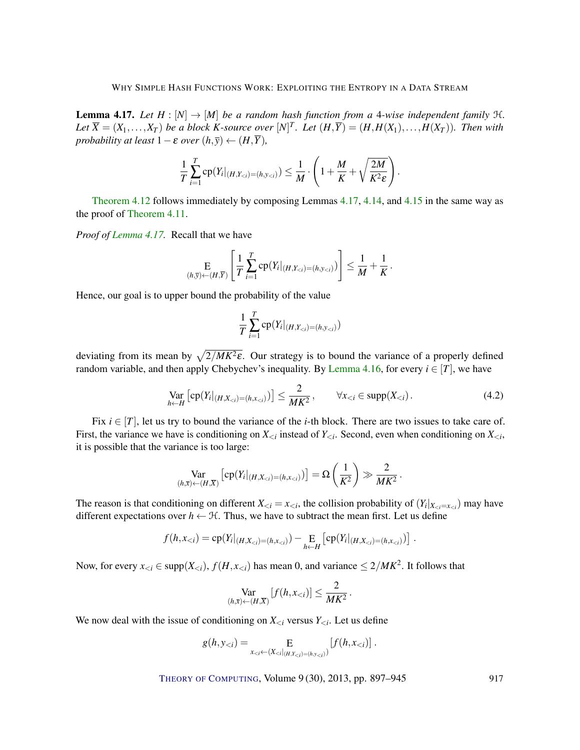**Lemma 4.17.** *Let $H : [N] \to [M]$ be a random hash function from a 4-wise independent family $\mathcal{H}$. Let $\overline{X} = (X_1, \ldots, X_T)$ be a block $K$-source over $[N]^T$. Let $(H, \overline{Y}) = (H, H(X_1), \ldots, H(X_T))$. Then with probability at least $1 - \varepsilon$ over $(h, \overline{y}) \leftarrow (H, \overline{Y})$,*

$$\frac{1}{T} \sum_{i=1}^{T} \mathrm{cp}(Y_i|_{(H,Y_{<i})=(h,y_{<i})}) \leq \frac{1}{M} \cdot \left(1 + \frac{M}{K} + \sqrt{\frac{2M}{K^2 \varepsilon}}\right).$$

Theorem 4.12 follows immediately by composing Lemmas 4.17, 4.14, and 4.15 in the same way as the proof of Theorem 4.11.

*Proof of Lemma 4.17.* Recall that we have

$$\mathop{\mathrm{E}}_{(h,\overline{y}) \leftarrow (H,\overline{Y})} \left[ \frac{1}{T} \sum_{i=1}^{T} \mathrm{cp}(Y_i|_{(H,Y_{<i})=(h,y_{<i})}) \right] \leq \frac{1}{M} + \frac{1}{K}.$$

Hence, our goal is to upper bound the probability of the value

$$\frac{1}{T} \sum_{i=1}^{T} \mathrm{cp}(Y_i|_{(H,Y_{<i})=(h,y_{<i})})$$

deviating from its mean by $\sqrt{2/MK^2\varepsilon}$. Our strategy is to bound the variance of a properly defined random variable, and then apply Chebychev's inequality. By Lemma 4.16, for every $i \in [T]$, we have

$$\mathop{\mathrm{Var}}_{h \leftarrow H} \left[ \mathrm{cp}(Y_i|_{(H,X_{<i})=(h,x_{<i})}) \right] \leq \frac{2}{MK^2}, \qquad \forall x_{<i} \in \mathrm{supp}(X_{<i}). \tag{4.2}$$

Fix $i \in [T]$, let us try to bound the variance of the $i$-th block. There are two issues to take care of. First, the variance we have is conditioning on $X_{<i}$ instead of $Y_{<i}$. Second, even when conditioning on $X_{<i}$, it is possible that the variance is too large:

$$\mathop{\mathrm{Var}}_{(h,\overline{x}) \leftarrow (H,\overline{X})} \left[ \mathrm{cp}(Y_i|_{(H,X_{<i})=(h,x_{<i})}) \right] = \Omega\left(\frac{1}{K^2}\right) \gg \frac{2}{MK^2}.$$

The reason is that conditioning on different $X_{<i} = x_{<i}$, the collision probability of $(Y_i|_{X_{<i}=x_{<i}})$ may have different expectations over $h \leftarrow \mathcal{H}$. Thus, we have to subtract the mean first. Let us define

$$f(h, x_{<i}) = \mathrm{cp}(Y_i|_{(H,X_{<i})=(h,x_{<i})}) - \mathop{\mathrm{E}}_{h \leftarrow H} \left[ \mathrm{cp}(Y_i|_{(H,X_{<i})=(h,x_{<i})}) \right].$$

Now, for every $x_{<i} \in \mathrm{supp}(X_{<i})$, $f(H, x_{<i})$ has mean 0, and variance $\leq 2/MK^2$. It follows that

$$\mathop{\mathrm{Var}}_{(h,\overline{x}) \leftarrow (H,\overline{X})} [f(h, x_{<i})] \leq \frac{2}{MK^2}.$$

We now deal with the issue of conditioning on $X_{<i}$ versus $Y_{<i}$. Let us define

$$g(h, y_{<i}) = \mathop{\mathrm{E}}_{x_{<i} \leftarrow (X_{<i}|_{(H,Y_{<i})=(h,y_{<i})})} [f(h, x_{<i})].$$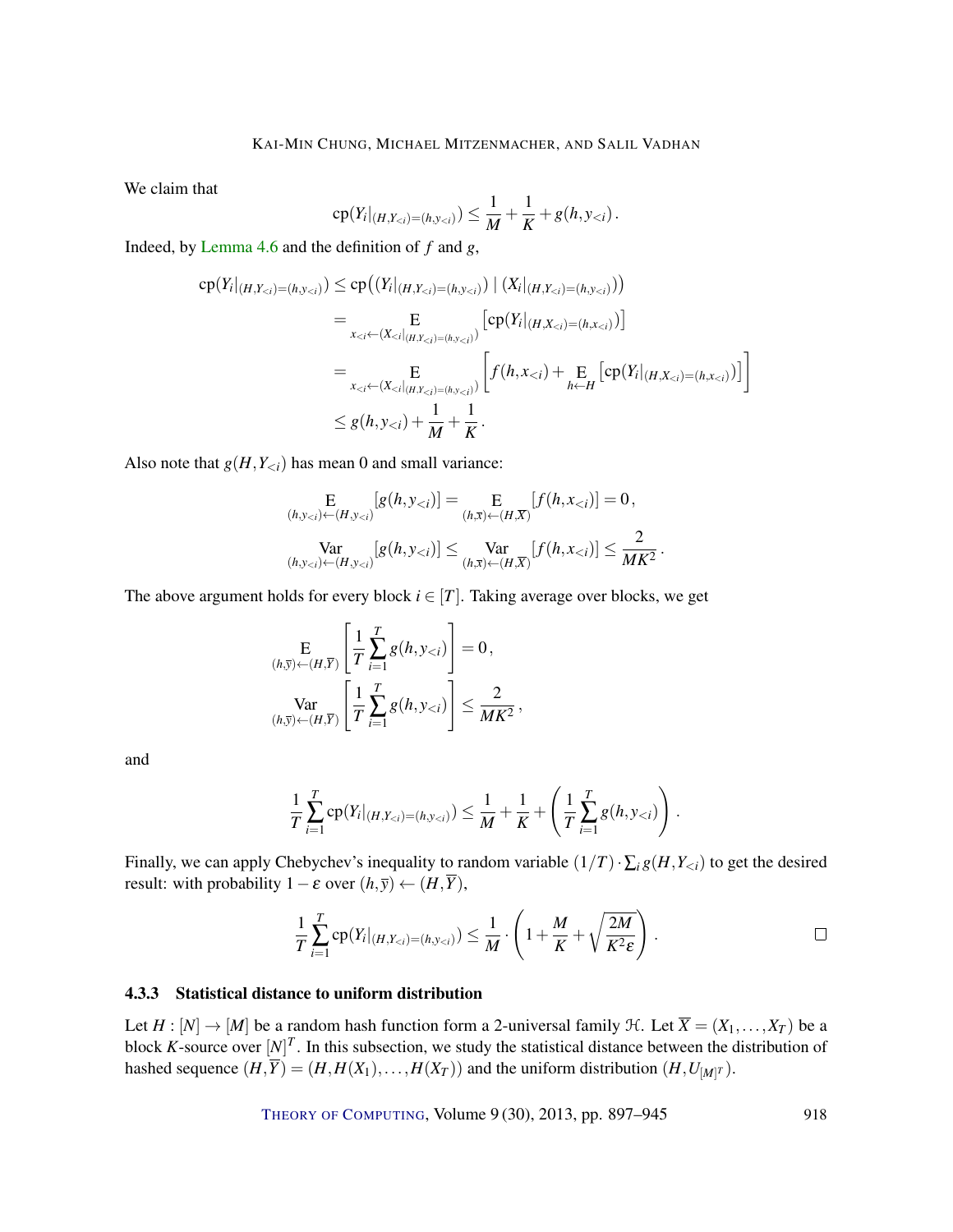We claim that

$$\mathrm{cp}(Y_i|_{(H,Y_{<i})=(h,y_{<i})}) \leq \frac{1}{M} + \frac{1}{K} + g(h,y_{<i})\,.$$

Indeed, by Lemma 4.6 and the definition of $f$ and $g$,

$$\begin{aligned}
\mathrm{cp}(Y_i|_{(H,Y_{<i})=(h,y_{<i})}) &\leq \mathrm{cp}\big((Y_i|_{(H,Y_{<i})=(h,y_{<i})}) \mid (X_i|_{(H,Y_{<i})=(h,y_{<i})})\big) \\
&= \mathop{\mathrm{E}}_{x_{<i} \leftarrow (X_{<i}|_{(H,Y_{<i})=(h,y_{<i})})} \big[\mathrm{cp}(Y_i|_{(H,X_{<i})=(h,x_{<i})})\big] \\
&= \mathop{\mathrm{E}}_{x_{<i} \leftarrow (X_{<i}|_{(H,Y_{<i})=(h,y_{<i})})} \left[ f(h,x_{<i}) + \mathop{\mathrm{E}}_{h \leftarrow H}\big[\mathrm{cp}(Y_i|_{(H,X_{<i})=(h,x_{<i})})\big] \right] \\
&\leq g(h,y_{<i}) + \frac{1}{M} + \frac{1}{K}\,.
\end{aligned}$$

Also note that $g(H,Y_{<i})$ has mean 0 and small variance:

$$\mathop{\mathrm{E}}_{(h,y_{<i}) \leftarrow (H,y_{<i})} [g(h,y_{<i})] = \mathop{\mathrm{E}}_{(h,\overline{x}) \leftarrow (H,\overline{X})} [f(h,x_{<i})] = 0\,,$$

$$\mathop{\mathrm{Var}}_{(h,y_{<i}) \leftarrow (H,y_{<i})} [g(h,y_{<i})] \leq \mathop{\mathrm{Var}}_{(h,\overline{x}) \leftarrow (H,\overline{X})} [f(h,x_{<i})] \leq \frac{2}{MK^2}\,.$$

The above argument holds for every block $i \in [T]$. Taking average over blocks, we get

$$\mathop{\mathrm{E}}_{(h,\overline{y}) \leftarrow (H,\overline{Y})} \left[ \frac{1}{T} \sum_{i=1}^{T} g(h,y_{<i}) \right] = 0\,,$$

$$\mathop{\mathrm{Var}}_{(h,\overline{y}) \leftarrow (H,\overline{Y})} \left[ \frac{1}{T} \sum_{i=1}^{T} g(h,y_{<i}) \right] \leq \frac{2}{MK^2}\,,$$

and

$$\frac{1}{T} \sum_{i=1}^{T} \mathrm{cp}(Y_i|_{(H,Y_{<i})=(h,y_{<i})}) \leq \frac{1}{M} + \frac{1}{K} + \left( \frac{1}{T} \sum_{i=1}^{T} g(h,y_{<i}) \right).$$

Finally, we can apply Chebychev's inequality to random variable $(1/T) \cdot \sum_i g(H,Y_{<i})$ to get the desired result: with probability $1-\varepsilon$ over $(h,\overline{y}) \leftarrow (H,\overline{Y})$,

$$\frac{1}{T} \sum_{i=1}^{T} \mathrm{cp}(Y_i|_{(H,Y_{<i})=(h,y_{<i})}) \leq \frac{1}{M} \cdot \left( 1 + \frac{M}{K} + \sqrt{\frac{2M}{K^2 \varepsilon}} \right).$$

□

### 4.3.3 Statistical distance to uniform distribution

Let $H : [N] \to [M]$ be a random hash function form a 2-universal family $\mathcal{H}$. Let $\overline{X} = (X_1, \ldots, X_T)$ be a block $K$-source over $[N]^T$. In this subsection, we study the statistical distance between the distribution of hashed sequence $(H,\overline{Y}) = (H, H(X_1), \ldots, H(X_T))$ and the uniform distribution $(H, U_{[M]^T})$.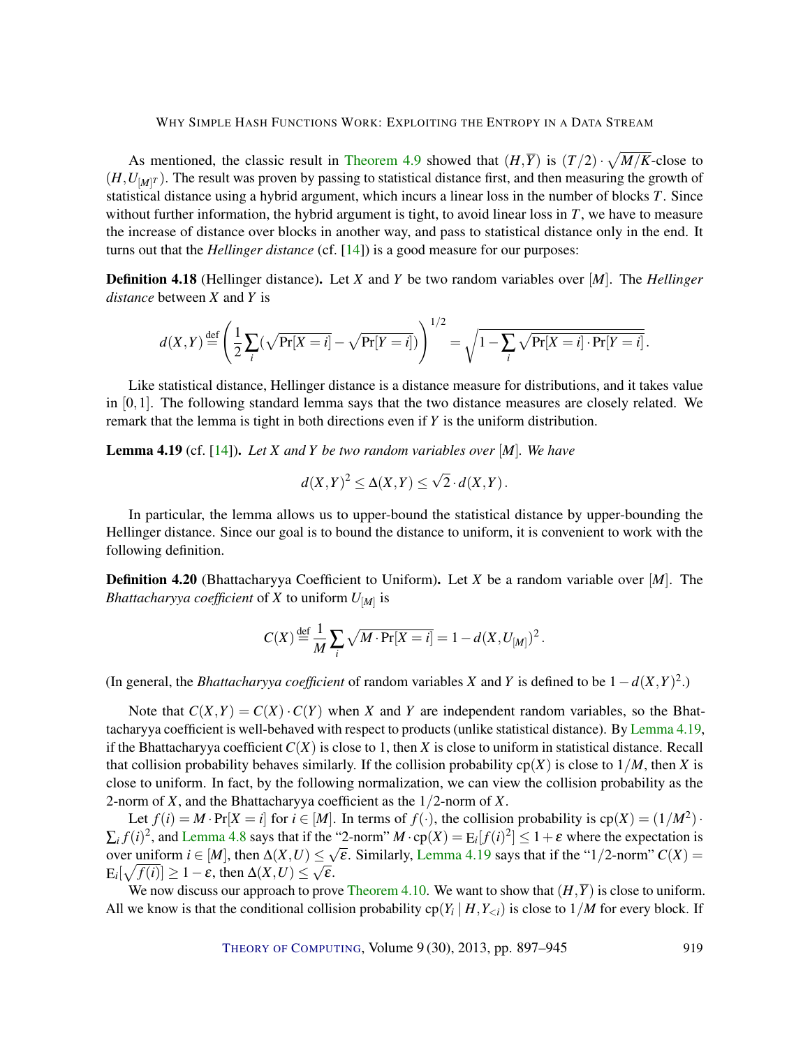As mentioned, the classic result in Theorem 4.9 showed that $(H,\overline{Y})$ is $(T/2)\cdot\sqrt{M/K}$-close to $(H,U_{[M]^T})$. The result was proven by passing to statistical distance first, and then measuring the growth of statistical distance using a hybrid argument, which incurs a linear loss in the number of blocks $T$. Since without further information, the hybrid argument is tight, to avoid linear loss in $T$, we have to measure the increase of distance over blocks in another way, and pass to statistical distance only in the end. It turns out that the *Hellinger distance* (cf. [14]) is a good measure for our purposes:

**Definition 4.18** (Hellinger distance)**.** Let $X$ and $Y$ be two random variables over $[M]$. The *Hellinger distance* between $X$ and $Y$ is

$$d(X,Y) \stackrel{\text{def}}{=} \left(\frac{1}{2}\sum_i\left(\sqrt{\Pr[X=i]}-\sqrt{\Pr[Y=i]}\right)\right)^{1/2} = \sqrt{1-\sum_i\sqrt{\Pr[X=i]\cdot\Pr[Y=i]}}\,.$$

Like statistical distance, Hellinger distance is a distance measure for distributions, and it takes value in $[0,1]$. The following standard lemma says that the two distance measures are closely related. We remark that the lemma is tight in both directions even if $Y$ is the uniform distribution.

**Lemma 4.19** (cf. [14])**.** *Let $X$ and $Y$ be two random variables over $[M]$. We have*

$$d(X,Y)^2 \le \Delta(X,Y) \le \sqrt{2}\cdot d(X,Y)\,.$$

In particular, the lemma allows us to upper-bound the statistical distance by upper-bounding the Hellinger distance. Since our goal is to bound the distance to uniform, it is convenient to work with the following definition.

**Definition 4.20** (Bhattacharyya Coefficient to Uniform)**.** Let $X$ be a random variable over $[M]$. The *Bhattacharyya coefficient* of $X$ to uniform $U_{[M]}$ is

$$C(X) \stackrel{\text{def}}{=} \frac{1}{M}\sum_i\sqrt{M\cdot\Pr[X=i]} = 1-d(X,U_{[M]})^2\,.$$

(In general, the *Bhattacharyya coefficient* of random variables $X$ and $Y$ is defined to be $1-d(X,Y)^2$.)

Note that $C(X,Y)=C(X)\cdot C(Y)$ when $X$ and $Y$ are independent random variables, so the Bhattacharyya coefficient is well-behaved with respect to products (unlike statistical distance). By Lemma 4.19, if the Bhattacharyya coefficient $C(X)$ is close to 1, then $X$ is close to uniform in statistical distance. Recall that collision probability behaves similarly. If the collision probability $\mathrm{cp}(X)$ is close to $1/M$, then $X$ is close to uniform. In fact, by the following normalization, we can view the collision probability as the 2-norm of $X$, and the Bhattacharyya coefficient as the $1/2$-norm of $X$.

Let $f(i)=M\cdot\Pr[X=i]$ for $i\in[M]$. In terms of $f(\cdot)$, the collision probability is $\mathrm{cp}(X)=(1/M^2)\cdot\sum_i f(i)^2$, and Lemma 4.8 says that if the "2-norm" $M\cdot\mathrm{cp}(X)=\mathrm{E}_i[f(i)^2]\le 1+\varepsilon$ where the expectation is over uniform $i\in[M]$, then $\Delta(X,U)\le\sqrt{\varepsilon}$. Similarly, Lemma 4.19 says that if the "$1/2$-norm" $C(X)=\mathrm{E}_i[\sqrt{f(i)}]\ge 1-\varepsilon$, then $\Delta(X,U)\le\sqrt{\varepsilon}$.

We now discuss our approach to prove Theorem 4.10. We want to show that $(H,\overline{Y})$ is close to uniform. All we know is that the conditional collision probability $\mathrm{cp}(Y_i\mid H,Y_{<i})$ is close to $1/M$ for every block. If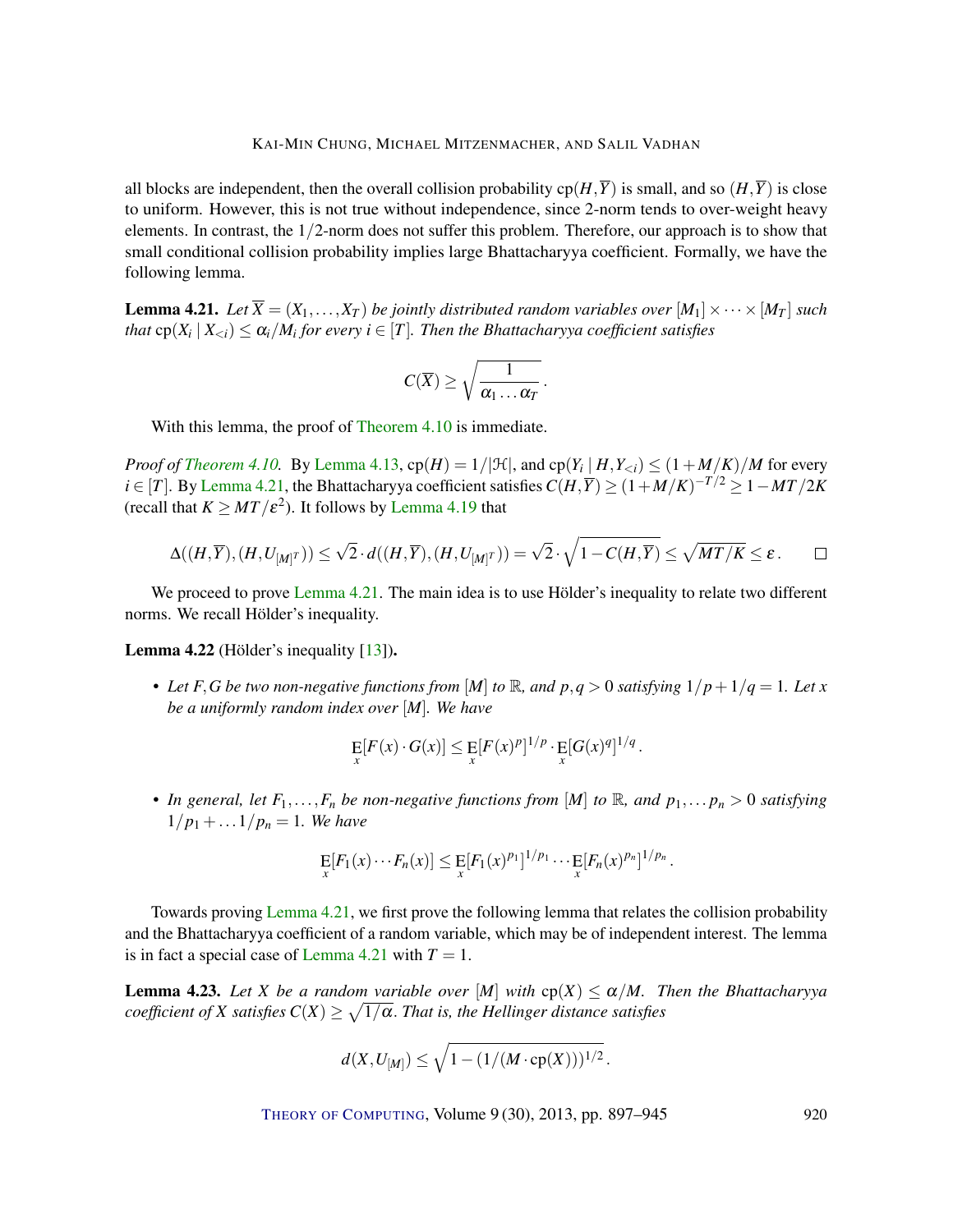all blocks are independent, then the overall collision probability $\mathrm{cp}(H,\overline{Y})$ is small, and so $(H,\overline{Y})$ is close to uniform. However, this is not true without independence, since 2-norm tends to over-weight heavy elements. In contrast, the 1/2-norm does not suffer this problem. Therefore, our approach is to show that small conditional collision probability implies large Bhattacharyya coefficient. Formally, we have the following lemma.

**Lemma 4.21.** *Let $\overline{X} = (X_1, \dots, X_T)$ be jointly distributed random variables over $[M_1] \times \cdots \times [M_T]$ such that $\mathrm{cp}(X_i \mid X_{<i}) \leq \alpha_i / M_i$ for every $i \in [T]$. Then the Bhattacharyya coefficient satisfies*

$$C(\overline{X}) \geq \sqrt{\frac{1}{\alpha_1 \dots \alpha_T}}\,.$$

With this lemma, the proof of Theorem 4.10 is immediate.

*Proof of Theorem 4.10.* By Lemma 4.13, $\mathrm{cp}(H) = 1/|\mathcal{H}|$, and $\mathrm{cp}(Y_i \mid H, Y_{<i}) \leq (1 + M/K)/M$ for every $i \in [T]$. By Lemma 4.21, the Bhattacharyya coefficient satisfies $C(H,\overline{Y}) \geq (1+M/K)^{-T/2} \geq 1 - MT/2K$ (recall that $K \geq MT/\varepsilon^2$). It follows by Lemma 4.19 that

$$\Delta((H,\overline{Y}),(H,U_{[M]^T})) \leq \sqrt{2} \cdot d((H,\overline{Y}),(H,U_{[M]^T})) = \sqrt{2} \cdot \sqrt{1 - C(H,\overline{Y})} \leq \sqrt{MT/K} \leq \varepsilon\,. \qquad \square$$

We proceed to prove Lemma 4.21. The main idea is to use Hölder's inequality to relate two different norms. We recall Hölder's inequality.

**Lemma 4.22** (Hölder's inequality [13])**.**

- *Let $F, G$ be two non-negative functions from $[M]$ to $\mathbb{R}$, and $p, q > 0$ satisfying $1/p + 1/q = 1$. Let $x$ be a uniformly random index over $[M]$. We have*

$$\mathop{\mathrm{E}}_x[F(x) \cdot G(x)] \leq \mathop{\mathrm{E}}_x[F(x)^p]^{1/p} \cdot \mathop{\mathrm{E}}_x[G(x)^q]^{1/q}\,.$$

- *In general, let $F_1, \dots, F_n$ be non-negative functions from $[M]$ to $\mathbb{R}$, and $p_1, \dots p_n > 0$ satisfying $1/p_1 + \dots 1/p_n = 1$. We have*

$$\mathop{\mathrm{E}}_x[F_1(x) \cdots F_n(x)] \leq \mathop{\mathrm{E}}_x[F_1(x)^{p_1}]^{1/p_1} \cdots \mathop{\mathrm{E}}_x[F_n(x)^{p_n}]^{1/p_n}\,.$$

Towards proving Lemma 4.21, we first prove the following lemma that relates the collision probability and the Bhattacharyya coefficient of a random variable, which may be of independent interest. The lemma is in fact a special case of Lemma 4.21 with $T = 1$.

**Lemma 4.23.** *Let $X$ be a random variable over $[M]$ with $\mathrm{cp}(X) \leq \alpha/M$. Then the Bhattacharyya coefficient of $X$ satisfies $C(X) \geq \sqrt{1/\alpha}$. That is, the Hellinger distance satisfies*

$$d(X, U_{[M]}) \leq \sqrt{1 - (1/(M \cdot \mathrm{cp}(X)))^{1/2}}\,.$$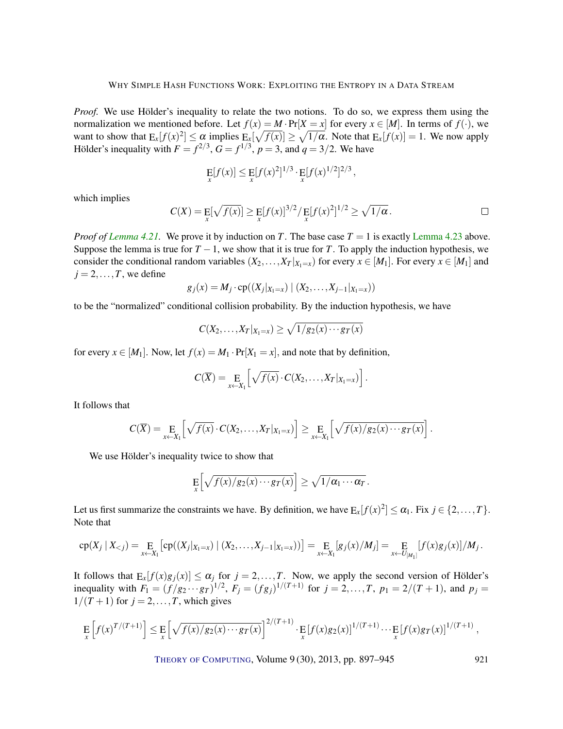*Proof.* We use Hölder's inequality to relate the two notions. To do so, we express them using the normalization we mentioned before. Let $f(x) = M \cdot \Pr[X = x]$ for every $x \in [M]$. In terms of $f(\cdot)$, we want to show that $\mathrm{E}_x[f(x)^2] \le \alpha$ implies $\mathrm{E}_x[\sqrt{f(x)}] \ge \sqrt{1/\alpha}$. Note that $\mathrm{E}_x[f(x)] = 1$. We now apply Hölder's inequality with $F = f^{2/3}$, $G = f^{1/3}$, $p = 3$, and $q = 3/2$. We have

$$\mathop{\mathrm{E}}_x[f(x)] \le \mathop{\mathrm{E}}_x[f(x)^2]^{1/3} \cdot \mathop{\mathrm{E}}_x[f(x)^{1/2}]^{2/3},$$

which implies

$$C(X) = \mathop{\mathrm{E}}_x[\sqrt{f(x)}] \ge \mathop{\mathrm{E}}_x[f(x)]^{3/2} / \mathop{\mathrm{E}}_x[f(x)^2]^{1/2} \ge \sqrt{1/\alpha}. \qquad \square$$

*Proof of Lemma 4.21.* We prove it by induction on $T$. The base case $T = 1$ is exactly Lemma 4.23 above. Suppose the lemma is true for $T-1$, we show that it is true for $T$. To apply the induction hypothesis, we consider the conditional random variables $(X_2, \dots, X_T|_{X_1=x})$ for every $x \in [M_1]$. For every $x \in [M_1]$ and $j = 2, \dots, T$, we define

$$g_j(x) = M_j \cdot \mathrm{cp}((X_j|_{X_1=x}) \mid (X_2, \dots, X_{j-1}|_{X_1=x}))$$

to be the "normalized" conditional collision probability. By the induction hypothesis, we have

$$C(X_2, \dots, X_T|_{X_1=x}) \ge \sqrt{1/g_2(x) \cdots g_T(x)}$$

for every $x \in [M_1]$. Now, let $f(x) = M_1 \cdot \Pr[X_1 = x]$, and note that by definition,

$$C(\overline{X}) = \mathop{\mathrm{E}}_{x \leftarrow X_1}\left[\sqrt{f(x)} \cdot C(X_2, \dots, X_T|_{X_1=x})\right].$$

It follows that

$$C(\overline{X}) = \mathop{\mathrm{E}}_{x \leftarrow X_1}\left[\sqrt{f(x)} \cdot C(X_2, \dots, X_T|_{X_1=x})\right] \ge \mathop{\mathrm{E}}_{x \leftarrow X_1}\left[\sqrt{f(x)/g_2(x) \cdots g_T(x)}\right].$$

We use Hölder's inequality twice to show that

$$\mathop{\mathrm{E}}_x\left[\sqrt{f(x)/g_2(x) \cdots g_T(x)}\right] \ge \sqrt{1/\alpha_1 \cdots \alpha_T}.$$

Let us first summarize the constraints we have. By definition, we have $\mathrm{E}_x[f(x)^2] \le \alpha_1$. Fix $j \in \{2, \dots, T\}$. Note that

$$\mathrm{cp}(X_j \mid X_{<j}) = \mathop{\mathrm{E}}_{x \leftarrow X_1}\left[\mathrm{cp}((X_j|_{X_1=x}) \mid (X_2, \dots, X_{j-1}|_{X_1=x}))\right] = \mathop{\mathrm{E}}_{x \leftarrow X_1}[g_j(x)/M_j] = \mathop{\mathrm{E}}_{x \leftarrow U_{[M_1]}}[f(x)g_j(x)]/M_j.$$

It follows that $\mathrm{E}_x[f(x)g_j(x)] \le \alpha_j$ for $j = 2, \dots, T$. Now, we apply the second version of Hölder's inequality with $F_1 = (f/g_2 \cdots g_T)^{1/2}$, $F_j = (fg_j)^{1/(T+1)}$ for $j = 2, \dots, T$, $p_1 = 2/(T+1)$, and $p_j = 1/(T+1)$ for $j = 2, \dots, T$, which gives

$$\mathop{\mathrm{E}}_x\left[f(x)^{T/(T+1)}\right] \le \mathop{\mathrm{E}}_x\left[\sqrt{f(x)/g_2(x) \cdots g_T(x)}\right]^{2/(T+1)} \cdot \mathop{\mathrm{E}}_x[f(x)g_2(x)]^{1/(T+1)} \cdots \mathop{\mathrm{E}}_x[f(x)g_T(x)]^{1/(T+1)},$$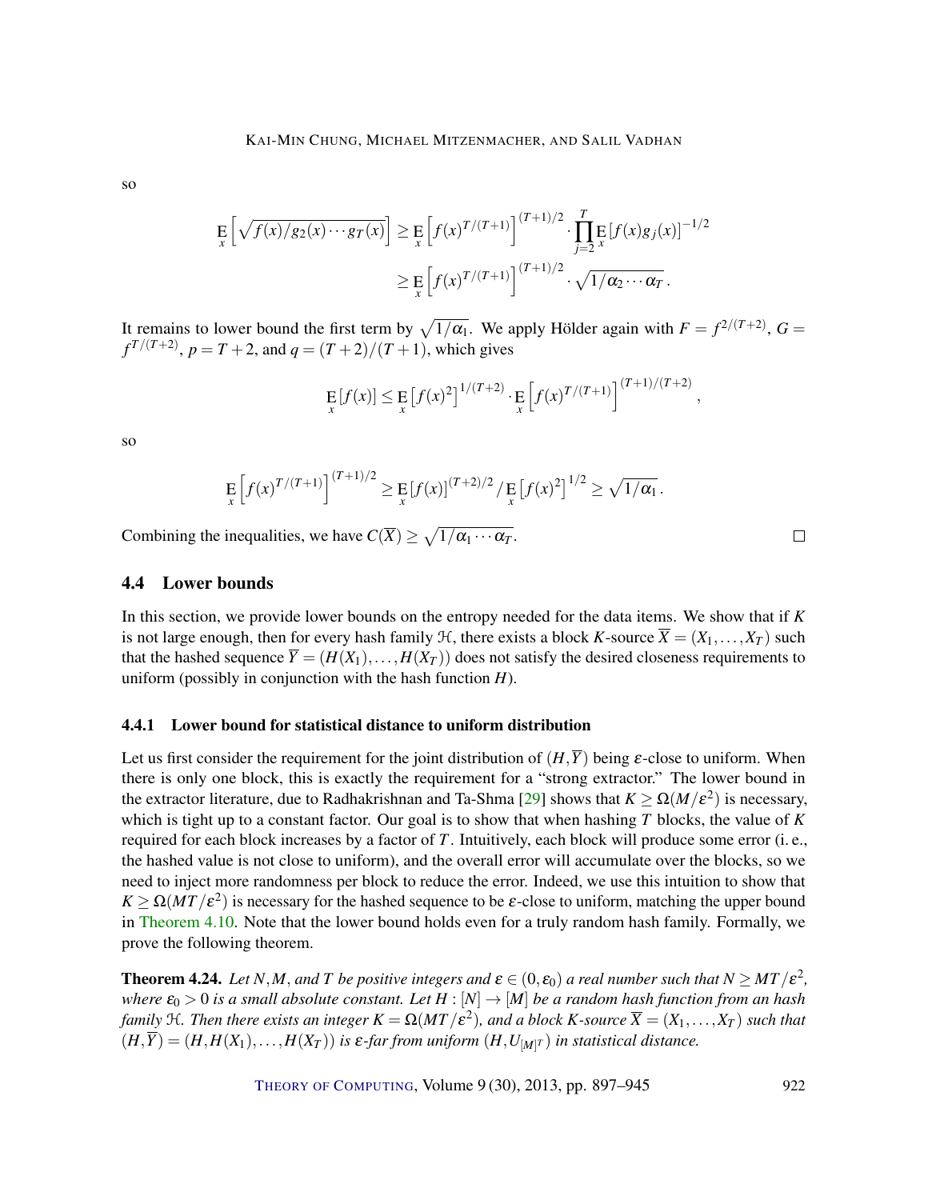so

$$\mathop{\mathrm{E}}_{x}\left[\sqrt{f(x)/g_2(x)\cdots g_T(x)}\right] \geq \mathop{\mathrm{E}}_{x}\left[f(x)^{T/(T+1)}\right]^{(T+1)/2} \cdot \prod_{j=2}^{T} \mathop{\mathrm{E}}_{x}[f(x)g_j(x)]^{-1/2}$$

$$\geq \mathop{\mathrm{E}}_{x}\left[f(x)^{T/(T+1)}\right]^{(T+1)/2} \cdot \sqrt{1/\alpha_2\cdots\alpha_T}\,.$$

It remains to lower bound the first term by $\sqrt{1/\alpha_1}$. We apply Hölder again with $F = f^{2/(T+2)}$, $G = f^{T/(T+2)}$, $p = T+2$, and $q = (T+2)/(T+1)$, which gives

$$\mathop{\mathrm{E}}_{x}[f(x)] \leq \mathop{\mathrm{E}}_{x}\left[f(x)^2\right]^{1/(T+2)} \cdot \mathop{\mathrm{E}}_{x}\left[f(x)^{T/(T+1)}\right]^{(T+1)/(T+2)},$$

so

$$\mathop{\mathrm{E}}_{x}\left[f(x)^{T/(T+1)}\right]^{(T+1)/2} \geq \mathop{\mathrm{E}}_{x}[f(x)]^{(T+2)/2} / \mathop{\mathrm{E}}_{x}\left[f(x)^2\right]^{1/2} \geq \sqrt{1/\alpha_1}\,.$$

Combining the inequalities, we have $C(\overline{X}) \geq \sqrt{1/\alpha_1\cdots\alpha_T}$. □

### 4.4 Lower bounds

In this section, we provide lower bounds on the entropy needed for the data items. We show that if $K$ is not large enough, then for every hash family $\mathcal{H}$, there exists a block $K$-source $\overline{X} = (X_1,\ldots,X_T)$ such that the hashed sequence $\overline{Y} = (H(X_1),\ldots,H(X_T))$ does not satisfy the desired closeness requirements to uniform (possibly in conjunction with the hash function $H$).

#### 4.4.1 Lower bound for statistical distance to uniform distribution

Let us first consider the requirement for the joint distribution of $(H,\overline{Y})$ being $\varepsilon$-close to uniform. When there is only one block, this is exactly the requirement for a "strong extractor." The lower bound in the extractor literature, due to Radhakrishnan and Ta-Shma [29] shows that $K \geq \Omega(M/\varepsilon^2)$ is necessary, which is tight up to a constant factor. Our goal is to show that when hashing $T$ blocks, the value of $K$ required for each block increases by a factor of $T$. Intuitively, each block will produce some error (i. e., the hashed value is not close to uniform), and the overall error will accumulate over the blocks, so we need to inject more randomness per block to reduce the error. Indeed, we use this intuition to show that $K \geq \Omega(MT/\varepsilon^2)$ is necessary for the hashed sequence to be $\varepsilon$-close to uniform, matching the upper bound in Theorem 4.10. Note that the lower bound holds even for a truly random hash family. Formally, we prove the following theorem.

**Theorem 4.24.** *Let $N, M$, and $T$ be positive integers and $\varepsilon \in (0,\varepsilon_0)$ a real number such that $N \geq MT/\varepsilon^2$, where $\varepsilon_0 > 0$ is a small absolute constant. Let $H : [N] \to [M]$ be a random hash function from an hash family $\mathcal{H}$. Then there exists an integer $K = \Omega(MT/\varepsilon^2)$, and a block $K$-source $\overline{X} = (X_1,\ldots,X_T)$ such that $(H,\overline{Y}) = (H,H(X_1),\ldots,H(X_T))$ is $\varepsilon$-far from uniform $(H,U_{[M]^T})$ in statistical distance.*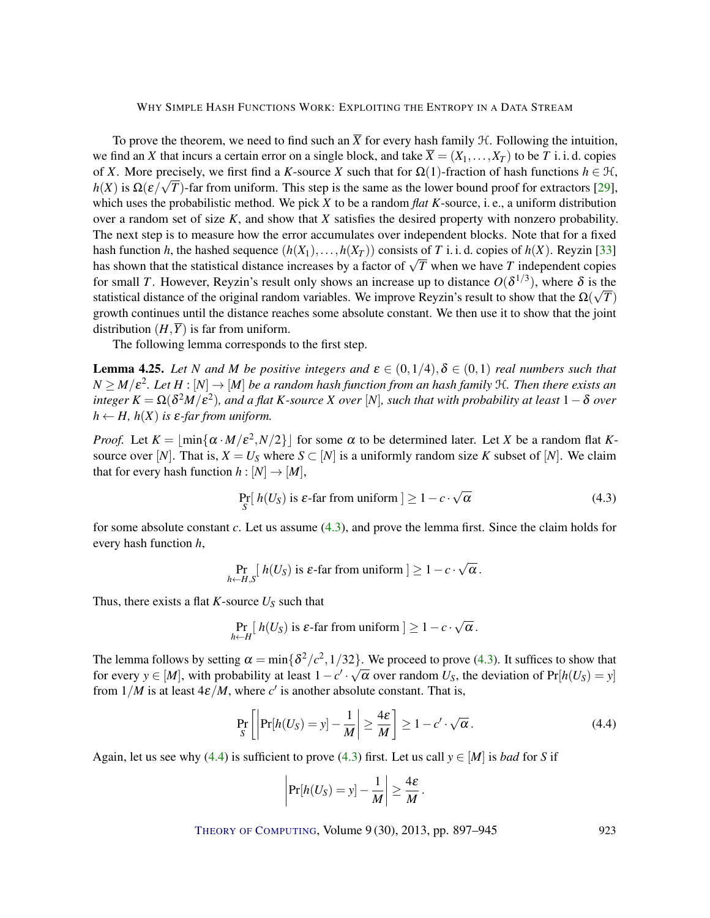To prove the theorem, we need to find such an $\overline{X}$ for every hash family $\mathcal{H}$. Following the intuition, we find an $X$ that incurs a certain error on a single block, and take $\overline{X} = (X_1, \ldots, X_T)$ to be $T$ i. i. d. copies of $X$. More precisely, we first find a $K$-source $X$ such that for $\Omega(1)$-fraction of hash functions $h \in \mathcal{H}$, $h(X)$ is $\Omega(\varepsilon/\sqrt{T})$-far from uniform. This step is the same as the lower bound proof for extractors [29], which uses the probabilistic method. We pick $X$ to be a random *flat* $K$-source, i. e., a uniform distribution over a random set of size $K$, and show that $X$ satisfies the desired property with nonzero probability. The next step is to measure how the error accumulates over independent blocks. Note that for a fixed hash function $h$, the hashed sequence $(h(X_1), \ldots, h(X_T))$ consists of $T$ i. i. d. copies of $h(X)$. Reyzin [33] has shown that the statistical distance increases by a factor of $\sqrt{T}$ when we have $T$ independent copies for small $T$. However, Reyzin's result only shows an increase up to distance $O(\delta^{1/3})$, where $\delta$ is the statistical distance of the original random variables. We improve Reyzin's result to show that the $\Omega(\sqrt{T})$ growth continues until the distance reaches some absolute constant. We then use it to show that the joint distribution $(H, \overline{Y})$ is far from uniform.

The following lemma corresponds to the first step.

**Lemma 4.25.** *Let $N$ and $M$ be positive integers and $\varepsilon \in (0, 1/4), \delta \in (0, 1)$ real numbers such that $N \geq M/\varepsilon^2$. Let $H : [N] \to [M]$ be a random hash function from an hash family $\mathcal{H}$. Then there exists an integer $K = \Omega(\delta^2 M/\varepsilon^2)$, and a flat $K$-source $X$ over $[N]$, such that with probability at least $1 - \delta$ over $h \leftarrow H$, $h(X)$ is $\varepsilon$-far from uniform.*

*Proof.* Let $K = \lfloor \min\{\alpha \cdot M/\varepsilon^2, N/2\} \rfloor$ for some $\alpha$ to be determined later. Let $X$ be a random flat $K$-source over $[N]$. That is, $X = U_S$ where $S \subset [N]$ is a uniformly random size $K$ subset of $[N]$. We claim that for every hash function $h : [N] \to [M]$,

$$\Pr_S[\, h(U_S) \text{ is } \varepsilon\text{-far from uniform} \,] \geq 1 - c \cdot \sqrt{\alpha} \tag{4.3}$$

for some absolute constant $c$. Let us assume (4.3), and prove the lemma first. Since the claim holds for every hash function $h$,

$$\Pr_{h \leftarrow H, S}[\, h(U_S) \text{ is } \varepsilon\text{-far from uniform} \,] \geq 1 - c \cdot \sqrt{\alpha}\,.$$

Thus, there exists a flat $K$-source $U_S$ such that

$$\Pr_{h \leftarrow H}[\, h(U_S) \text{ is } \varepsilon\text{-far from uniform} \,] \geq 1 - c \cdot \sqrt{\alpha}\,.$$

The lemma follows by setting $\alpha = \min\{\delta^2/c^2, 1/32\}$. We proceed to prove (4.3). It suffices to show that for every $y \in [M]$, with probability at least $1 - c' \cdot \sqrt{\alpha}$ over random $U_S$, the deviation of $\Pr[h(U_S) = y]$ from $1/M$ is at least $4\varepsilon/M$, where $c'$ is another absolute constant. That is,

$$\Pr_S\left[\left|\Pr[h(U_S) = y] - \frac{1}{M}\right| \geq \frac{4\varepsilon}{M}\right] \geq 1 - c' \cdot \sqrt{\alpha}\,. \tag{4.4}$$

Again, let us see why (4.4) is sufficient to prove (4.3) first. Let us call $y \in [M]$ is *bad* for $S$ if

$$\left|\Pr[h(U_S) = y] - \frac{1}{M}\right| \geq \frac{4\varepsilon}{M}\,.$$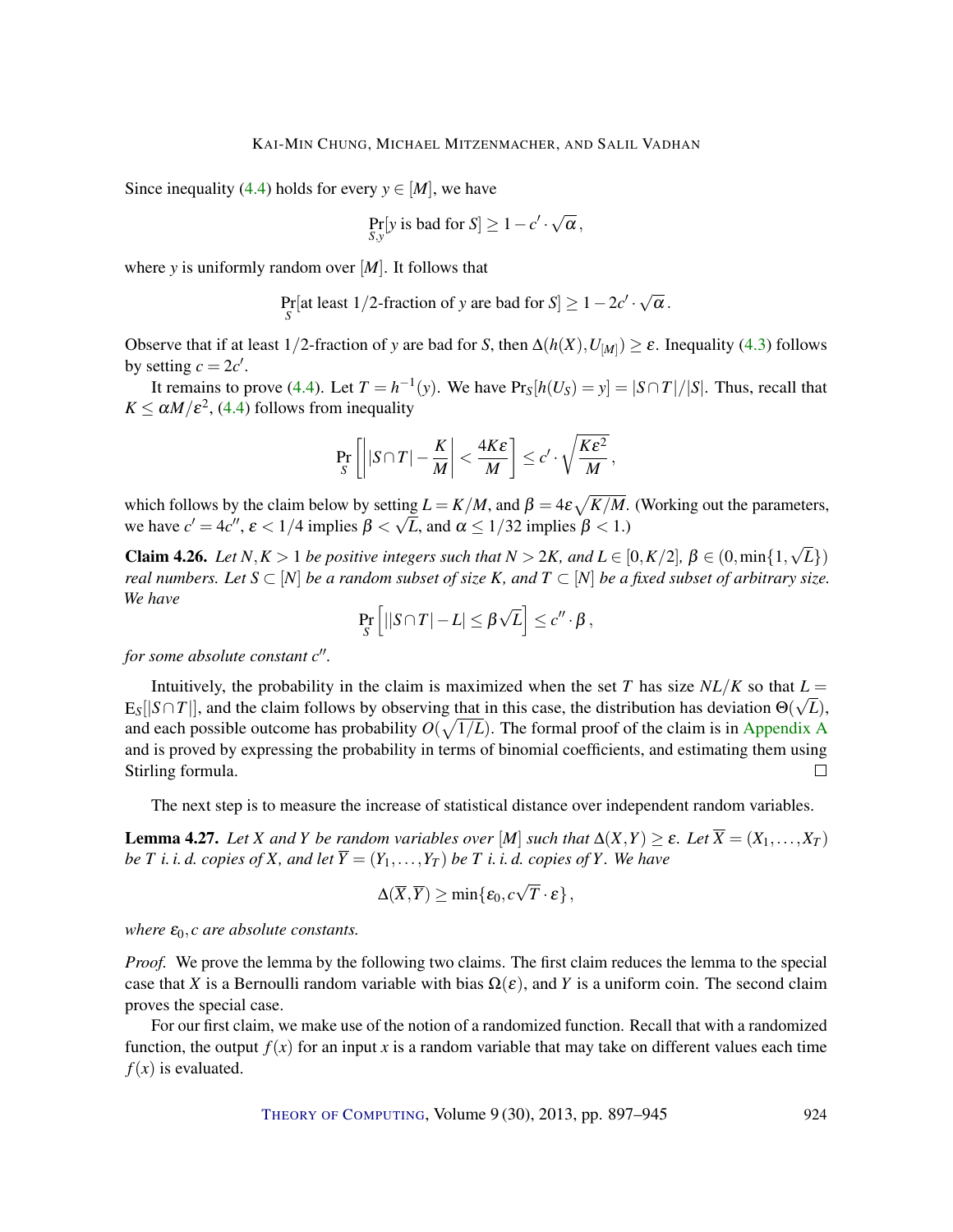Since inequality (4.4) holds for every $y \in [M]$, we have

$$\Pr_{S,y}[y \text{ is bad for } S] \geq 1 - c' \cdot \sqrt{\alpha}\,,$$

where $y$ is uniformly random over $[M]$. It follows that

$$\Pr_{S}[\text{at least } 1/2\text{-fraction of } y \text{ are bad for } S] \geq 1 - 2c' \cdot \sqrt{\alpha}\,.$$

Observe that if at least $1/2$-fraction of $y$ are bad for $S$, then $\Delta(h(X), U_{[M]}) \geq \varepsilon$. Inequality (4.3) follows by setting $c = 2c'$.

It remains to prove (4.4). Let $T = h^{-1}(y)$. We have $\Pr_S[h(U_S) = y] = |S \cap T|/|S|$. Thus, recall that $K \leq \alpha M/\varepsilon^2$, (4.4) follows from inequality

$$\Pr_S\left[\left||S \cap T| - \frac{K}{M}\right| < \frac{4K\varepsilon}{M}\right] \leq c' \cdot \sqrt{\frac{K\varepsilon^2}{M}}\,,$$

which follows by the claim below by setting $L = K/M$, and $\beta = 4\varepsilon\sqrt{K/M}$. (Working out the parameters, we have $c' = 4c''$, $\varepsilon < 1/4$ implies $\beta < \sqrt{L}$, and $\alpha \leq 1/32$ implies $\beta < 1$.)

**Claim 4.26.** *Let $N, K > 1$ be positive integers such that $N > 2K$, and $L \in [0, K/2]$, $\beta \in (0, \min\{1, \sqrt{L}\})$ real numbers. Let $S \subset [N]$ be a random subset of size $K$, and $T \subset [N]$ be a fixed subset of arbitrary size. We have*

$$\Pr_S\left[||S \cap T| - L| \leq \beta\sqrt{L}\right] \leq c'' \cdot \beta\,,$$

*for some absolute constant $c''$.*

Intuitively, the probability in the claim is maximized when the set $T$ has size $NL/K$ so that $L = \mathrm{E}_S[|S \cap T|]$, and the claim follows by observing that in this case, the distribution has deviation $\Theta(\sqrt{L})$, and each possible outcome has probability $O(\sqrt{1/L})$. The formal proof of the claim is in Appendix A and is proved by expressing the probability in terms of binomial coefficients, and estimating them using Stirling formula. □

The next step is to measure the increase of statistical distance over independent random variables.

**Lemma 4.27.** *Let $X$ and $Y$ be random variables over $[M]$ such that $\Delta(X, Y) \geq \varepsilon$. Let $\overline{X} = (X_1, \ldots, X_T)$ be $T$ i. i. d. copies of $X$, and let $\overline{Y} = (Y_1, \ldots, Y_T)$ be $T$ i. i. d. copies of $Y$. We have*

$$\Delta(\overline{X}, \overline{Y}) \geq \min\{\varepsilon_0, c\sqrt{T} \cdot \varepsilon\}\,,$$

*where $\varepsilon_0, c$ are absolute constants.*

*Proof.* We prove the lemma by the following two claims. The first claim reduces the lemma to the special case that $X$ is a Bernoulli random variable with bias $\Omega(\varepsilon)$, and $Y$ is a uniform coin. The second claim proves the special case.

For our first claim, we make use of the notion of a randomized function. Recall that with a randomized function, the output $f(x)$ for an input $x$ is a random variable that may take on different values each time $f(x)$ is evaluated.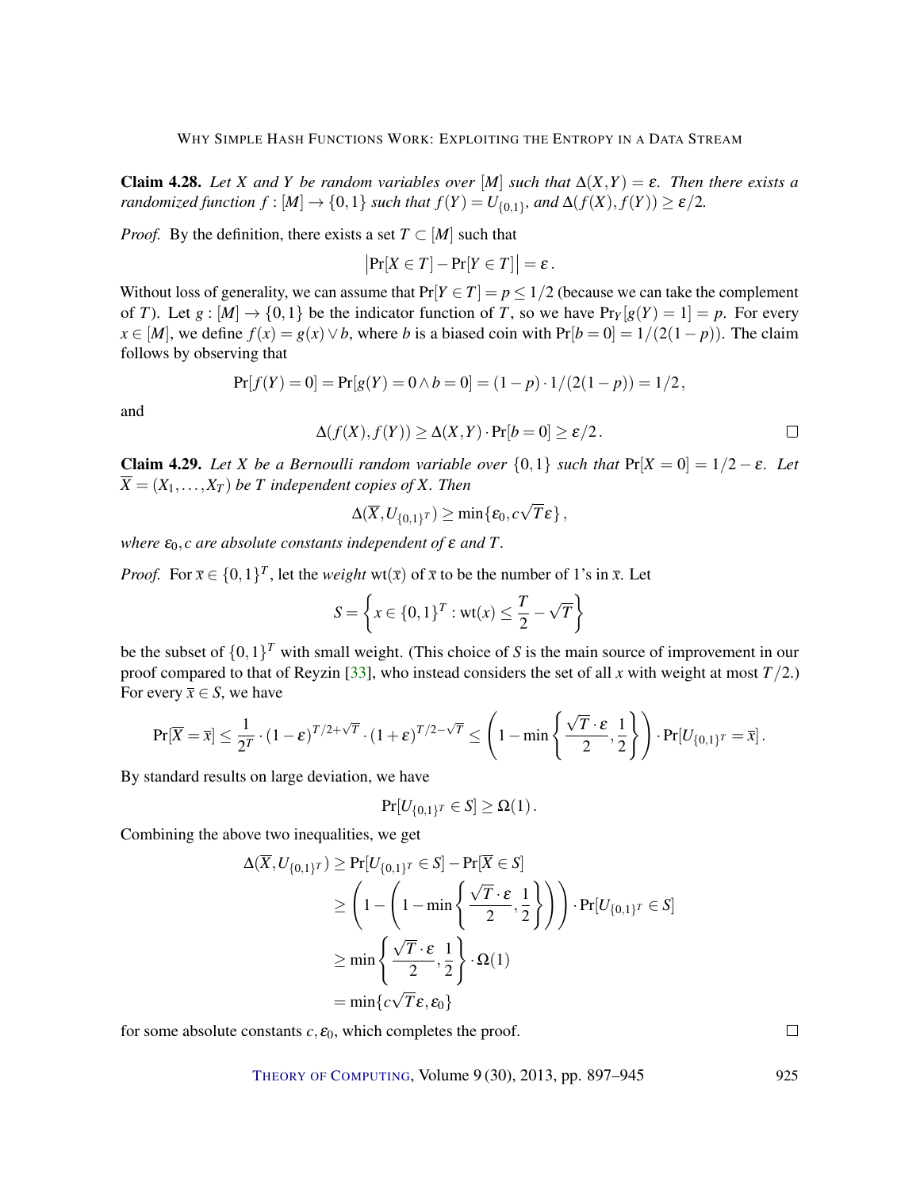**Claim 4.28.** *Let $X$ and $Y$ be random variables over $[M]$ such that $\Delta(X,Y) = \varepsilon$. Then there exists a randomized function $f : [M] \to \{0,1\}$ such that $f(Y) = U_{\{0,1\}}$, and $\Delta(f(X), f(Y)) \geq \varepsilon/2$.*

*Proof.* By the definition, there exists a set $T \subset [M]$ such that

$$\left|\Pr[X \in T] - \Pr[Y \in T]\right| = \varepsilon\,.$$

Without loss of generality, we can assume that $\Pr[Y \in T] = p \leq 1/2$ (because we can take the complement of $T$). Let $g : [M] \to \{0,1\}$ be the indicator function of $T$, so we have $\Pr_Y[g(Y) = 1] = p$. For every $x \in [M]$, we define $f(x) = g(x) \vee b$, where $b$ is a biased coin with $\Pr[b = 0] = 1/(2(1-p))$. The claim follows by observing that

$$\Pr[f(Y) = 0] = \Pr[g(Y) = 0 \wedge b = 0] = (1-p) \cdot 1/(2(1-p)) = 1/2\,,$$

and

$$\Delta(f(X), f(Y)) \geq \Delta(X,Y) \cdot \Pr[b = 0] \geq \varepsilon/2\,.$$

$\square$

**Claim 4.29.** *Let $X$ be a Bernoulli random variable over $\{0,1\}$ such that $\Pr[X = 0] = 1/2 - \varepsilon$. Let $\overline{X} = (X_1, \ldots, X_T)$ be $T$ independent copies of $X$. Then*

$$\Delta(\overline{X}, U_{\{0,1\}^T}) \geq \min\{\varepsilon_0, c\sqrt{T}\varepsilon\}\,,$$

*where $\varepsilon_0, c$ are absolute constants independent of $\varepsilon$ and $T$.*

*Proof.* For $\overline{x} \in \{0,1\}^T$, let the *weight* $\mathrm{wt}(\overline{x})$ of $\overline{x}$ to be the number of 1's in $\overline{x}$. Let

$$S = \left\{x \in \{0,1\}^T : \mathrm{wt}(x) \leq \frac{T}{2} - \sqrt{T}\right\}$$

be the subset of $\{0,1\}^T$ with small weight. (This choice of $S$ is the main source of improvement in our proof compared to that of Reyzin [33], who instead considers the set of all $x$ with weight at most $T/2$.) For every $\overline{x} \in S$, we have

$$\Pr[\overline{X} = \overline{x}] \leq \frac{1}{2^T} \cdot (1-\varepsilon)^{T/2+\sqrt{T}} \cdot (1+\varepsilon)^{T/2-\sqrt{T}} \leq \left(1 - \min\left\{\frac{\sqrt{T}\cdot\varepsilon}{2}, \frac{1}{2}\right\}\right) \cdot \Pr[U_{\{0,1\}^T} = \overline{x}]\,.$$

By standard results on large deviation, we have

$$\Pr[U_{\{0,1\}^T} \in S] \geq \Omega(1)\,.$$

Combining the above two inequalities, we get

$$\begin{aligned}
\Delta(\overline{X}, U_{\{0,1\}^T}) &\geq \Pr[U_{\{0,1\}^T} \in S] - \Pr[\overline{X} \in S] \\
&\geq \left(1 - \left(1 - \min\left\{\frac{\sqrt{T}\cdot\varepsilon}{2}, \frac{1}{2}\right\}\right)\right) \cdot \Pr[U_{\{0,1\}^T} \in S] \\
&\geq \min\left\{\frac{\sqrt{T}\cdot\varepsilon}{2}, \frac{1}{2}\right\} \cdot \Omega(1) \\
&= \min\{c\sqrt{T}\varepsilon, \varepsilon_0\}
\end{aligned}$$

for some absolute constants $c, \varepsilon_0$, which completes the proof. $\square$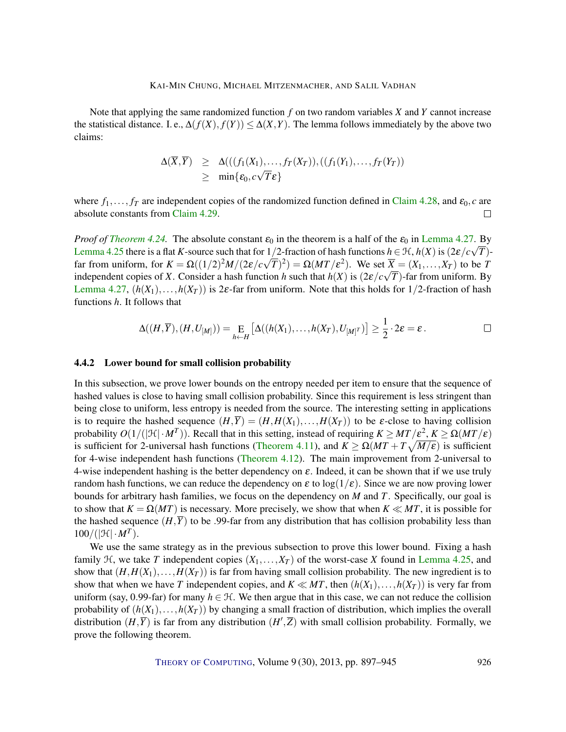Note that applying the same randomized function $f$ on two random variables $X$ and $Y$ cannot increase the statistical distance. I. e., $\Delta(f(X), f(Y)) \leq \Delta(X,Y)$. The lemma follows immediately by the above two claims:

$$\begin{aligned}
\Delta(\overline{X}, \overline{Y}) &\geq \Delta(((f_1(X_1), \ldots, f_T(X_T)), ((f_1(Y_1), \ldots, f_T(Y_T)) \\
&\geq \min\{\varepsilon_0, c\sqrt{T}\varepsilon\}
\end{aligned}$$

where $f_1, \ldots, f_T$ are independent copies of the randomized function defined in Claim 4.28, and $\varepsilon_0, c$ are absolute constants from Claim 4.29. □

*Proof of Theorem 4.24.* The absolute constant $\varepsilon_0$ in the theorem is a half of the $\varepsilon_0$ in Lemma 4.27. By Lemma 4.25 there is a flat $K$-source such that for $1/2$-fraction of hash functions $h \in \mathcal{H}$, $h(X)$ is $(2\varepsilon/c\sqrt{T})$-far from uniform, for $K = \Omega((1/2)^2 M/(2\varepsilon/c\sqrt{T})^2) = \Omega(MT/\varepsilon^2)$. We set $\overline{X} = (X_1, \ldots, X_T)$ to be $T$ independent copies of $X$. Consider a hash function $h$ such that $h(X)$ is $(2\varepsilon/c\sqrt{T})$-far from uniform. By Lemma 4.27, $(h(X_1), \ldots, h(X_T))$ is $2\varepsilon$-far from uniform. Note that this holds for $1/2$-fraction of hash functions $h$. It follows that

$$\Delta((H, \overline{Y}), (H, U_{[M]})) = \mathop{\mathrm{E}}_{h \leftarrow H}\left[\Delta((h(X_1), \ldots, h(X_T), U_{[M]^T})\right] \geq \frac{1}{2} \cdot 2\varepsilon = \varepsilon\,. \qquad \square$$

### 4.4.2 Lower bound for small collision probability

In this subsection, we prove lower bounds on the entropy needed per item to ensure that the sequence of hashed values is close to having small collision probability. Since this requirement is less stringent than being close to uniform, less entropy is needed from the source. The interesting setting in applications is to require the hashed sequence $(H, \overline{Y}) = (H, H(X_1), \ldots, H(X_T))$ to be $\varepsilon$-close to having collision probability $O(1/(|\mathcal{H}| \cdot M^T))$. Recall that in this setting, instead of requiring $K \geq MT/\varepsilon^2$, $K \geq \Omega(MT/\varepsilon)$ is sufficient for 2-universal hash functions (Theorem 4.11), and $K \geq \Omega(MT + T\sqrt{M/\varepsilon})$ is sufficient for 4-wise independent hash functions (Theorem 4.12). The main improvement from 2-universal to 4-wise independent hashing is the better dependency on $\varepsilon$. Indeed, it can be shown that if we use truly random hash functions, we can reduce the dependency on $\varepsilon$ to $\log(1/\varepsilon)$. Since we are now proving lower bounds for arbitrary hash families, we focus on the dependency on $M$ and $T$. Specifically, our goal is to show that $K = \Omega(MT)$ is necessary. More precisely, we show that when $K \ll MT$, it is possible for the hashed sequence $(H, \overline{Y})$ to be .99-far from any distribution that has collision probability less than $100/(|\mathcal{H}| \cdot M^T)$.

We use the same strategy as in the previous subsection to prove this lower bound. Fixing a hash family $\mathcal{H}$, we take $T$ independent copies $(X_1, \ldots, X_T)$ of the worst-case $X$ found in Lemma 4.25, and show that $(H, H(X_1), \ldots, H(X_T))$ is far from having small collision probability. The new ingredient is to show that when we have $T$ independent copies, and $K \ll MT$, then $(h(X_1), \ldots, h(X_T))$ is very far from uniform (say, 0.99-far) for many $h \in \mathcal{H}$. We then argue that in this case, we can not reduce the collision probability of $(h(X_1), \ldots, h(X_T))$ by changing a small fraction of distribution, which implies the overall distribution $(H, \overline{Y})$ is far from any distribution $(H', \overline{Z})$ with small collision probability. Formally, we prove the following theorem.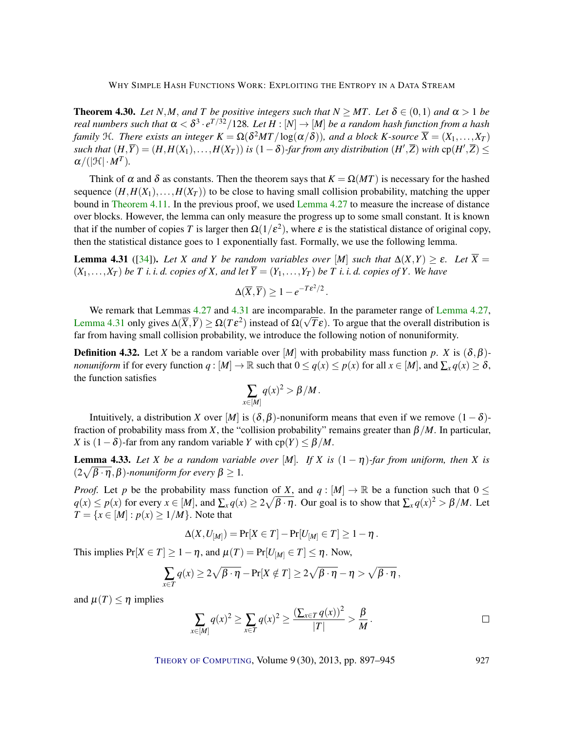**Theorem 4.30.** *Let $N, M$, and $T$ be positive integers such that $N \geq MT$. Let $\delta \in (0,1)$ and $\alpha > 1$ be real numbers such that $\alpha < \delta^3 \cdot e^{T/32}/128$. Let $H : [N] \to [M]$ be a random hash function from a hash family $\mathcal{H}$. There exists an integer $K = \Omega(\delta^2 MT/\log(\alpha/\delta))$, and a block $K$-source $\overline{X} = (X_1, \ldots, X_T)$ such that $(H, \overline{Y}) = (H, H(X_1), \ldots, H(X_T))$ is $(1-\delta)$-far from any distribution $(H', \overline{Z})$ with $\mathrm{cp}(H', \overline{Z}) \leq \alpha/(|\mathcal{H}| \cdot M^T)$.*

Think of $\alpha$ and $\delta$ as constants. Then the theorem says that $K = \Omega(MT)$ is necessary for the hashed sequence $(H, H(X_1), \ldots, H(X_T))$ to be close to having small collision probability, matching the upper bound in Theorem 4.11. In the previous proof, we used Lemma 4.27 to measure the increase of distance over blocks. However, the lemma can only measure the progress up to some small constant. It is known that if the number of copies $T$ is larger then $\Omega(1/\varepsilon^2)$, where $\varepsilon$ is the statistical distance of original copy, then the statistical distance goes to 1 exponentially fast. Formally, we use the following lemma.

**Lemma 4.31** ([34]). *Let $X$ and $Y$ be random variables over $[M]$ such that $\Delta(X,Y) \geq \varepsilon$. Let $\overline{X} = (X_1, \ldots, X_T)$ be $T$ i. i. d. copies of $X$, and let $\overline{Y} = (Y_1, \ldots, Y_T)$ be $T$ i. i. d. copies of $Y$. We have*

$$\Delta(\overline{X}, \overline{Y}) \geq 1 - e^{-T\varepsilon^2/2}.$$

We remark that Lemmas 4.27 and 4.31 are incomparable. In the parameter range of Lemma 4.27, Lemma 4.31 only gives $\Delta(\overline{X}, \overline{Y}) \geq \Omega(T\varepsilon^2)$ instead of $\Omega(\sqrt{T}\varepsilon)$. To argue that the overall distribution is far from having small collision probability, we introduce the following notion of nonuniformity.

**Definition 4.32.** Let $X$ be a random variable over $[M]$ with probability mass function $p$. $X$ is $(\delta, \beta)$-*nonuniform* if for every function $q : [M] \to \mathbb{R}$ such that $0 \leq q(x) \leq p(x)$ for all $x \in [M]$, and $\sum_x q(x) \geq \delta$, the function satisfies

$$\sum_{x \in [M]} q(x)^2 > \beta/M.$$

Intuitively, a distribution $X$ over $[M]$ is $(\delta, \beta)$-nonuniform means that even if we remove $(1-\delta)$-fraction of probability mass from $X$, the "collision probability" remains greater than $\beta/M$. In particular, $X$ is $(1-\delta)$-far from any random variable $Y$ with $\mathrm{cp}(Y) \leq \beta/M$.

**Lemma 4.33.** *Let $X$ be a random variable over $[M]$. If $X$ is $(1-\eta)$-far from uniform, then $X$ is $(2\sqrt{\beta \cdot \eta}, \beta)$-nonuniform for every $\beta \geq 1$.*

*Proof.* Let $p$ be the probability mass function of $X$, and $q : [M] \to \mathbb{R}$ be a function such that $0 \leq q(x) \leq p(x)$ for every $x \in [M]$, and $\sum_x q(x) \geq 2\sqrt{\beta \cdot \eta}$. Our goal is to show that $\sum_x q(x)^2 > \beta/M$. Let $T = \{x \in [M] : p(x) \geq 1/M\}$. Note that

$$\Delta(X, U_{[M]}) = \Pr[X \in T] - \Pr[U_{[M]} \in T] \geq 1 - \eta.$$

This implies $\Pr[X \in T] \geq 1 - \eta$, and $\mu(T) = \Pr[U_{[M]} \in T] \leq \eta$. Now,

$$\sum_{x \in T} q(x) \geq 2\sqrt{\beta \cdot \eta} - \Pr[X \notin T] \geq 2\sqrt{\beta \cdot \eta} - \eta > \sqrt{\beta \cdot \eta},$$

and $\mu(T) \leq \eta$ implies

$$\sum_{x \in [M]} q(x)^2 \geq \sum_{x \in T} q(x)^2 \geq \frac{(\sum_{x \in T} q(x))^2}{|T|} > \frac{\beta}{M}.$$

□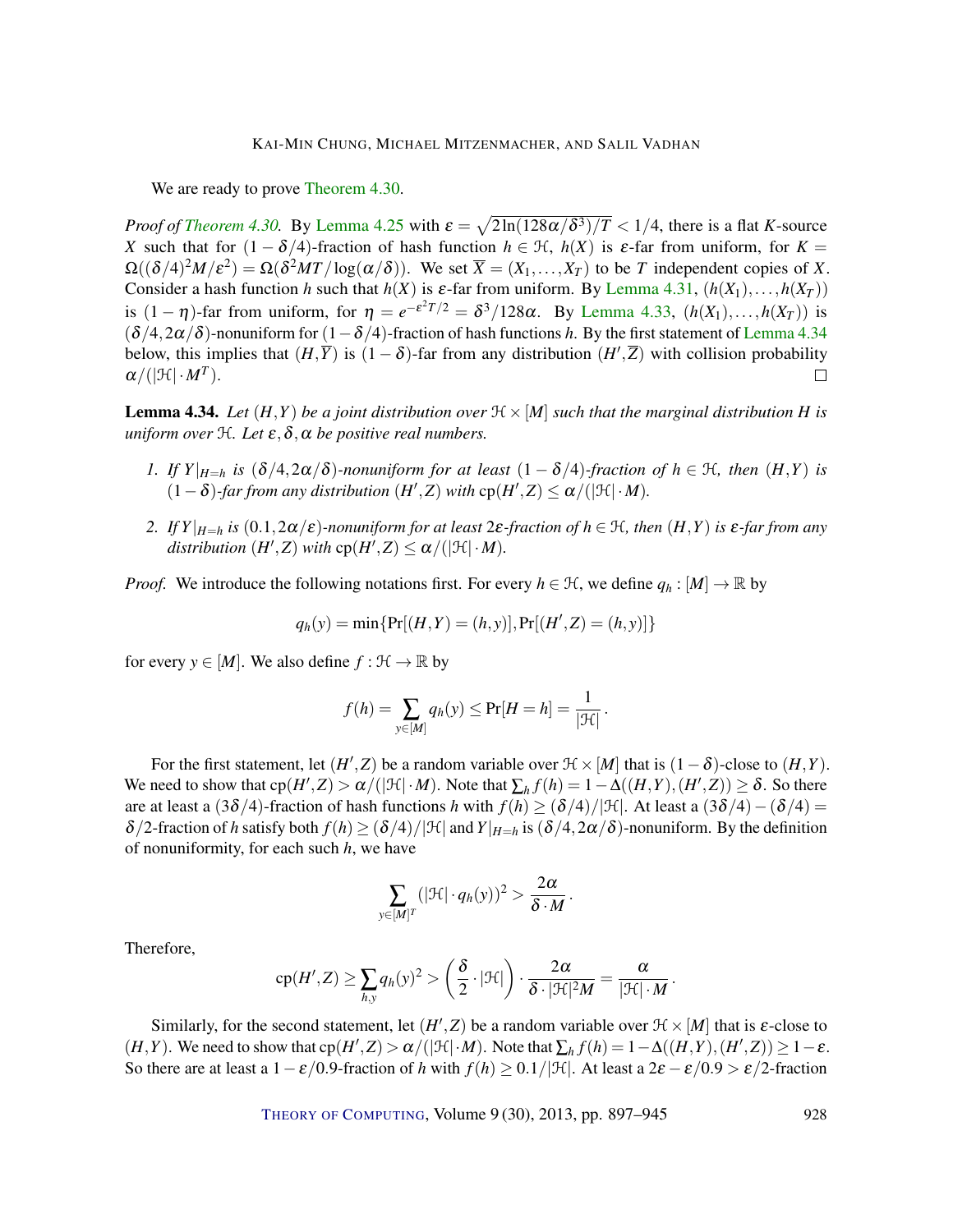We are ready to prove Theorem 4.30.

*Proof of Theorem 4.30.* By Lemma 4.25 with $\varepsilon = \sqrt{2\ln(128\alpha/\delta^3)/T} < 1/4$, there is a flat $K$-source $X$ such that for $(1-\delta/4)$-fraction of hash function $h \in \mathcal{H}$, $h(X)$ is $\varepsilon$-far from uniform, for $K = \Omega((\delta/4)^2 M/\varepsilon^2) = \Omega(\delta^2 MT/\log(\alpha/\delta))$. We set $\overline{X} = (X_1, \dots, X_T)$ to be $T$ independent copies of $X$. Consider a hash function $h$ such that $h(X)$ is $\varepsilon$-far from uniform. By Lemma 4.31, $(h(X_1), \dots, h(X_T))$ is $(1-\eta)$-far from uniform, for $\eta = e^{-\varepsilon^2 T/2} = \delta^3/128\alpha$. By Lemma 4.33, $(h(X_1), \dots, h(X_T))$ is $(\delta/4, 2\alpha/\delta)$-nonuniform for $(1-\delta/4)$-fraction of hash functions $h$. By the first statement of Lemma 4.34 below, this implies that $(H, \overline{Y})$ is $(1-\delta)$-far from any distribution $(H', \overline{Z})$ with collision probability $\alpha/(|\mathcal{H}| \cdot M^T)$. $\square$

**Lemma 4.34.** *Let $(H,Y)$ be a joint distribution over $\mathcal{H} \times [M]$ such that the marginal distribution $H$ is uniform over $\mathcal{H}$. Let $\varepsilon, \delta, \alpha$ be positive real numbers.*

1. *If $Y|_{H=h}$ is $(\delta/4, 2\alpha/\delta)$-nonuniform for at least $(1-\delta/4)$-fraction of $h \in \mathcal{H}$, then $(H,Y)$ is $(1-\delta)$-far from any distribution $(H',Z)$ with $\mathrm{cp}(H',Z) \leq \alpha/(|\mathcal{H}| \cdot M)$.*
2. *If $Y|_{H=h}$ is $(0.1, 2\alpha/\varepsilon)$-nonuniform for at least $2\varepsilon$-fraction of $h \in \mathcal{H}$, then $(H,Y)$ is $\varepsilon$-far from any distribution $(H',Z)$ with $\mathrm{cp}(H',Z) \leq \alpha/(|\mathcal{H}| \cdot M)$.*

*Proof.* We introduce the following notations first. For every $h \in \mathcal{H}$, we define $q_h : [M] \to \mathbb{R}$ by

$$q_h(y) = \min\{\Pr[(H,Y) = (h,y)], \Pr[(H',Z) = (h,y)]\}$$

for every $y \in [M]$. We also define $f : \mathcal{H} \to \mathbb{R}$ by

$$f(h) = \sum_{y \in [M]} q_h(y) \leq \Pr[H = h] = \frac{1}{|\mathcal{H}|}.$$

For the first statement, let $(H',Z)$ be a random variable over $\mathcal{H} \times [M]$ that is $(1-\delta)$-close to $(H,Y)$. We need to show that $\mathrm{cp}(H',Z) > \alpha/(|\mathcal{H}| \cdot M)$. Note that $\sum_h f(h) = 1 - \Delta((H,Y),(H',Z)) \geq \delta$. So there are at least a $(3\delta/4)$-fraction of hash functions $h$ with $f(h) \geq (\delta/4)/|\mathcal{H}|$. At least a $(3\delta/4) - (\delta/4) = \delta/2$-fraction of $h$ satisfy both $f(h) \geq (\delta/4)/|\mathcal{H}|$ and $Y|_{H=h}$ is $(\delta/4, 2\alpha/\delta)$-nonuniform. By the definition of nonuniformity, for each such $h$, we have

$$\sum_{y \in [M]^T} (|\mathcal{H}| \cdot q_h(y))^2 > \frac{2\alpha}{\delta \cdot M}.$$

Therefore,

$$\mathrm{cp}(H',Z) \geq \sum_{h,y} q_h(y)^2 > \left(\frac{\delta}{2} \cdot |\mathcal{H}|\right) \cdot \frac{2\alpha}{\delta \cdot |\mathcal{H}|^2 M} = \frac{\alpha}{|\mathcal{H}| \cdot M}.$$

Similarly, for the second statement, let $(H',Z)$ be a random variable over $\mathcal{H} \times [M]$ that is $\varepsilon$-close to $(H,Y)$. We need to show that $\mathrm{cp}(H',Z) > \alpha/(|\mathcal{H}| \cdot M)$. Note that $\sum_h f(h) = 1 - \Delta((H,Y),(H',Z)) \geq 1 - \varepsilon$. So there are at least a $1 - \varepsilon/0.9$-fraction of $h$ with $f(h) \geq 0.1/|\mathcal{H}|$. At least a $2\varepsilon - \varepsilon/0.9 > \varepsilon/2$-fraction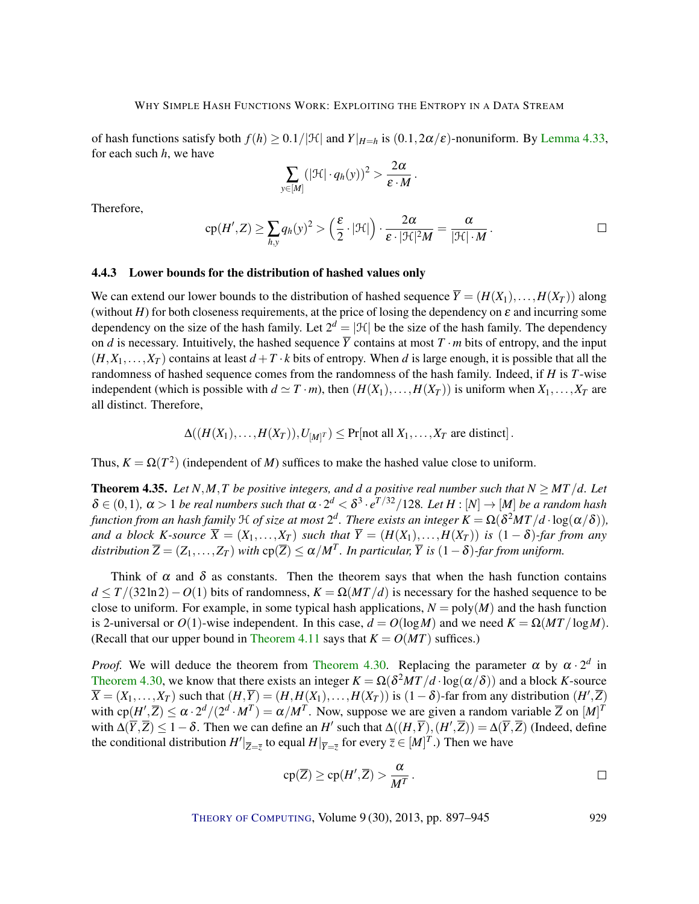of hash functions satisfy both $f(h) \geq 0.1/|\mathcal{H}|$ and $Y|_{H=h}$ is $(0.1, 2\alpha/\varepsilon)$-nonuniform. By Lemma 4.33, for each such $h$, we have

$$\sum_{y \in [M]} (|\mathcal{H}| \cdot q_h(y))^2 > \frac{2\alpha}{\varepsilon \cdot M}.$$

Therefore,

$$\mathrm{cp}(H', Z) \geq \sum_{h,y} q_h(y)^2 > \left(\frac{\varepsilon}{2} \cdot |\mathcal{H}|\right) \cdot \frac{2\alpha}{\varepsilon \cdot |\mathcal{H}|^2 M} = \frac{\alpha}{|\mathcal{H}| \cdot M}. \qquad \square$$

### 4.4.3 Lower bounds for the distribution of hashed values only

We can extend our lower bounds to the distribution of hashed sequence $\overline{Y} = (H(X_1), \ldots, H(X_T))$ along (without $H$) for both closeness requirements, at the price of losing the dependency on $\varepsilon$ and incurring some dependency on the size of the hash family. Let $2^d = |\mathcal{H}|$ be the size of the hash family. The dependency on $d$ is necessary. Intuitively, the hashed sequence $\overline{Y}$ contains at most $T \cdot m$ bits of entropy, and the input $(H, X_1, \ldots, X_T)$ contains at least $d + T \cdot k$ bits of entropy. When $d$ is large enough, it is possible that all the randomness of hashed sequence comes from the randomness of the hash family. Indeed, if $H$ is $T$-wise independent (which is possible with $d \simeq T \cdot m$), then $(H(X_1), \ldots, H(X_T))$ is uniform when $X_1, \ldots, X_T$ are all distinct. Therefore,

$$\Delta((H(X_1), \ldots, H(X_T)), U_{[M]^T}) \leq \Pr[\text{not all } X_1, \ldots, X_T \text{ are distinct}].$$

Thus, $K = \Omega(T^2)$ (independent of $M$) suffices to make the hashed value close to uniform.

**Theorem 4.35.** *Let $N, M, T$ be positive integers, and $d$ a positive real number such that $N \geq MT/d$. Let $\delta \in (0,1)$, $\alpha > 1$ be real numbers such that $\alpha \cdot 2^d < \delta^3 \cdot e^{T/32}/128$. Let $H : [N] \to [M]$ be a random hash function from an hash family $\mathcal{H}$ of size at most $2^d$. There exists an integer $K = \Omega(\delta^2 MT/d \cdot \log(\alpha/\delta))$, and a block $K$-source $\overline{X} = (X_1, \ldots, X_T)$ such that $\overline{Y} = (H(X_1), \ldots, H(X_T))$ is $(1-\delta)$-far from any distribution $\overline{Z} = (Z_1, \ldots, Z_T)$ with $\mathrm{cp}(\overline{Z}) \leq \alpha/M^T$. In particular, $\overline{Y}$ is $(1-\delta)$-far from uniform.*

Think of $\alpha$ and $\delta$ as constants. Then the theorem says that when the hash function contains $d \leq T/(32\ln 2) - O(1)$ bits of randomness, $K = \Omega(MT/d)$ is necessary for the hashed sequence to be close to uniform. For example, in some typical hash applications, $N = \mathrm{poly}(M)$ and the hash function is 2-universal or $O(1)$-wise independent. In this case, $d = O(\log M)$ and we need $K = \Omega(MT/\log M)$. (Recall that our upper bound in Theorem 4.11 says that $K = O(MT)$ suffices.)

*Proof.* We will deduce the theorem from Theorem 4.30. Replacing the parameter $\alpha$ by $\alpha \cdot 2^d$ in Theorem 4.30, we know that there exists an integer $K = \Omega(\delta^2 MT/d \cdot \log(\alpha/\delta))$ and a block $K$-source $\overline{X} = (X_1, \ldots, X_T)$ such that $(H, \overline{Y}) = (H, H(X_1), \ldots, H(X_T))$ is $(1-\delta)$-far from any distribution $(H', \overline{Z})$ with $\mathrm{cp}(H', \overline{Z}) \leq \alpha \cdot 2^d/(2^d \cdot M^T) = \alpha/M^T$. Now, suppose we are given a random variable $\overline{Z}$ on $[M]^T$ with $\Delta(\overline{Y}, \overline{Z}) \leq 1-\delta$. Then we can define an $H'$ such that $\Delta((H, \overline{Y}), (H', \overline{Z})) = \Delta(\overline{Y}, \overline{Z})$ (Indeed, define the conditional distribution $H'|_{\overline{Z}=\overline{z}}$ to equal $H|_{\overline{Y}=\overline{z}}$ for every $\overline{z} \in [M]^T$.) Then we have

$$\mathrm{cp}(\overline{Z}) \geq \mathrm{cp}(H', \overline{Z}) > \frac{\alpha}{M^T}. \qquad \square$$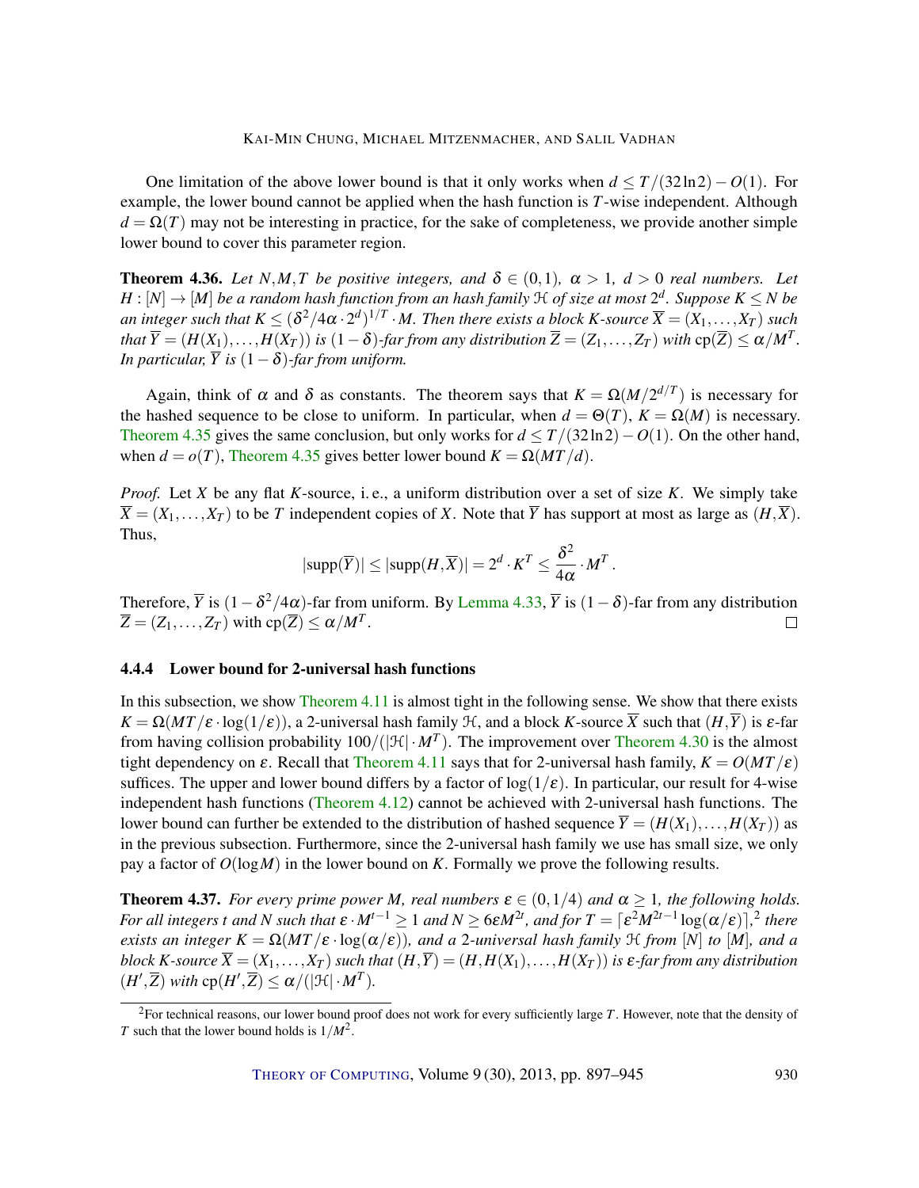One limitation of the above lower bound is that it only works when $d \le T/(32\ln 2) - O(1)$. For example, the lower bound cannot be applied when the hash function is $T$-wise independent. Although $d = \Omega(T)$ may not be interesting in practice, for the sake of completeness, we provide another simple lower bound to cover this parameter region.

**Theorem 4.36.** *Let $N, M, T$ be positive integers, and $\delta \in (0,1)$, $\alpha > 1$, $d > 0$ real numbers. Let $H : [N] \to [M]$ be a random hash function from an hash family $\mathcal{H}$ of size at most $2^d$. Suppose $K \le N$ be an integer such that $K \le (\delta^2/4\alpha \cdot 2^d)^{1/T} \cdot M$. Then there exists a block $K$-source $\overline{X} = (X_1, \ldots, X_T)$ such that $\overline{Y} = (H(X_1), \ldots, H(X_T))$ is $(1-\delta)$-far from any distribution $\overline{Z} = (Z_1, \ldots, Z_T)$ with $\mathrm{cp}(\overline{Z}) \le \alpha/M^T$. In particular, $\overline{Y}$ is $(1-\delta)$-far from uniform.*

Again, think of $\alpha$ and $\delta$ as constants. The theorem says that $K = \Omega(M/2^{d/T})$ is necessary for the hashed sequence to be close to uniform. In particular, when $d = \Theta(T)$, $K = \Omega(M)$ is necessary. Theorem 4.35 gives the same conclusion, but only works for $d \le T/(32\ln 2) - O(1)$. On the other hand, when $d = o(T)$, Theorem 4.35 gives better lower bound $K = \Omega(MT/d)$.

*Proof.* Let $X$ be any flat $K$-source, i. e., a uniform distribution over a set of size $K$. We simply take $\overline{X} = (X_1, \ldots, X_T)$ to be $T$ independent copies of $X$. Note that $\overline{Y}$ has support at most as large as $(H, \overline{X})$. Thus,

$$|\mathrm{supp}(\overline{Y})| \le |\mathrm{supp}(H, \overline{X})| = 2^d \cdot K^T \le \frac{\delta^2}{4\alpha} \cdot M^T .$$

Therefore, $\overline{Y}$ is $(1 - \delta^2/4\alpha)$-far from uniform. By Lemma 4.33, $\overline{Y}$ is $(1-\delta)$-far from any distribution $\overline{Z} = (Z_1, \ldots, Z_T)$ with $\mathrm{cp}(\overline{Z}) \le \alpha/M^T$. □

### 4.4.4 Lower bound for 2-universal hash functions

In this subsection, we show Theorem 4.11 is almost tight in the following sense. We show that there exists $K = \Omega(MT/\varepsilon \cdot \log(1/\varepsilon))$, a 2-universal hash family $\mathcal{H}$, and a block $K$-source $\overline{X}$ such that $(H, \overline{Y})$ is $\varepsilon$-far from having collision probability $100/(|\mathcal{H}| \cdot M^T)$. The improvement over Theorem 4.30 is the almost tight dependency on $\varepsilon$. Recall that Theorem 4.11 says that for 2-universal hash family, $K = O(MT/\varepsilon)$ suffices. The upper and lower bound differs by a factor of $\log(1/\varepsilon)$. In particular, our result for 4-wise independent hash functions (Theorem 4.12) cannot be achieved with 2-universal hash functions. The lower bound can further be extended to the distribution of hashed sequence $\overline{Y} = (H(X_1), \ldots, H(X_T))$ as in the previous subsection. Furthermore, since the 2-universal hash family we use has small size, we only pay a factor of $O(\log M)$ in the lower bound on $K$. Formally we prove the following results.

**Theorem 4.37.** *For every prime power $M$, real numbers $\varepsilon \in (0, 1/4)$ and $\alpha \ge 1$, the following holds. For all integers $t$ and $N$ such that $\varepsilon \cdot M^{t-1} \ge 1$ and $N \ge 6\varepsilon M^{2t}$, and for $T = \lceil \varepsilon^2 M^{2t-1} \log(\alpha/\varepsilon) \rceil$,[2] there exists an integer $K = \Omega(MT/\varepsilon \cdot \log(\alpha/\varepsilon))$, and a 2-universal hash family $\mathcal{H}$ from $[N]$ to $[M]$, and a block $K$-source $\overline{X} = (X_1, \ldots, X_T)$ such that $(H, \overline{Y}) = (H, H(X_1), \ldots, H(X_T))$ is $\varepsilon$-far from any distribution $(H', \overline{Z})$ with $\mathrm{cp}(H', \overline{Z}) \le \alpha/(|\mathcal{H}| \cdot M^T)$.*

[2] For technical reasons, our lower bound proof does not work for every sufficiently large $T$. However, note that the density of $T$ such that the lower bound holds is $1/M^2$.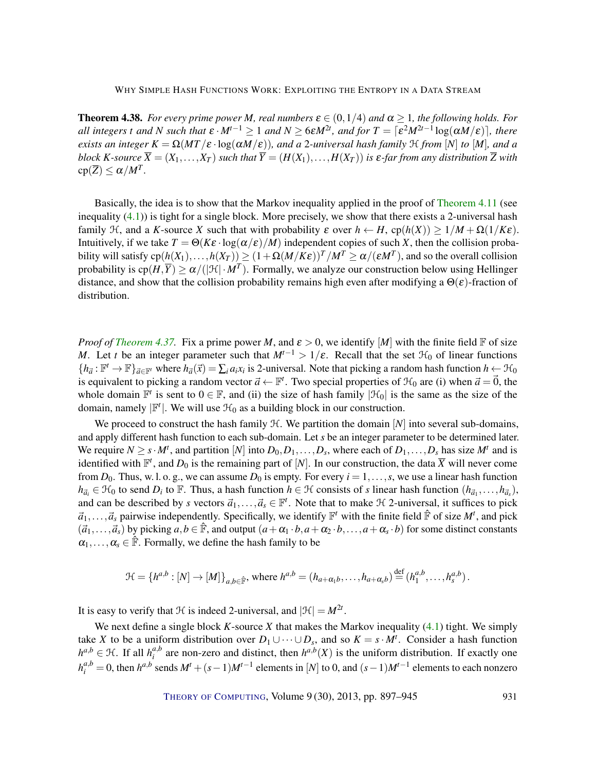**Theorem 4.38.** *For every prime power $M$, real numbers $\varepsilon \in (0, 1/4)$ and $\alpha \geq 1$, the following holds. For all integers $t$ and $N$ such that $\varepsilon \cdot M^{t-1} \geq 1$ and $N \geq 6\varepsilon M^{2t}$, and for $T = \lceil \varepsilon^2 M^{2t-1} \log(\alpha M/\varepsilon) \rceil$, there exists an integer $K = \Omega(MT/\varepsilon \cdot \log(\alpha M/\varepsilon))$, and a 2-universal hash family $\mathcal{H}$ from $[N]$ to $[M]$, and a block $K$-source $\overline{X} = (X_1, \ldots, X_T)$ such that $\overline{Y} = (H(X_1), \ldots, H(X_T))$ is $\varepsilon$-far from any distribution $\overline{Z}$ with $\mathrm{cp}(\overline{Z}) \leq \alpha/M^T$.*

Basically, the idea is to show that the Markov inequality applied in the proof of Theorem 4.11 (see inequality (4.1)) is tight for a single block. More precisely, we show that there exists a 2-universal hash family $\mathcal{H}$, and a $K$-source $X$ such that with probability $\varepsilon$ over $h \leftarrow H$, $\mathrm{cp}(h(X)) \geq 1/M + \Omega(1/K\varepsilon)$. Intuitively, if we take $T = \Theta(K\varepsilon \cdot \log(\alpha/\varepsilon)/M)$ independent copies of such $X$, then the collision probability will satisfy $\mathrm{cp}(h(X_1), \ldots, h(X_T)) \geq (1 + \Omega(M/K\varepsilon))^T/M^T \geq \alpha/(\varepsilon M^T)$, and so the overall collision probability is $\mathrm{cp}(H, \overline{Y}) \geq \alpha/(|\mathcal{H}| \cdot M^T)$. Formally, we analyze our construction below using Hellinger distance, and show that the collision probability remains high even after modifying a $\Theta(\varepsilon)$-fraction of distribution.

*Proof of Theorem 4.37.* Fix a prime power $M$, and $\varepsilon > 0$, we identify $[M]$ with the finite field $\mathbb{F}$ of size $M$. Let $t$ be an integer parameter such that $M^{t-1} > 1/\varepsilon$. Recall that the set $\mathcal{H}_0$ of linear functions $\{h_{\vec{a}} : \mathbb{F}^t \to \mathbb{F}\}_{\vec{a} \in \mathbb{F}^t}$ where $h_{\vec{a}}(\vec{x}) = \sum_i a_i x_i$ is 2-universal. Note that picking a random hash function $h \leftarrow \mathcal{H}_0$ is equivalent to picking a random vector $\vec{a} \leftarrow \mathbb{F}^t$. Two special properties of $\mathcal{H}_0$ are (i) when $\vec{a} = \vec{0}$, the whole domain $\mathbb{F}^t$ is sent to $0 \in \mathbb{F}$, and (ii) the size of hash family $|\mathcal{H}_0|$ is the same as the size of the domain, namely $|\mathbb{F}^t|$. We will use $\mathcal{H}_0$ as a building block in our construction.

We proceed to construct the hash family $\mathcal{H}$. We partition the domain $[N]$ into several sub-domains, and apply different hash function to each sub-domain. Let $s$ be an integer parameter to be determined later. We require $N \geq s \cdot M^t$, and partition $[N]$ into $D_0, D_1, \ldots, D_s$, where each of $D_1, \ldots, D_s$ has size $M^t$ and is identified with $\mathbb{F}^t$, and $D_0$ is the remaining part of $[N]$. In our construction, the data $\overline{X}$ will never come from $D_0$. Thus, w. l. o. g., we can assume $D_0$ is empty. For every $i = 1, \ldots, s$, we use a linear hash function $h_{\vec{a}_i} \in \mathcal{H}_0$ to send $D_i$ to $\mathbb{F}$. Thus, a hash function $h \in \mathcal{H}$ consists of $s$ linear hash function $(h_{\vec{a}_1}, \ldots, h_{\vec{a}_s})$, and can be described by $s$ vectors $\vec{a}_1, \ldots, \vec{a}_s \in \mathbb{F}^t$. Note that to make $\mathcal{H}$ 2-universal, it suffices to pick $\vec{a}_1, \ldots, \vec{a}_s$ pairwise independently. Specifically, we identify $\mathbb{F}^t$ with the finite field $\hat{\mathbb{F}}$ of size $M^t$, and pick $(\vec{a}_1, \ldots, \vec{a}_s)$ by picking $a, b \in \hat{\mathbb{F}}$, and output $(a + \alpha_1 \cdot b, a + \alpha_2 \cdot b, \ldots, a + \alpha_s \cdot b)$ for some distinct constants $\alpha_1, \ldots, \alpha_s \in \hat{\mathbb{F}}$. Formally, we define the hash family to be

$$\mathcal{H} = \{h^{a,b} : [N] \to [M]\}_{a,b \in \hat{\mathbb{F}}}, \text{ where } h^{a,b} = (h_{a+\alpha_1 b}, \ldots, h_{a+\alpha_s b}) \stackrel{\text{def}}{=} (h_1^{a,b}, \ldots, h_s^{a,b}).$$

It is easy to verify that $\mathcal{H}$ is indeed 2-universal, and $|\mathcal{H}| = M^{2t}$.

We next define a single block $K$-source $X$ that makes the Markov inequality (4.1) tight. We simply take $X$ to be a uniform distribution over $D_1 \cup \cdots \cup D_s$, and so $K = s \cdot M^t$. Consider a hash function $h^{a,b} \in \mathcal{H}$. If all $h_i^{a,b}$ are non-zero and distinct, then $h^{a,b}(X)$ is the uniform distribution. If exactly one $h_i^{a,b} = 0$, then $h^{a,b}$ sends $M^t + (s-1)M^{t-1}$ elements in $[N]$ to 0, and $(s-1)M^{t-1}$ elements to each nonzero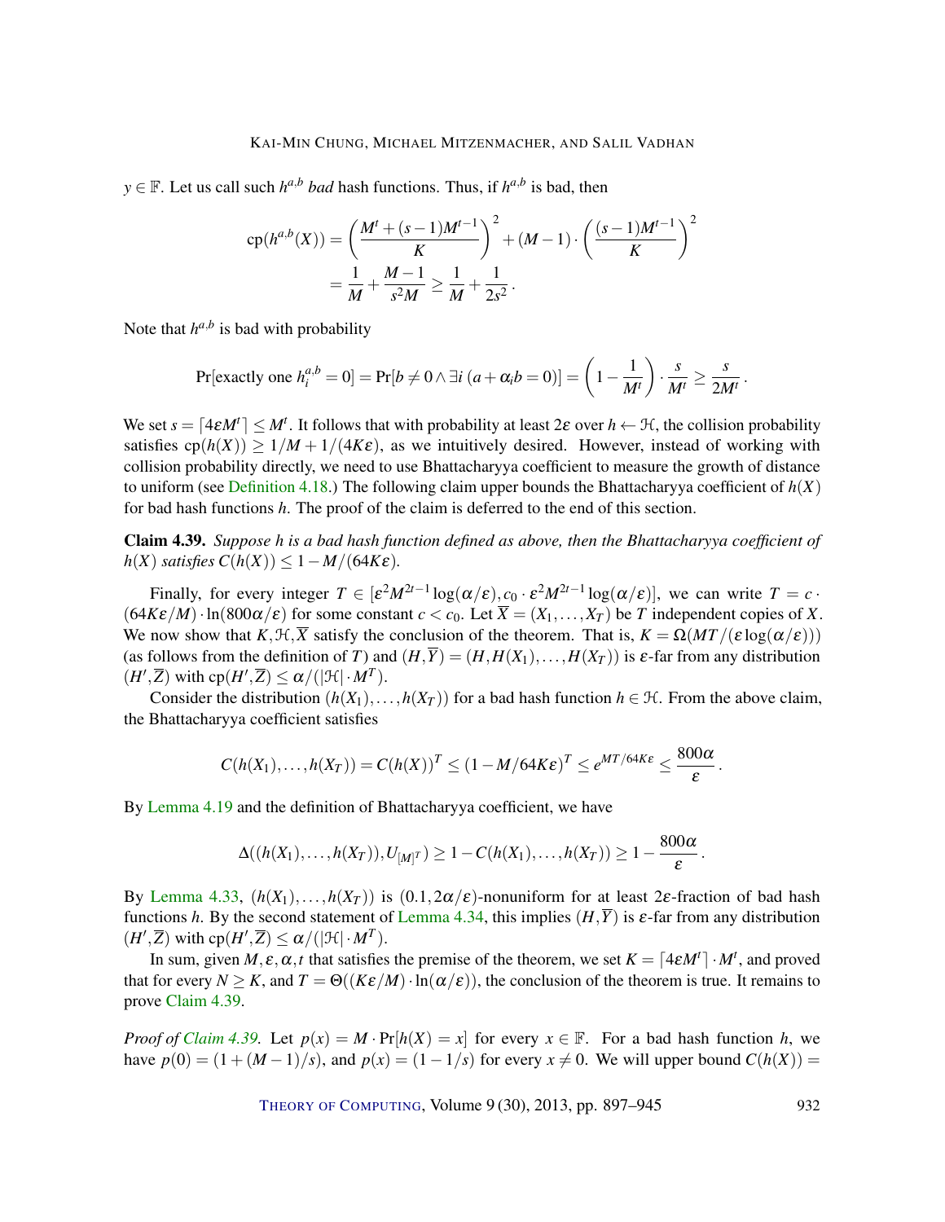$y \in \mathbb{F}$. Let us call such $h^{a,b}$ *bad* hash functions. Thus, if $h^{a,b}$ is bad, then

$$\begin{aligned}\mathrm{cp}(h^{a,b}(X)) &= \left(\frac{M^t + (s-1)M^{t-1}}{K}\right)^2 + (M-1) \cdot \left(\frac{(s-1)M^{t-1}}{K}\right)^2 \\ &= \frac{1}{M} + \frac{M-1}{s^2 M} \geq \frac{1}{M} + \frac{1}{2s^2}.\end{aligned}$$

Note that $h^{a,b}$ is bad with probability

$$\Pr[\text{exactly one } h_i^{a,b} = 0] = \Pr[b \neq 0 \wedge \exists i \, (a + \alpha_i b = 0)] = \left(1 - \frac{1}{M^t}\right) \cdot \frac{s}{M^t} \geq \frac{s}{2M^t}.$$

We set $s = \lceil 4\varepsilon M^t \rceil \leq M^t$. It follows that with probability at least $2\varepsilon$ over $h \leftarrow \mathcal{H}$, the collision probability satisfies $\mathrm{cp}(h(X)) \geq 1/M + 1/(4K\varepsilon)$, as we intuitively desired. However, instead of working with collision probability directly, we need to use Bhattacharyya coefficient to measure the growth of distance to uniform (see Definition 4.18.) The following claim upper bounds the Bhattacharyya coefficient of $h(X)$ for bad hash functions $h$. The proof of the claim is deferred to the end of this section.

**Claim 4.39.** *Suppose h is a bad hash function defined as above, then the Bhattacharyya coefficient of $h(X)$ satisfies $C(h(X)) \leq 1 - M/(64K\varepsilon)$.*

Finally, for every integer $T \in [\varepsilon^2 M^{2t-1} \log(\alpha/\varepsilon), c_0 \cdot \varepsilon^2 M^{2t-1} \log(\alpha/\varepsilon)]$, we can write $T = c \cdot (64K\varepsilon/M) \cdot \ln(800\alpha/\varepsilon)$ for some constant $c < c_0$. Let $\overline{X} = (X_1, \ldots, X_T)$ be $T$ independent copies of $X$. We now show that $K, \mathcal{H}, \overline{X}$ satisfy the conclusion of the theorem. That is, $K = \Omega(MT/(\varepsilon \log(\alpha/\varepsilon)))$ (as follows from the definition of $T$) and $(H, \overline{Y}) = (H, H(X_1), \ldots, H(X_T))$ is $\varepsilon$-far from any distribution $(H', \overline{Z})$ with $\mathrm{cp}(H', \overline{Z}) \leq \alpha/(|\mathcal{H}| \cdot M^T)$.

Consider the distribution $(h(X_1), \ldots, h(X_T))$ for a bad hash function $h \in \mathcal{H}$. From the above claim, the Bhattacharyya coefficient satisfies

$$C(h(X_1), \ldots, h(X_T)) = C(h(X))^T \leq (1 - M/64K\varepsilon)^T \leq e^{MT/64K\varepsilon} \leq \frac{800\alpha}{\varepsilon}.$$

By Lemma 4.19 and the definition of Bhattacharyya coefficient, we have

$$\Delta((h(X_1), \ldots, h(X_T)), U_{[M]^T}) \geq 1 - C(h(X_1), \ldots, h(X_T)) \geq 1 - \frac{800\alpha}{\varepsilon}.$$

By Lemma 4.33, $(h(X_1), \ldots, h(X_T))$ is $(0.1, 2\alpha/\varepsilon)$-nonuniform for at least $2\varepsilon$-fraction of bad hash functions $h$. By the second statement of Lemma 4.34, this implies $(H, \overline{Y})$ is $\varepsilon$-far from any distribution $(H', \overline{Z})$ with $\mathrm{cp}(H', \overline{Z}) \leq \alpha/(|\mathcal{H}| \cdot M^T)$.

In sum, given $M, \varepsilon, \alpha, t$ that satisfies the premise of the theorem, we set $K = \lceil 4\varepsilon M^t \rceil \cdot M^t$, and proved that for every $N \geq K$, and $T = \Theta((K\varepsilon/M) \cdot \ln(\alpha/\varepsilon))$, the conclusion of the theorem is true. It remains to prove Claim 4.39.

*Proof of Claim 4.39.* Let $p(x) = M \cdot \Pr[h(X) = x]$ for every $x \in \mathbb{F}$. For a bad hash function $h$, we have $p(0) = (1 + (M-1)/s)$, and $p(x) = (1 - 1/s)$ for every $x \neq 0$. We will upper bound $C(h(X)) =$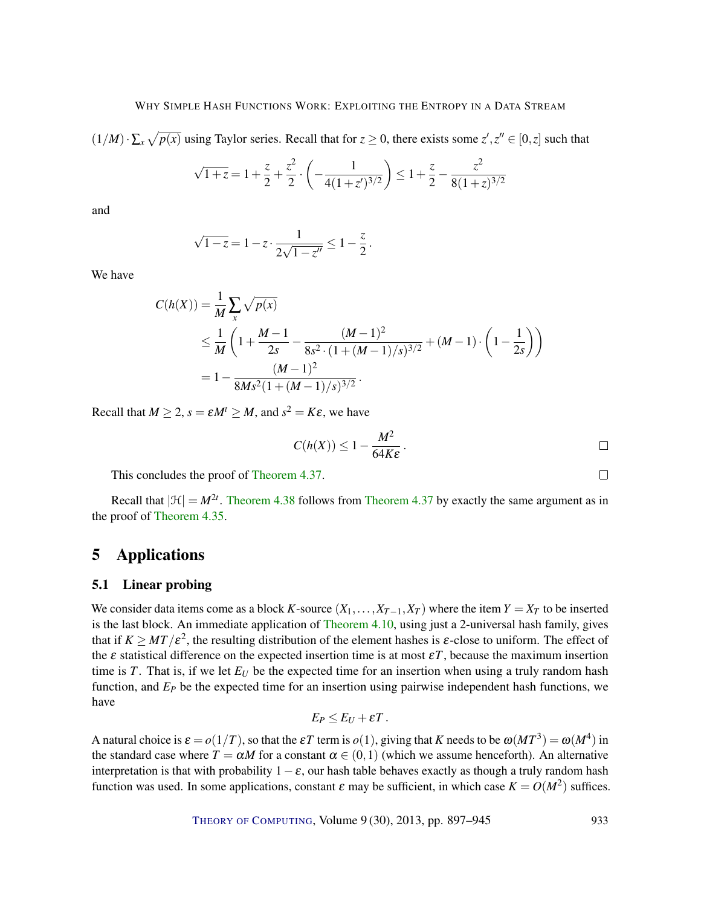$(1/M) \cdot \sum_x \sqrt{p(x)}$ using Taylor series. Recall that for $z \geq 0$, there exists some $z', z'' \in [0, z]$ such that

$$\sqrt{1+z} = 1 + \frac{z}{2} + \frac{z^2}{2} \cdot \left( -\frac{1}{4(1+z')^{3/2}} \right) \leq 1 + \frac{z}{2} - \frac{z^2}{8(1+z)^{3/2}}$$

and

$$\sqrt{1-z} = 1 - z \cdot \frac{1}{2\sqrt{1-z''}} \leq 1 - \frac{z}{2}.$$

We have

$$\begin{aligned}
C(h(X)) &= \frac{1}{M} \sum_x \sqrt{p(x)} \\
&\leq \frac{1}{M} \left( 1 + \frac{M-1}{2s} - \frac{(M-1)^2}{8s^2 \cdot (1 + (M-1)/s)^{3/2}} + (M-1) \cdot \left( 1 - \frac{1}{2s} \right) \right) \\
&= 1 - \frac{(M-1)^2}{8Ms^2(1+(M-1)/s)^{3/2}}.
\end{aligned}$$

Recall that $M \geq 2$, $s = \varepsilon M^t \geq M$, and $s^2 = K\varepsilon$, we have

$$C(h(X)) \leq 1 - \frac{M^2}{64K\varepsilon}. \qquad \square$$

This concludes the proof of Theorem 4.37. $\square$

Recall that $|\mathcal{H}| = M^{2t}$. Theorem 4.38 follows from Theorem 4.37 by exactly the same argument as in the proof of Theorem 4.35.

## 5 Applications

### 5.1 Linear probing

We consider data items come as a block $K$-source $(X_1, \ldots, X_{T-1}, X_T)$ where the item $Y = X_T$ to be inserted is the last block. An immediate application of Theorem 4.10, using just a 2-universal hash family, gives that if $K \geq MT/\varepsilon^2$, the resulting distribution of the element hashes is $\varepsilon$-close to uniform. The effect of the $\varepsilon$ statistical difference on the expected insertion time is at most $\varepsilon T$, because the maximum insertion time is $T$. That is, if we let $E_U$ be the expected time for an insertion when using a truly random hash function, and $E_P$ be the expected time for an insertion using pairwise independent hash functions, we have

$$E_P \leq E_U + \varepsilon T.$$

A natural choice is $\varepsilon = o(1/T)$, so that the $\varepsilon T$ term is $o(1)$, giving that $K$ needs to be $\omega(MT^3) = \omega(M^4)$ in the standard case where $T = \alpha M$ for a constant $\alpha \in (0,1)$ (which we assume henceforth). An alternative interpretation is that with probability $1 - \varepsilon$, our hash table behaves exactly as though a truly random hash function was used. In some applications, constant $\varepsilon$ may be sufficient, in which case $K = O(M^2)$ suffices.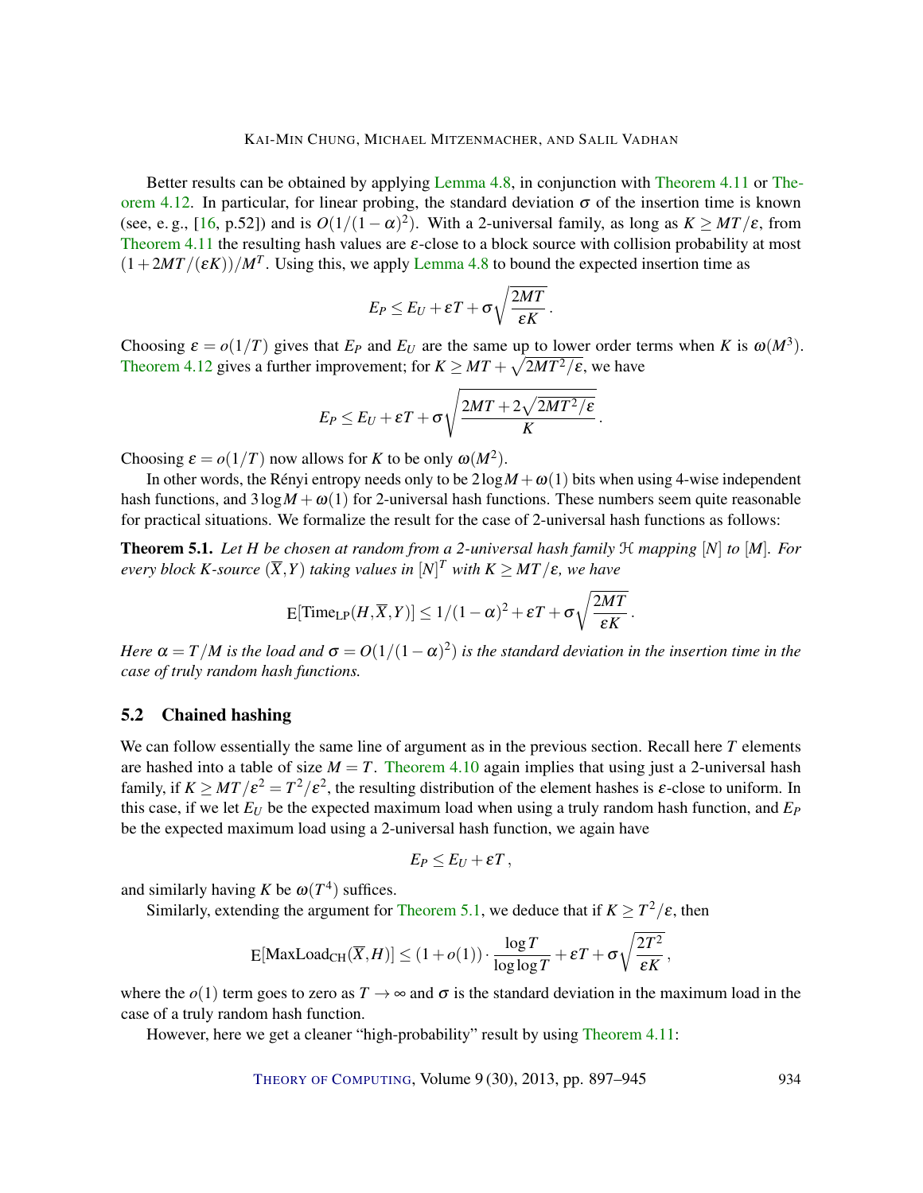Better results can be obtained by applying Lemma 4.8, in conjunction with Theorem 4.11 or Theorem 4.12. In particular, for linear probing, the standard deviation $\sigma$ of the insertion time is known (see, e. g., [16, p.52]) and is $O(1/(1-\alpha)^2)$. With a 2-universal family, as long as $K \geq MT/\varepsilon$, from Theorem 4.11 the resulting hash values are $\varepsilon$-close to a block source with collision probability at most $(1+2MT/(\varepsilon K))/M^T$. Using this, we apply Lemma 4.8 to bound the expected insertion time as

$$E_P \leq E_U + \varepsilon T + \sigma \sqrt{\frac{2MT}{\varepsilon K}}\,.$$

Choosing $\varepsilon = o(1/T)$ gives that $E_P$ and $E_U$ are the same up to lower order terms when $K$ is $\omega(M^3)$. Theorem 4.12 gives a further improvement; for $K \geq MT + \sqrt{2MT^2/\varepsilon}$, we have

$$E_P \leq E_U + \varepsilon T + \sigma \sqrt{\frac{2MT + 2\sqrt{2MT^2/\varepsilon}}{K}}\,.$$

Choosing $\varepsilon = o(1/T)$ now allows for $K$ to be only $\omega(M^2)$.

In other words, the Rényi entropy needs only to be $2\log M + \omega(1)$ bits when using 4-wise independent hash functions, and $3\log M + \omega(1)$ for 2-universal hash functions. These numbers seem quite reasonable for practical situations. We formalize the result for the case of 2-universal hash functions as follows:

**Theorem 5.1.** *Let $H$ be chosen at random from a 2-universal hash family $\mathcal{H}$ mapping $[N]$ to $[M]$. For every block $K$-source $(\overline{X}, Y)$ taking values in $[N]^T$ with $K \geq MT/\varepsilon$, we have*

$$\mathrm{E}[\mathrm{Time}_{\mathrm{LP}}(H, \overline{X}, Y)] \leq 1/(1-\alpha)^2 + \varepsilon T + \sigma \sqrt{\frac{2MT}{\varepsilon K}}\,.$$

*Here $\alpha = T/M$ is the load and $\sigma = O(1/(1-\alpha)^2)$ is the standard deviation in the insertion time in the case of truly random hash functions.*

### 5.2 Chained hashing

We can follow essentially the same line of argument as in the previous section. Recall here $T$ elements are hashed into a table of size $M = T$. Theorem 4.10 again implies that using just a 2-universal hash family, if $K \geq MT/\varepsilon^2 = T^2/\varepsilon^2$, the resulting distribution of the element hashes is $\varepsilon$-close to uniform. In this case, if we let $E_U$ be the expected maximum load when using a truly random hash function, and $E_P$ be the expected maximum load using a 2-universal hash function, we again have

$$E_P \leq E_U + \varepsilon T\,,$$

and similarly having $K$ be $\omega(T^4)$ suffices.

Similarly, extending the argument for Theorem 5.1, we deduce that if $K \geq T^2/\varepsilon$, then

$$\mathrm{E}[\mathrm{MaxLoad}_{\mathrm{CH}}(\overline{X}, H)] \leq (1+o(1)) \cdot \frac{\log T}{\log\log T} + \varepsilon T + \sigma \sqrt{\frac{2T^2}{\varepsilon K}}\,,$$

where the $o(1)$ term goes to zero as $T \to \infty$ and $\sigma$ is the standard deviation in the maximum load in the case of a truly random hash function.

However, here we get a cleaner "high-probability" result by using Theorem 4.11: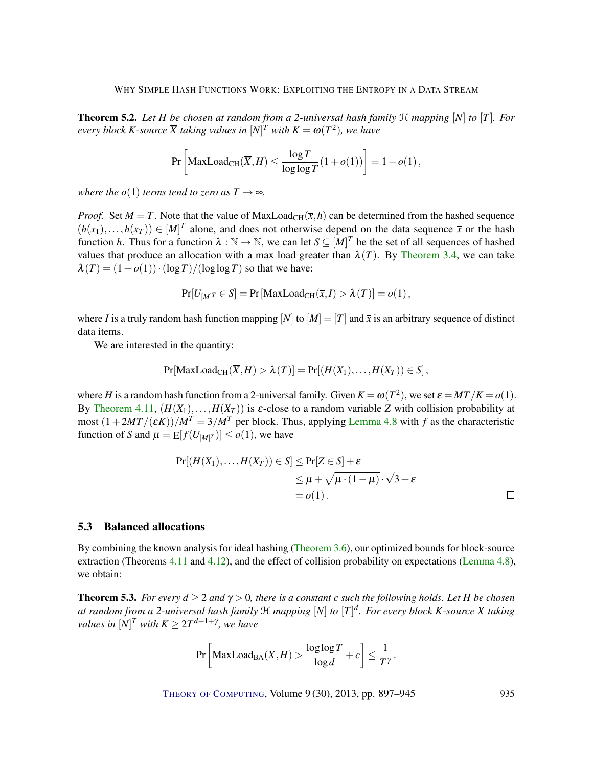**Theorem 5.2.** *Let $H$ be chosen at random from a 2-universal hash family $\mathcal{H}$ mapping $[N]$ to $[T]$. For every block $K$-source $\overline{X}$ taking values in $[N]^T$ with $K = \omega(T^2)$, we have*

$$\Pr\left[\mathrm{MaxLoad}_{\mathrm{CH}}(\overline{X}, H) \leq \frac{\log T}{\log\log T}(1 + o(1))\right] = 1 - o(1)\,,$$

*where the $o(1)$ terms tend to zero as $T \to \infty$.*

*Proof.* Set $M = T$. Note that the value of $\mathrm{MaxLoad}_{\mathrm{CH}}(\overline{x}, h)$ can be determined from the hashed sequence $(h(x_1), \ldots, h(x_T)) \in [M]^T$ alone, and does not otherwise depend on the data sequence $\overline{x}$ or the hash function $h$. Thus for a function $\lambda : \mathbb{N} \to \mathbb{N}$, we can let $S \subseteq [M]^T$ be the set of all sequences of hashed values that produce an allocation with a max load greater than $\lambda(T)$. By Theorem 3.4, we can take $\lambda(T) = (1 + o(1)) \cdot (\log T)/(\log\log T)$ so that we have:

$$\Pr[U_{[M]^T} \in S] = \Pr\left[\mathrm{MaxLoad}_{\mathrm{CH}}(\overline{x}, I) > \lambda(T)\right] = o(1)\,,$$

where $I$ is a truly random hash function mapping $[N]$ to $[M] = [T]$ and $\overline{x}$ is an arbitrary sequence of distinct data items.

We are interested in the quantity:

$$\Pr[\mathrm{MaxLoad}_{\mathrm{CH}}(\overline{X}, H) > \lambda(T)] = \Pr[(H(X_1), \ldots, H(X_T)) \in S]\,,$$

where $H$ is a random hash function from a 2-universal family. Given $K = \omega(T^2)$, we set $\varepsilon = MT/K = o(1)$. By Theorem 4.11, $(H(X_1), \ldots, H(X_T))$ is $\varepsilon$-close to a random variable $Z$ with collision probability at most $(1 + 2MT/(\varepsilon K))/M^T = 3/M^T$ per block. Thus, applying Lemma 4.8 with $f$ as the characteristic function of $S$ and $\mu = \mathrm{E}[f(U_{[M]^T})] \leq o(1)$, we have

$$\begin{aligned}
\Pr[(H(X_1), \ldots, H(X_T)) \in S] &\leq \Pr[Z \in S] + \varepsilon \\
&\leq \mu + \sqrt{\mu \cdot (1 - \mu)} \cdot \sqrt{3} + \varepsilon \\
&= o(1)\,.
\end{aligned}$$

□

### 5.3 Balanced allocations

By combining the known analysis for ideal hashing (Theorem 3.6), our optimized bounds for block-source extraction (Theorems 4.11 and 4.12), and the effect of collision probability on expectations (Lemma 4.8), we obtain:

**Theorem 5.3.** *For every $d \geq 2$ and $\gamma > 0$, there is a constant $c$ such the following holds. Let $H$ be chosen at random from a 2-universal hash family $\mathcal{H}$ mapping $[N]$ to $[T]^d$. For every block $K$-source $\overline{X}$ taking values in $[N]^T$ with $K \geq 2T^{d+1+\gamma}$, we have*

$$\Pr\left[\mathrm{MaxLoad}_{\mathrm{BA}}(\overline{X}, H) > \frac{\log\log T}{\log d} + c\right] \leq \frac{1}{T^\gamma}\,.$$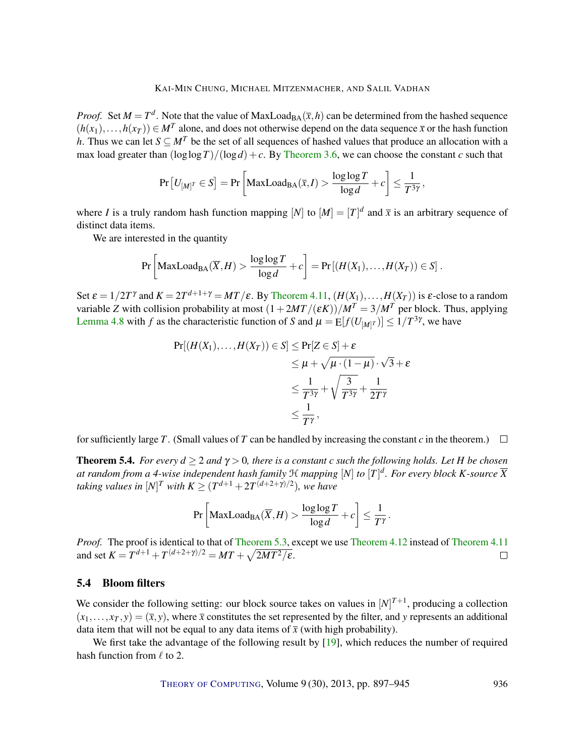*Proof.* Set $M = T^d$. Note that the value of $\mathrm{MaxLoad}_{\mathrm{BA}}(\bar{x}, h)$ can be determined from the hashed sequence $(h(x_1), \ldots, h(x_T)) \in M^T$ alone, and does not otherwise depend on the data sequence $\bar{x}$ or the hash function $h$. Thus we can let $S \subseteq M^T$ be the set of all sequences of hashed values that produce an allocation with a max load greater than $(\log\log T)/(\log d) + c$. By Theorem 3.6, we can choose the constant $c$ such that

$$\Pr\left[U_{[M]^T} \in S\right] = \Pr\left[\mathrm{MaxLoad}_{\mathrm{BA}}(\bar{x}, I) > \frac{\log\log T}{\log d} + c\right] \leq \frac{1}{T^{3\gamma}},$$

where $I$ is a truly random hash function mapping $[N]$ to $[M] = [T]^d$ and $\bar{x}$ is an arbitrary sequence of distinct data items.

We are interested in the quantity

$$\Pr\left[\mathrm{MaxLoad}_{\mathrm{BA}}(\overline{X}, H) > \frac{\log\log T}{\log d} + c\right] = \Pr\left[(H(X_1), \ldots, H(X_T)) \in S\right].$$

Set $\varepsilon = 1/2T^\gamma$ and $K = 2T^{d+1+\gamma} = MT/\varepsilon$. By Theorem 4.11, $(H(X_1), \ldots, H(X_T))$ is $\varepsilon$-close to a random variable $Z$ with collision probability at most $(1 + 2MT/(\varepsilon K))/M^T = 3/M^T$ per block. Thus, applying Lemma 4.8 with $f$ as the characteristic function of $S$ and $\mu = \mathrm{E}[f(U_{[M]^T})] \leq 1/T^{3\gamma}$, we have

$$\begin{aligned}
\Pr[(H(X_1), \ldots, H(X_T)) \in S] &\leq \Pr[Z \in S] + \varepsilon \\
&\leq \mu + \sqrt{\mu \cdot (1-\mu)} \cdot \sqrt{3} + \varepsilon \\
&\leq \frac{1}{T^{3\gamma}} + \sqrt{\frac{3}{T^{3\gamma}}} + \frac{1}{2T^\gamma} \\
&\leq \frac{1}{T^\gamma},
\end{aligned}$$

for sufficiently large $T$. (Small values of $T$ can be handled by increasing the constant $c$ in the theorem.) $\square$

**Theorem 5.4.** *For every $d \geq 2$ and $\gamma > 0$, there is a constant $c$ such the following holds. Let $H$ be chosen at random from a 4-wise independent hash family $\mathcal{H}$ mapping $[N]$ to $[T]^d$. For every block $K$-source $\overline{X}$ taking values in $[N]^T$ with $K \geq (T^{d+1} + 2T^{(d+2+\gamma)/2})$, we have*

$$\Pr\left[\mathrm{MaxLoad}_{\mathrm{BA}}(\overline{X}, H) > \frac{\log\log T}{\log d} + c\right] \leq \frac{1}{T^\gamma}.$$

*Proof.* The proof is identical to that of Theorem 5.3, except we use Theorem 4.12 instead of Theorem 4.11 and set $K = T^{d+1} + T^{(d+2+\gamma)/2} = MT + \sqrt{2MT^2/\varepsilon}$. $\square$

## 5.4 Bloom filters

We consider the following setting: our block source takes on values in $[N]^{T+1}$, producing a collection $(x_1, \ldots, x_T, y) = (\bar{x}, y)$, where $\bar{x}$ constitutes the set represented by the filter, and $y$ represents an additional data item that will not be equal to any data items of $\bar{x}$ (with high probability).

We first take the advantage of the following result by [19], which reduces the number of required hash function from $\ell$ to 2.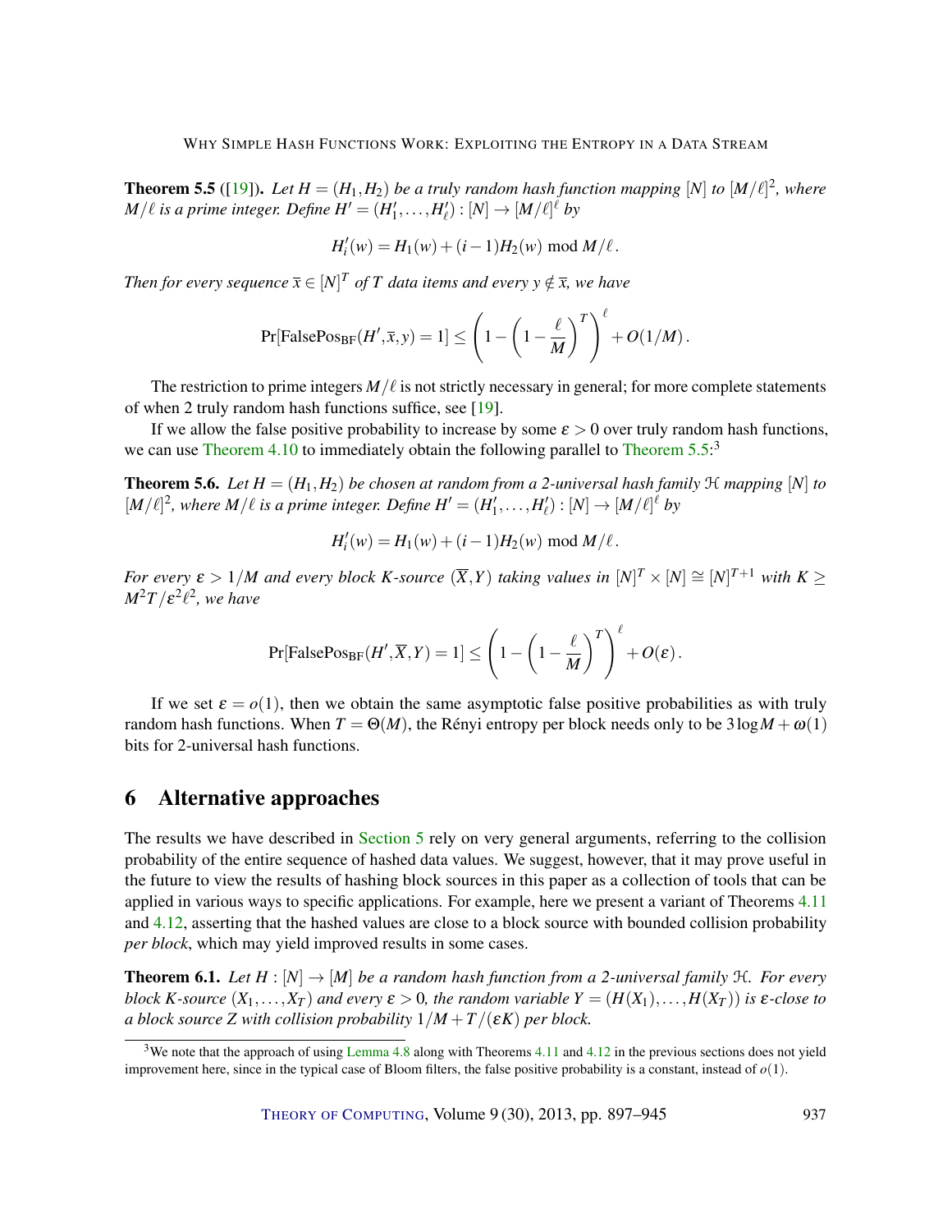**Theorem 5.5** ([19]). *Let $H = (H_1, H_2)$ be a truly random hash function mapping $[N]$ to $[M/\ell]^2$, where $M/\ell$ is a prime integer. Define $H' = (H'_1, \dots, H'_\ell) : [N] \to [M/\ell]^\ell$ by*

$$H'_i(w) = H_1(w) + (i-1)H_2(w) \bmod M/\ell \,.$$

*Then for every sequence $\overline{x} \in [N]^T$ of $T$ data items and every $y \notin \overline{x}$, we have*

$$\Pr[\text{FalsePos}_{\text{BF}}(H', \overline{x}, y) = 1] \le \left(1 - \left(1 - \frac{\ell}{M}\right)^T\right)^\ell + O(1/M)\,.$$

The restriction to prime integers $M/\ell$ is not strictly necessary in general; for more complete statements of when 2 truly random hash functions suffice, see [19].

If we allow the false positive probability to increase by some $\varepsilon > 0$ over truly random hash functions, we can use Theorem 4.10 to immediately obtain the following parallel to Theorem 5.5:[3]

**Theorem 5.6.** *Let $H = (H_1, H_2)$ be chosen at random from a 2-universal hash family $\mathcal{H}$ mapping $[N]$ to $[M/\ell]^2$, where $M/\ell$ is a prime integer. Define $H' = (H'_1, \dots, H'_\ell) : [N] \to [M/\ell]^\ell$ by*

$$H'_i(w) = H_1(w) + (i-1)H_2(w) \bmod M/\ell \,.$$

*For every $\varepsilon > 1/M$ and every block $K$-source $(\overline{X}, Y)$ taking values in $[N]^T \times [N] \cong [N]^{T+1}$ with $K \ge M^2T/\varepsilon^2\ell^2$, we have*

$$\Pr[\text{FalsePos}_{\text{BF}}(H', \overline{X}, Y) = 1] \le \left(1 - \left(1 - \frac{\ell}{M}\right)^T\right)^\ell + O(\varepsilon)\,.$$

If we set $\varepsilon = o(1)$, then we obtain the same asymptotic false positive probabilities as with truly random hash functions. When $T = \Theta(M)$, the Rényi entropy per block needs only to be $3\log M + \omega(1)$ bits for 2-universal hash functions.

## 6 Alternative approaches

The results we have described in Section 5 rely on very general arguments, referring to the collision probability of the entire sequence of hashed data values. We suggest, however, that it may prove useful in the future to view the results of hashing block sources in this paper as a collection of tools that can be applied in various ways to specific applications. For example, here we present a variant of Theorems 4.11 and 4.12, asserting that the hashed values are close to a block source with bounded collision probability *per block*, which may yield improved results in some cases.

**Theorem 6.1.** *Let $H : [N] \to [M]$ be a random hash function from a 2-universal family $\mathcal{H}$. For every block $K$-source $(X_1, \dots, X_T)$ and every $\varepsilon > 0$, the random variable $Y = (H(X_1), \dots, H(X_T))$ is $\varepsilon$-close to a block source $Z$ with collision probability $1/M + T/(\varepsilon K)$ per block.*

[3] We note that the approach of using Lemma 4.8 along with Theorems 4.11 and 4.12 in the previous sections does not yield improvement here, since in the typical case of Bloom filters, the false positive probability is a constant, instead of $o(1)$.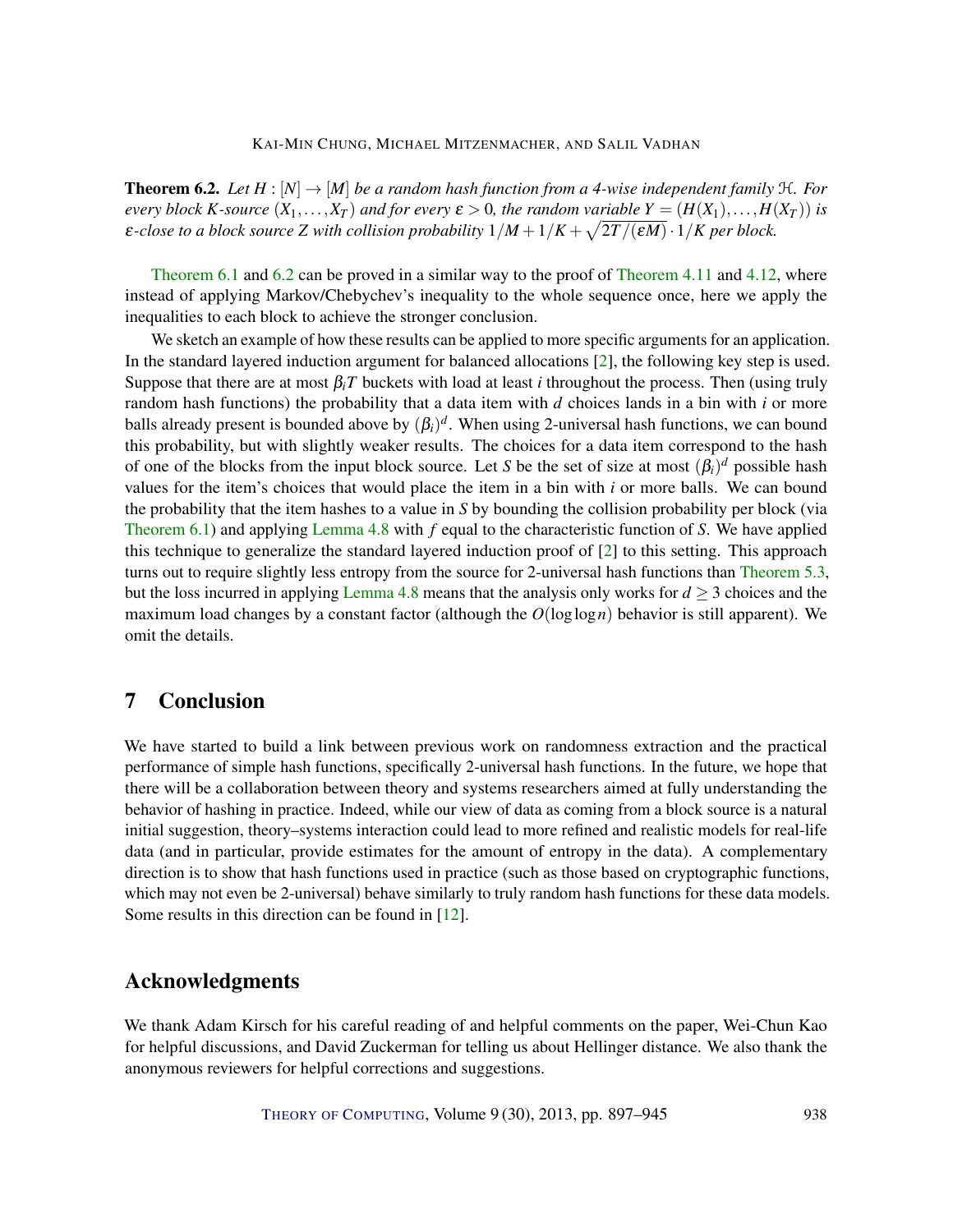**Theorem 6.2.** *Let $H : [N] \to [M]$ be a random hash function from a 4-wise independent family $\mathcal{H}$. For every block K-source $(X_1, \ldots, X_T)$ and for every $\varepsilon > 0$, the random variable $Y = (H(X_1), \ldots, H(X_T))$ is $\varepsilon$-close to a block source Z with collision probability $1/M + 1/K + \sqrt{2T/(\varepsilon M)} \cdot 1/K$ per block.*

Theorem 6.1 and 6.2 can be proved in a similar way to the proof of Theorem 4.11 and 4.12, where instead of applying Markov/Chebychev's inequality to the whole sequence once, here we apply the inequalities to each block to achieve the stronger conclusion.

We sketch an example of how these results can be applied to more specific arguments for an application. In the standard layered induction argument for balanced allocations [2], the following key step is used. Suppose that there are at most $\beta_i T$ buckets with load at least $i$ throughout the process. Then (using truly random hash functions) the probability that a data item with $d$ choices lands in a bin with $i$ or more balls already present is bounded above by $(\beta_i)^d$. When using 2-universal hash functions, we can bound this probability, but with slightly weaker results. The choices for a data item correspond to the hash of one of the blocks from the input block source. Let $S$ be the set of size at most $(\beta_i)^d$ possible hash values for the item's choices that would place the item in a bin with $i$ or more balls. We can bound the probability that the item hashes to a value in $S$ by bounding the collision probability per block (via Theorem 6.1) and applying Lemma 4.8 with $f$ equal to the characteristic function of $S$. We have applied this technique to generalize the standard layered induction proof of [2] to this setting. This approach turns out to require slightly less entropy from the source for 2-universal hash functions than Theorem 5.3, but the loss incurred in applying Lemma 4.8 means that the analysis only works for $d \geq 3$ choices and the maximum load changes by a constant factor (although the $O(\log \log n)$ behavior is still apparent). We omit the details.

## 7 Conclusion

We have started to build a link between previous work on randomness extraction and the practical performance of simple hash functions, specifically 2-universal hash functions. In the future, we hope that there will be a collaboration between theory and systems researchers aimed at fully understanding the behavior of hashing in practice. Indeed, while our view of data as coming from a block source is a natural initial suggestion, theory–systems interaction could lead to more refined and realistic models for real-life data (and in particular, provide estimates for the amount of entropy in the data). A complementary direction is to show that hash functions used in practice (such as those based on cryptographic functions, which may not even be 2-universal) behave similarly to truly random hash functions for these data models. Some results in this direction can be found in [12].

## Acknowledgments

We thank Adam Kirsch for his careful reading of and helpful comments on the paper, Wei-Chun Kao for helpful discussions, and David Zuckerman for telling us about Hellinger distance. We also thank the anonymous reviewers for helpful corrections and suggestions.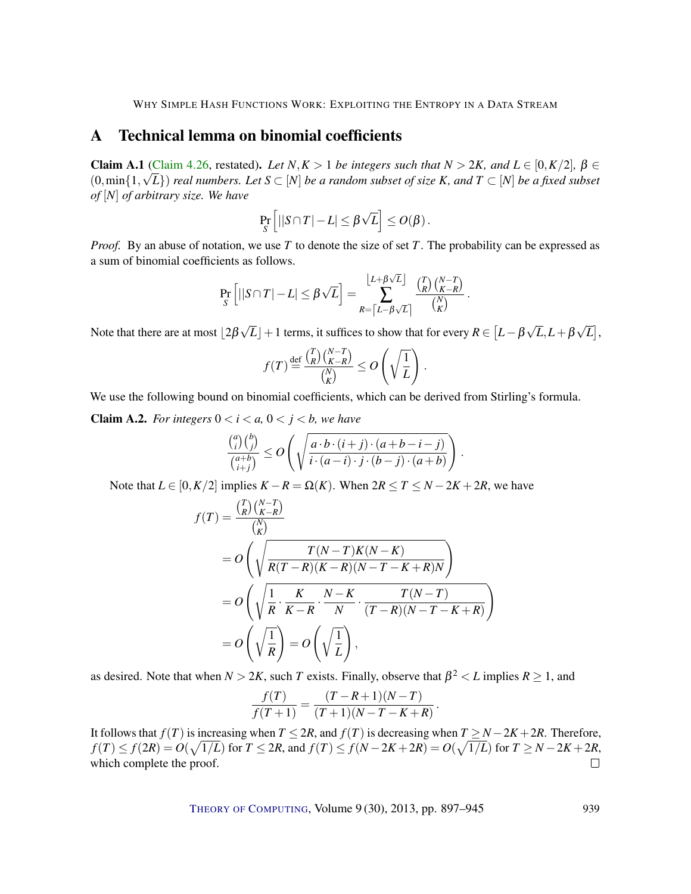## A Technical lemma on binomial coefficients

**Claim A.1** (Claim 4.26, restated)**.** *Let $N, K > 1$ be integers such that $N > 2K$, and $L \in [0, K/2]$, $\beta \in (0, \min\{1, \sqrt{L}\})$ real numbers. Let $S \subset [N]$ be a random subset of size $K$, and $T \subset [N]$ be a fixed subset of $[N]$ of arbitrary size. We have*

$$\Pr_S\left[\left||S \cap T| - L\right| \leq \beta\sqrt{L}\right] \leq O(\beta)\,.$$

*Proof.* By an abuse of notation, we use $T$ to denote the size of set $T$. The probability can be expressed as a sum of binomial coefficients as follows.

$$\Pr_S\left[\left||S \cap T| - L\right| \leq \beta\sqrt{L}\right] = \sum_{R=\lceil L-\beta\sqrt{L}\rceil}^{\lfloor L+\beta\sqrt{L}\rfloor} \frac{\binom{T}{R}\binom{N-T}{K-R}}{\binom{N}{K}}\,.$$

Note that there are at most $\lfloor 2\beta\sqrt{L}\rfloor + 1$ terms, it suffices to show that for every $R \in \left[L - \beta\sqrt{L}, L + \beta\sqrt{L}\right]$,

$$f(T) \stackrel{\text{def}}{=} \frac{\binom{T}{R}\binom{N-T}{K-R}}{\binom{N}{K}} \leq O\left(\sqrt{\frac{1}{L}}\right).$$

We use the following bound on binomial coefficients, which can be derived from Stirling's formula.

**Claim A.2.** *For integers $0 < i < a$, $0 < j < b$, we have*

$$\frac{\binom{a}{i}\binom{b}{j}}{\binom{a+b}{i+j}} \leq O\left(\sqrt{\frac{a \cdot b \cdot (i+j) \cdot (a+b-i-j)}{i \cdot (a-i) \cdot j \cdot (b-j) \cdot (a+b)}}\right).$$

Note that $L \in [0, K/2]$ implies $K - R = \Omega(K)$. When $2R \leq T \leq N - 2K + 2R$, we have

$$\begin{aligned}
f(T) &= \frac{\binom{T}{R}\binom{N-T}{K-R}}{\binom{N}{K}} \\
&= O\left(\sqrt{\frac{T(N-T)K(N-K)}{R(T-R)(K-R)(N-T-K+R)N}}\right) \\
&= O\left(\sqrt{\frac{1}{R} \cdot \frac{K}{K-R} \cdot \frac{N-K}{N} \cdot \frac{T(N-T)}{(T-R)(N-T-K+R)}}\right) \\
&= O\left(\sqrt{\frac{1}{R}}\right) = O\left(\sqrt{\frac{1}{L}}\right),
\end{aligned}$$

as desired. Note that when $N > 2K$, such $T$ exists. Finally, observe that $\beta^2 < L$ implies $R \geq 1$, and

$$\frac{f(T)}{f(T+1)} = \frac{(T-R+1)(N-T)}{(T+1)(N-T-K+R)}\,.$$

It follows that $f(T)$ is increasing when $T \leq 2R$, and $f(T)$ is decreasing when $T \geq N - 2K + 2R$. Therefore, $f(T) \leq f(2R) = O(\sqrt{1/L})$ for $T \leq 2R$, and $f(T) \leq f(N - 2K + 2R) = O(\sqrt{1/L})$ for $T \geq N - 2K + 2R$, which complete the proof. ☐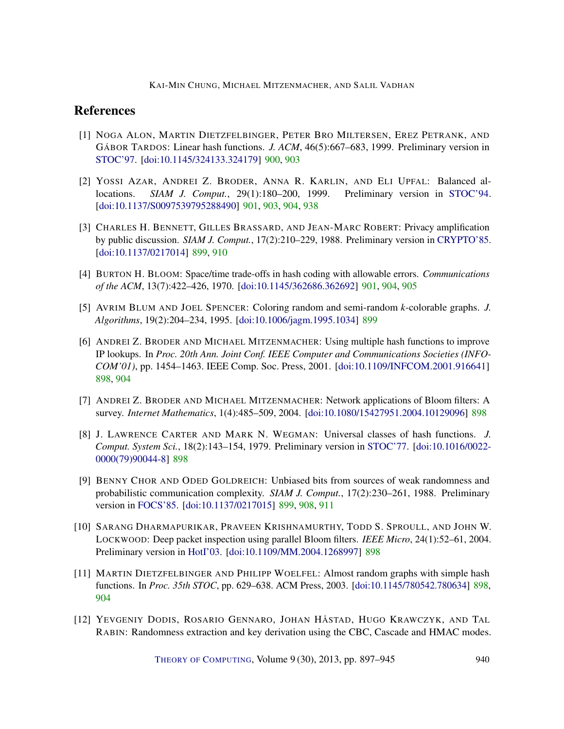## References

[1] NOGA ALON, MARTIN DIETZFELBINGER, PETER BRO MILTERSEN, EREZ PETRANK, AND GÁBOR TARDOS: Linear hash functions. *J. ACM*, 46(5):667–683, 1999. Preliminary version in STOC'97. [doi:10.1145/324133.324179] 900, 903

[2] YOSSI AZAR, ANDREI Z. BRODER, ANNA R. KARLIN, AND ELI UPFAL: Balanced allocations. *SIAM J. Comput.*, 29(1):180–200, 1999. Preliminary version in STOC'94. [doi:10.1137/S0097539795288490] 901, 903, 904, 938

[3] CHARLES H. BENNETT, GILLES BRASSARD, AND JEAN-MARC ROBERT: Privacy amplification by public discussion. *SIAM J. Comput.*, 17(2):210–229, 1988. Preliminary version in CRYPTO'85. [doi:10.1137/0217014] 899, 910

[4] BURTON H. BLOOM: Space/time trade-offs in hash coding with allowable errors. *Communications of the ACM*, 13(7):422–426, 1970. [doi:10.1145/362686.362692] 901, 904, 905

[5] AVRIM BLUM AND JOEL SPENCER: Coloring random and semi-random $k$-colorable graphs. *J. Algorithms*, 19(2):204–234, 1995. [doi:10.1006/jagm.1995.1034] 899

[6] ANDREI Z. BRODER AND MICHAEL MITZENMACHER: Using multiple hash functions to improve IP lookups. In *Proc. 20th Ann. Joint Conf. IEEE Computer and Communications Societies (INFOCOM'01)*, pp. 1454–1463. IEEE Comp. Soc. Press, 2001. [doi:10.1109/INFCOM.2001.916641] 898, 904

[7] ANDREI Z. BRODER AND MICHAEL MITZENMACHER: Network applications of Bloom filters: A survey. *Internet Mathematics*, 1(4):485–509, 2004. [doi:10.1080/15427951.2004.10129096] 898

[8] J. LAWRENCE CARTER AND MARK N. WEGMAN: Universal classes of hash functions. *J. Comput. System Sci.*, 18(2):143–154, 1979. Preliminary version in STOC'77. [doi:10.1016/0022-0000(79)90044-8] 898

[9] BENNY CHOR AND ODED GOLDREICH: Unbiased bits from sources of weak randomness and probabilistic communication complexity. *SIAM J. Comput.*, 17(2):230–261, 1988. Preliminary version in FOCS'85. [doi:10.1137/0217015] 899, 908, 911

[10] SARANG DHARMAPURIKAR, PRAVEEN KRISHNAMURTHY, TODD S. SPROULL, AND JOHN W. LOCKWOOD: Deep packet inspection using parallel Bloom filters. *IEEE Micro*, 24(1):52–61, 2004. Preliminary version in HotI'03. [doi:10.1109/MM.2004.1268997] 898

[11] MARTIN DIETZFELBINGER AND PHILIPP WOELFEL: Almost random graphs with simple hash functions. In *Proc. 35th STOC*, pp. 629–638. ACM Press, 2003. [doi:10.1145/780542.780634] 898, 904

[12] YEVGENIY DODIS, ROSARIO GENNARO, JOHAN HÅSTAD, HUGO KRAWCZYK, AND TAL RABIN: Randomness extraction and key derivation using the CBC, Cascade and HMAC modes.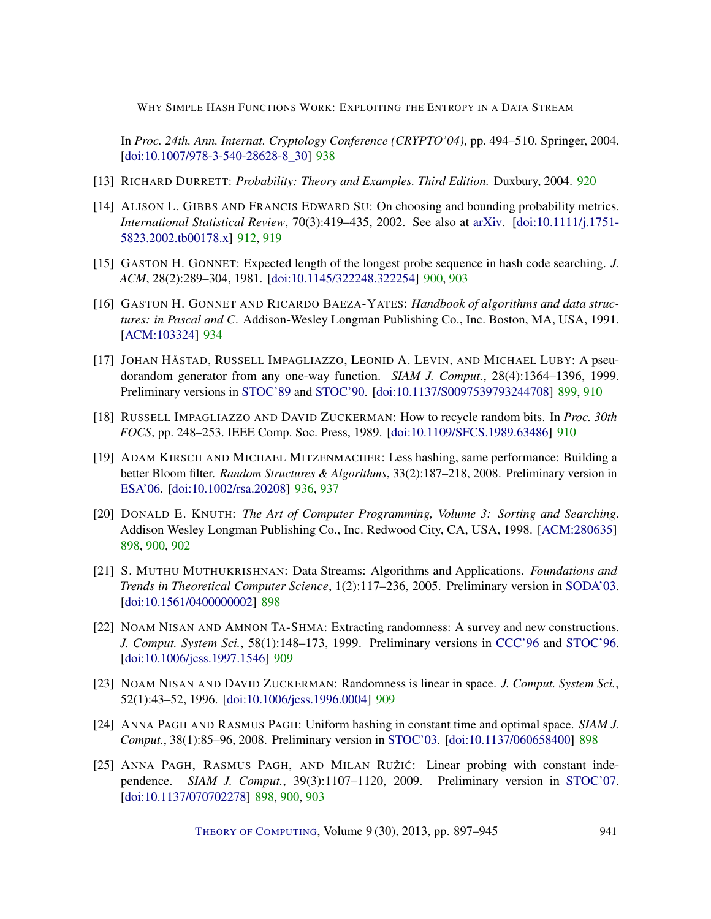In *Proc. 24th. Ann. Internat. Cryptology Conference (CRYPTO'04)*, pp. 494–510. Springer, 2004. [doi:10.1007/978-3-540-28628-8_30] 938

[13] Richard Durrett: *Probability: Theory and Examples. Third Edition.* Duxbury, 2004. 920

[14] Alison L. Gibbs and Francis Edward Su: On choosing and bounding probability metrics. *International Statistical Review*, 70(3):419–435, 2002. See also at arXiv. [doi:10.1111/j.1751-5823.2002.tb00178.x] 912, 919

[15] Gaston H. Gonnet: Expected length of the longest probe sequence in hash code searching. *J. ACM*, 28(2):289–304, 1981. [doi:10.1145/322248.322254] 900, 903

[16] Gaston H. Gonnet and Ricardo Baeza-Yates: *Handbook of algorithms and data structures: in Pascal and C.* Addison-Wesley Longman Publishing Co., Inc. Boston, MA, USA, 1991. [ACM:103324] 934

[17] Johan Håstad, Russell Impagliazzo, Leonid A. Levin, and Michael Luby: A pseudorandom generator from any one-way function. *SIAM J. Comput.*, 28(4):1364–1396, 1999. Preliminary versions in STOC'89 and STOC'90. [doi:10.1137/S0097539793244708] 899, 910

[18] Russell Impagliazzo and David Zuckerman: How to recycle random bits. In *Proc. 30th FOCS*, pp. 248–253. IEEE Comp. Soc. Press, 1989. [doi:10.1109/SFCS.1989.63486] 910

[19] Adam Kirsch and Michael Mitzenmacher: Less hashing, same performance: Building a better Bloom filter. *Random Structures & Algorithms*, 33(2):187–218, 2008. Preliminary version in ESA'06. [doi:10.1002/rsa.20208] 936, 937

[20] Donald E. Knuth: *The Art of Computer Programming, Volume 3: Sorting and Searching*. Addison Wesley Longman Publishing Co., Inc. Redwood City, CA, USA, 1998. [ACM:280635] 898, 900, 902

[21] S. Muthu Muthukrishnan: Data Streams: Algorithms and Applications. *Foundations and Trends in Theoretical Computer Science*, 1(2):117–236, 2005. Preliminary version in SODA'03. [doi:10.1561/0400000002] 898

[22] Noam Nisan and Amnon Ta-Shma: Extracting randomness: A survey and new constructions. *J. Comput. System Sci.*, 58(1):148–173, 1999. Preliminary versions in CCC'96 and STOC'96. [doi:10.1006/jcss.1997.1546] 909

[23] Noam Nisan and David Zuckerman: Randomness is linear in space. *J. Comput. System Sci.*, 52(1):43–52, 1996. [doi:10.1006/jcss.1996.0004] 909

[24] Anna Pagh and Rasmus Pagh: Uniform hashing in constant time and optimal space. *SIAM J. Comput.*, 38(1):85–96, 2008. Preliminary version in STOC'03. [doi:10.1137/060658400] 898

[25] Anna Pagh, Rasmus Pagh, and Milan Ružić: Linear probing with constant independence. *SIAM J. Comput.*, 39(3):1107–1120, 2009. Preliminary version in STOC'07. [doi:10.1137/070702278] 898, 900, 903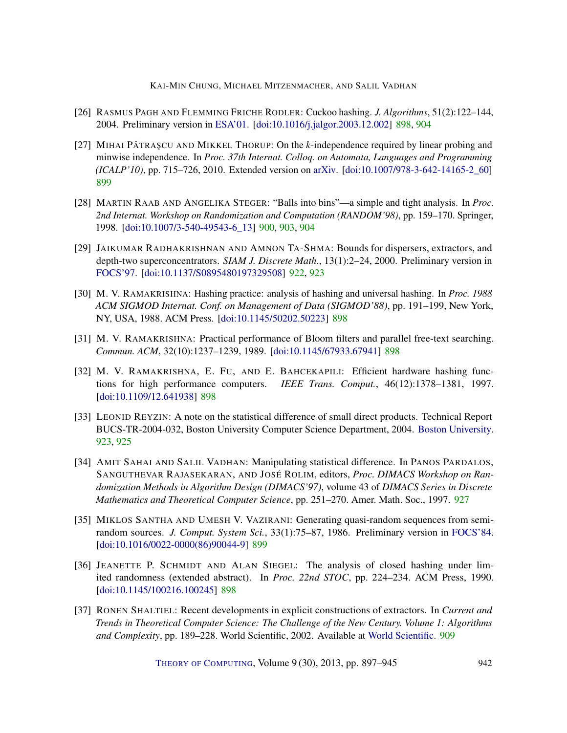[26] RASMUS PAGH AND FLEMMING FRICHE RODLER: Cuckoo hashing. *J. Algorithms*, 51(2):122–144, 2004. Preliminary version in ESA'01. [doi:10.1016/j.jalgor.2003.12.002] 898, 904

[27] MIHAI PĂTRAȘCU AND MIKKEL THORUP: On the *k*-independence required by linear probing and minwise independence. In *Proc. 37th Internat. Colloq. on Automata, Languages and Programming (ICALP'10)*, pp. 715–726, 2010. Extended version on arXiv. [doi:10.1007/978-3-642-14165-2_60] 899

[28] MARTIN RAAB AND ANGELIKA STEGER: "Balls into bins"—a simple and tight analysis. In *Proc. 2nd Internat. Workshop on Randomization and Computation (RANDOM'98)*, pp. 159–170. Springer, 1998. [doi:10.1007/3-540-49543-6_13] 900, 903, 904

[29] JAIKUMAR RADHAKRISHNAN AND AMNON TA-SHMA: Bounds for dispersers, extractors, and depth-two superconcentrators. *SIAM J. Discrete Math.*, 13(1):2–24, 2000. Preliminary version in FOCS'97. [doi:10.1137/S0895480197329508] 922, 923

[30] M. V. RAMAKRISHNA: Hashing practice: analysis of hashing and universal hashing. In *Proc. 1988 ACM SIGMOD Internat. Conf. on Management of Data (SIGMOD'88)*, pp. 191–199, New York, NY, USA, 1988. ACM Press. [doi:10.1145/50202.50223] 898

[31] M. V. RAMAKRISHNA: Practical performance of Bloom filters and parallel free-text searching. *Commun. ACM*, 32(10):1237–1239, 1989. [doi:10.1145/67933.67941] 898

[32] M. V. RAMAKRISHNA, E. FU, AND E. BAHCEKAPILI: Efficient hardware hashing functions for high performance computers. *IEEE Trans. Comput.*, 46(12):1378–1381, 1997. [doi:10.1109/12.641938] 898

[33] LEONID REYZIN: A note on the statistical difference of small direct products. Technical Report BUCS-TR-2004-032, Boston University Computer Science Department, 2004. Boston University. 923, 925

[34] AMIT SAHAI AND SALIL VADHAN: Manipulating statistical difference. In PANOS PARDALOS, SANGUTHEVAR RAJASEKARAN, AND JOSÉ ROLIM, editors, *Proc. DIMACS Workshop on Randomization Methods in Algorithm Design (DIMACS'97)*, volume 43 of *DIMACS Series in Discrete Mathematics and Theoretical Computer Science*, pp. 251–270. Amer. Math. Soc., 1997. 927

[35] MIKLOS SANTHA AND UMESH V. VAZIRANI: Generating quasi-random sequences from semi-random sources. *J. Comput. System Sci.*, 33(1):75–87, 1986. Preliminary version in FOCS'84. [doi:10.1016/0022-0000(86)90044-9] 899

[36] JEANETTE P. SCHMIDT AND ALAN SIEGEL: The analysis of closed hashing under limited randomness (extended abstract). In *Proc. 22nd STOC*, pp. 224–234. ACM Press, 1990. [doi:10.1145/100216.100245] 898

[37] RONEN SHALTIEL: Recent developments in explicit constructions of extractors. In *Current and Trends in Theoretical Computer Science: The Challenge of the New Century. Volume 1: Algorithms and Complexity*, pp. 189–228. World Scientific, 2002. Available at World Scientific. 909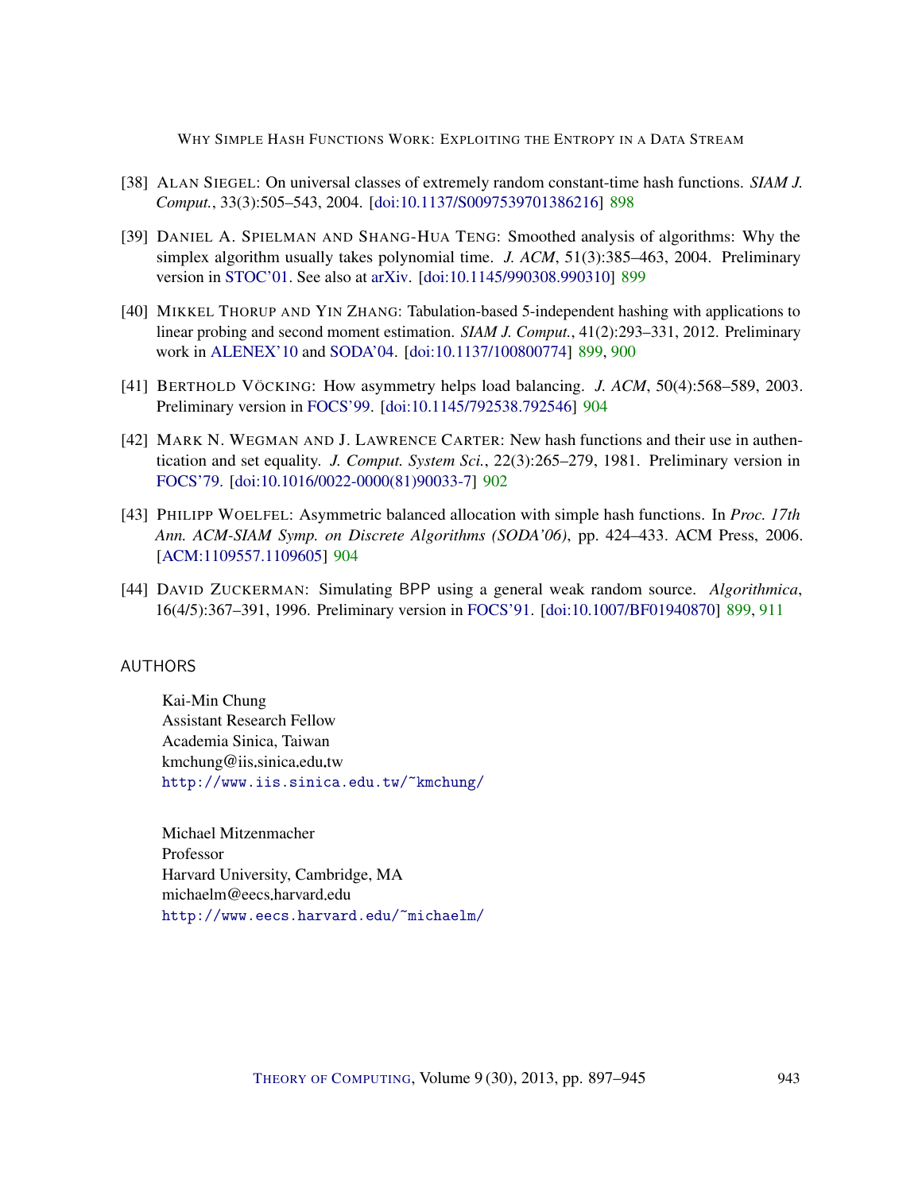[38] Alan Siegel: On universal classes of extremely random constant-time hash functions. *SIAM J. Comput.*, 33(3):505–543, 2004. [doi:10.1137/S0097539701386216] 898

[39] Daniel A. Spielman and Shang-Hua Teng: Smoothed analysis of algorithms: Why the simplex algorithm usually takes polynomial time. *J. ACM*, 51(3):385–463, 2004. Preliminary version in STOC'01. See also at arXiv. [doi:10.1145/990308.990310] 899

[40] Mikkel Thorup and Yin Zhang: Tabulation-based 5-independent hashing with applications to linear probing and second moment estimation. *SIAM J. Comput.*, 41(2):293–331, 2012. Preliminary work in ALENEX'10 and SODA'04. [doi:10.1137/100800774] 899, 900

[41] Berthold Vöcking: How asymmetry helps load balancing. *J. ACM*, 50(4):568–589, 2003. Preliminary version in FOCS'99. [doi:10.1145/792538.792546] 904

[42] Mark N. Wegman and J. Lawrence Carter: New hash functions and their use in authentication and set equality. *J. Comput. System Sci.*, 22(3):265–279, 1981. Preliminary version in FOCS'79. [doi:10.1016/0022-0000(81)90033-7] 902

[43] Philipp Woelfel: Asymmetric balanced allocation with simple hash functions. In *Proc. 17th Ann. ACM-SIAM Symp. on Discrete Algorithms (SODA'06)*, pp. 424–433. ACM Press, 2006. [ACM:1109557.1109605] 904

[44] David Zuckerman: Simulating BPP using a general weak random source. *Algorithmica*, 16(4/5):367–391, 1996. Preliminary version in FOCS'91. [doi:10.1007/BF01940870] 899, 911

## AUTHORS

Kai-Min Chung
Assistant Research Fellow
Academia Sinica, Taiwan
kmchung@iis.sinica.edu.tw
http://www.iis.sinica.edu.tw/~kmchung/

Michael Mitzenmacher
Professor
Harvard University, Cambridge, MA
michaelm@eecs.harvard.edu
http://www.eecs.harvard.edu/~michaelm/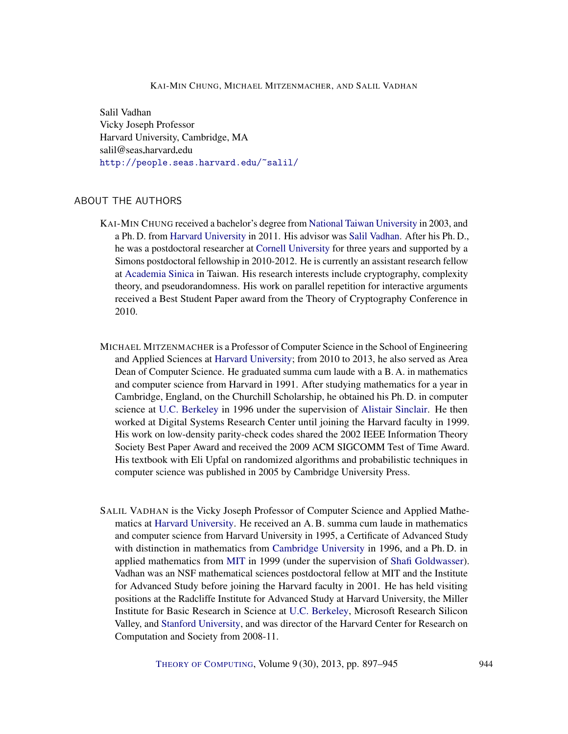Salil Vadhan
Vicky Joseph Professor
Harvard University, Cambridge, MA
salil@seas.harvard.edu
http://people.seas.harvard.edu/~salil/

## ABOUT THE AUTHORS

KAI-MIN CHUNG received a bachelor's degree from National Taiwan University in 2003, and a Ph. D. from Harvard University in 2011. His advisor was Salil Vadhan. After his Ph. D., he was a postdoctoral researcher at Cornell University for three years and supported by a Simons postdoctoral fellowship in 2010-2012. He is currently an assistant research fellow at Academia Sinica in Taiwan. His research interests include cryptography, complexity theory, and pseudorandomness. His work on parallel repetition for interactive arguments received a Best Student Paper award from the Theory of Cryptography Conference in 2010.

MICHAEL MITZENMACHER is a Professor of Computer Science in the School of Engineering and Applied Sciences at Harvard University; from 2010 to 2013, he also served as Area Dean of Computer Science. He graduated summa cum laude with a B. A. in mathematics and computer science from Harvard in 1991. After studying mathematics for a year in Cambridge, England, on the Churchill Scholarship, he obtained his Ph. D. in computer science at U.C. Berkeley in 1996 under the supervision of Alistair Sinclair. He then worked at Digital Systems Research Center until joining the Harvard faculty in 1999. His work on low-density parity-check codes shared the 2002 IEEE Information Theory Society Best Paper Award and received the 2009 ACM SIGCOMM Test of Time Award. His textbook with Eli Upfal on randomized algorithms and probabilistic techniques in computer science was published in 2005 by Cambridge University Press.

SALIL VADHAN is the Vicky Joseph Professor of Computer Science and Applied Mathematics at Harvard University. He received an A. B. summa cum laude in mathematics and computer science from Harvard University in 1995, a Certificate of Advanced Study with distinction in mathematics from Cambridge University in 1996, and a Ph. D. in applied mathematics from MIT in 1999 (under the supervision of Shafi Goldwasser). Vadhan was an NSF mathematical sciences postdoctoral fellow at MIT and the Institute for Advanced Study before joining the Harvard faculty in 2001. He has held visiting positions at the Radcliffe Institute for Advanced Study at Harvard University, the Miller Institute for Basic Research in Science at U.C. Berkeley, Microsoft Research Silicon Valley, and Stanford University, and was director of the Harvard Center for Research on Computation and Society from 2008-11.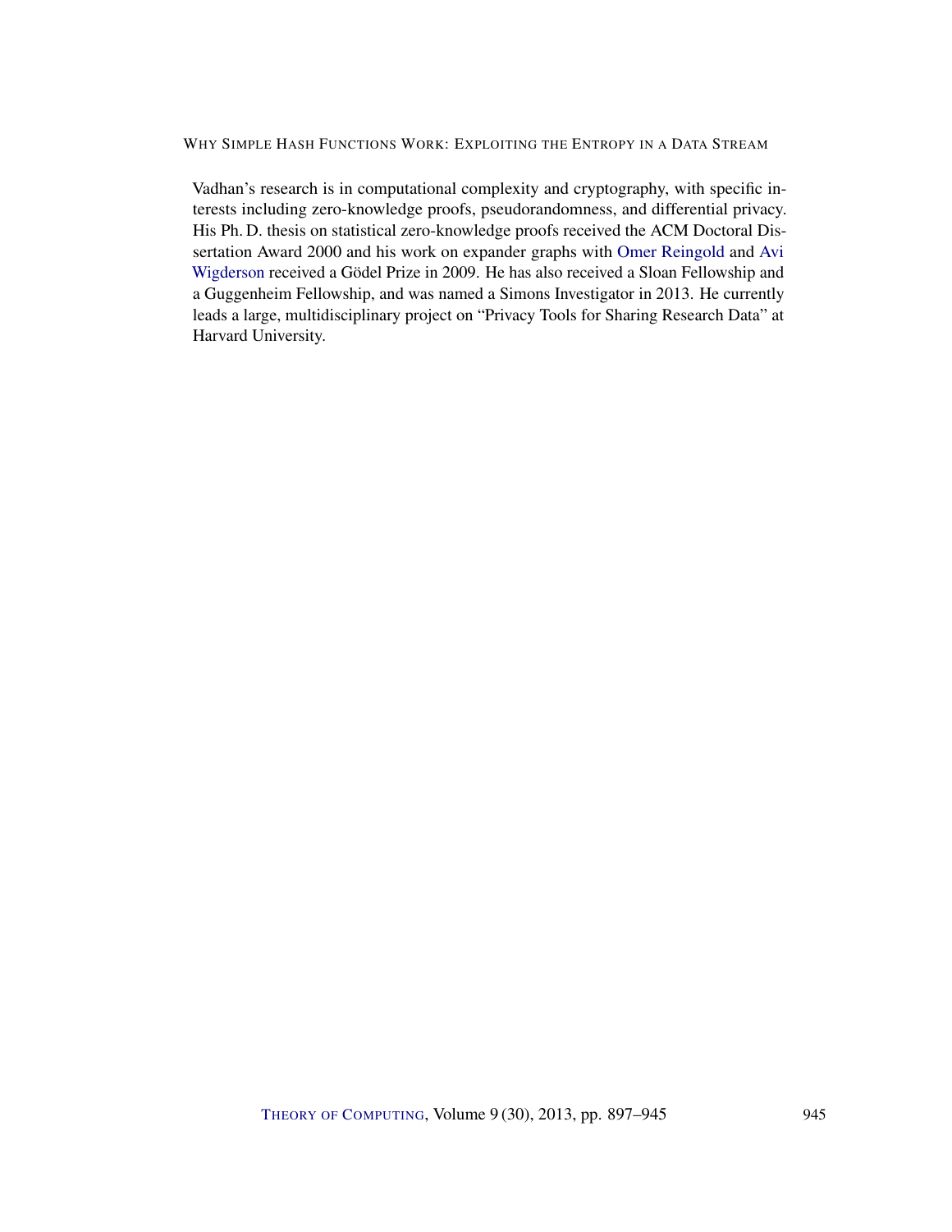Vadhan's research is in computational complexity and cryptography, with specific interests including zero-knowledge proofs, pseudorandomness, and differential privacy. His Ph. D. thesis on statistical zero-knowledge proofs received the ACM Doctoral Dissertation Award 2000 and his work on expander graphs with Omer Reingold and Avi Wigderson received a Gödel Prize in 2009. He has also received a Sloan Fellowship and a Guggenheim Fellowship, and was named a Simons Investigator in 2013. He currently leads a large, multidisciplinary project on "Privacy Tools for Sharing Research Data" at Harvard University.